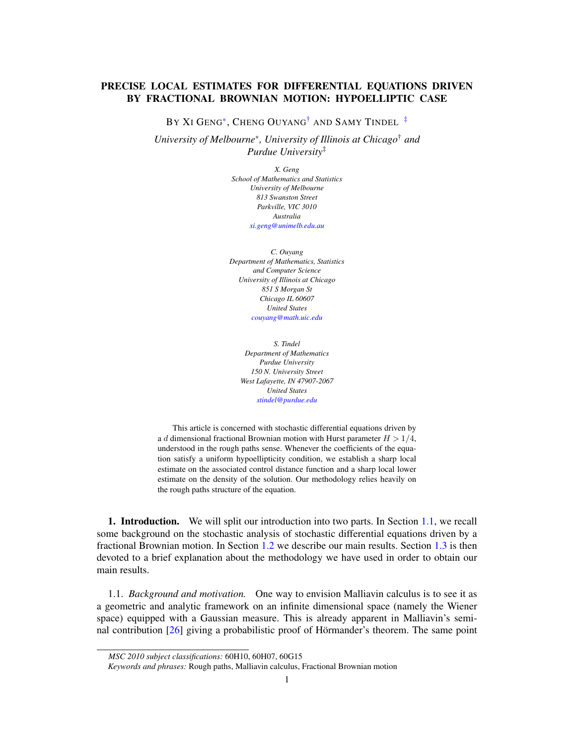# PRECISE LOCAL ESTIMATES FOR DIFFERENTIAL EQUATIONS DRIVEN BY FRACTIONAL BROWNIAN MOTION: HYPOELLIPTIC CASE

BY XI GENG[*], CHENG OUYANG[†] AND SAMY TINDEL [‡]

*University of Melbourne*[*]*, University of Illinois at Chicago*[†] *and Purdue University*[‡]

*X. Geng*
*School of Mathematics and Statistics*
*University of Melbourne*
*813 Swanston Street*
*Parkville, VIC 3010*
*Australia*
*xi.geng@unimelb.edu.au*

*C. Ouyang*
*Department of Mathematics, Statistics and Computer Science*
*University of Illinois at Chicago*
*851 S Morgan St*
*Chicago IL 60607*
*United States*
*couyang@math.uic.edu*

*S. Tindel*
*Department of Mathematics*
*Purdue University*
*150 N. University Street*
*West Lafayette, IN 47907-2067*
*United States*
*stindel@purdue.edu*

This article is concerned with stochastic differential equations driven by a $d$ dimensional fractional Brownian motion with Hurst parameter $H > 1/4$, understood in the rough paths sense. Whenever the coefficients of the equation satisfy a uniform hypoellipticity condition, we establish a sharp local estimate on the associated control distance function and a sharp local lower estimate on the density of the solution. Our methodology relies heavily on the rough paths structure of the equation.

**1. Introduction.** We will split our introduction into two parts. In Section 1.1, we recall some background on the stochastic analysis of stochastic differential equations driven by a fractional Brownian motion. In Section 1.2 we describe our main results. Section 1.3 is then devoted to a brief explanation about the methodology we have used in order to obtain our main results.

1.1. *Background and motivation.* One way to envision Malliavin calculus is to see it as a geometric and analytic framework on an infinite dimensional space (namely the Wiener space) equipped with a Gaussian measure. This is already apparent in Malliavin's seminal contribution [26] giving a probabilistic proof of Hörmander's theorem. The same point

*MSC 2010 subject classifications:* 60H10, 60H07, 60G15

*Keywords and phrases:* Rough paths, Malliavin calculus, Fractional Brownian motion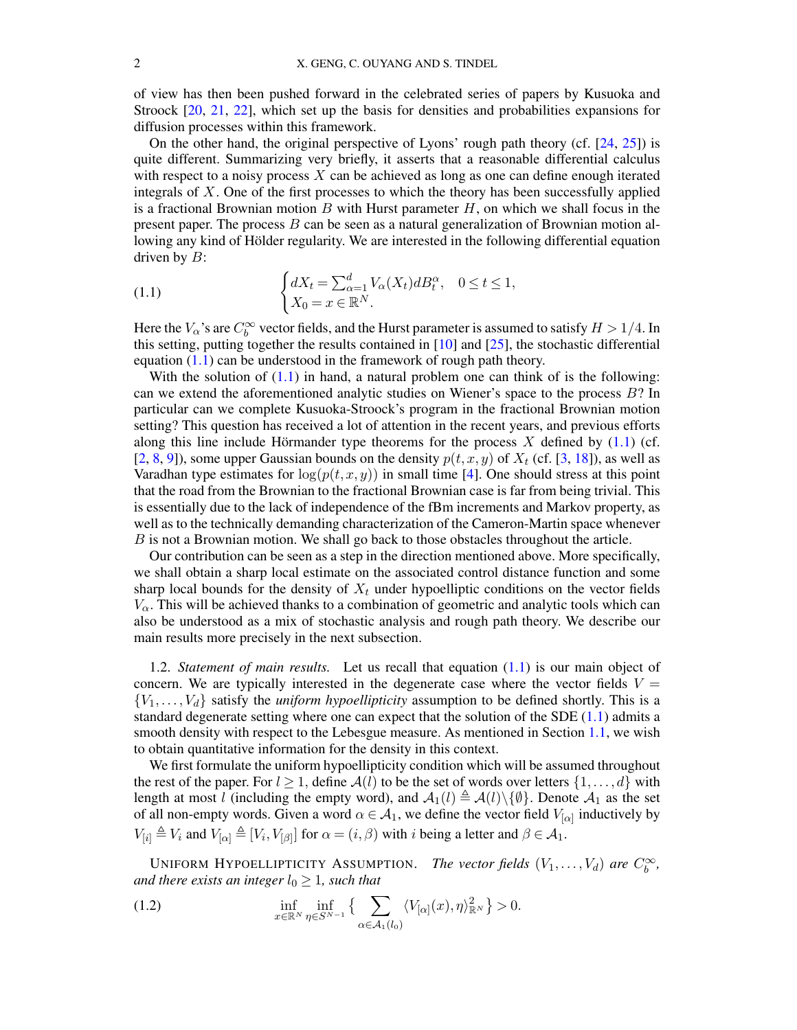of view has then been pushed forward in the celebrated series of papers by Kusuoka and Stroock [20, 21, 22], which set up the basis for densities and probabilities expansions for diffusion processes within this framework.

On the other hand, the original perspective of Lyons' rough path theory (cf. [24, 25]) is quite different. Summarizing very briefly, it asserts that a reasonable differential calculus with respect to a noisy process $X$ can be achieved as long as one can define enough iterated integrals of $X$. One of the first processes to which the theory has been successfully applied is a fractional Brownian motion $B$ with Hurst parameter $H$, on which we shall focus in the present paper. The process $B$ can be seen as a natural generalization of Brownian motion allowing any kind of Hölder regularity. We are interested in the following differential equation driven by $B$:

$$
\begin{cases} dX_t = \sum_{\alpha=1}^{d} V_\alpha(X_t) dB_t^\alpha, & 0 \le t \le 1, \\ X_0 = x \in \mathbb{R}^N. \end{cases} \tag{1.1}
$$

Here the $V_\alpha$'s are $C_b^\infty$ vector fields, and the Hurst parameter is assumed to satisfy $H > 1/4$. In this setting, putting together the results contained in [10] and [25], the stochastic differential equation (1.1) can be understood in the framework of rough path theory.

With the solution of (1.1) in hand, a natural problem one can think of is the following: can we extend the aforementioned analytic studies on Wiener's space to the process $B$? In particular can we complete Kusuoka-Stroock's program in the fractional Brownian motion setting? This question has received a lot of attention in the recent years, and previous efforts along this line include Hörmander type theorems for the process $X$ defined by (1.1) (cf. [2, 8, 9]), some upper Gaussian bounds on the density $p(t,x,y)$ of $X_t$ (cf. [3, 18]), as well as Varadhan type estimates for $\log(p(t,x,y))$ in small time [4]. One should stress at this point that the road from the Brownian to the fractional Brownian case is far from being trivial. This is essentially due to the lack of independence of the fBm increments and Markov property, as well as to the technically demanding characterization of the Cameron-Martin space whenever $B$ is not a Brownian motion. We shall go back to those obstacles throughout the article.

Our contribution can be seen as a step in the direction mentioned above. More specifically, we shall obtain a sharp local estimate on the associated control distance function and some sharp local bounds for the density of $X_t$ under hypoelliptic conditions on the vector fields $V_\alpha$. This will be achieved thanks to a combination of geometric and analytic tools which can also be understood as a mix of stochastic analysis and rough path theory. We describe our main results more precisely in the next subsection.

### 1.2. *Statement of main results.*

Let us recall that equation (1.1) is our main object of concern. We are typically interested in the degenerate case where the vector fields $V = \{V_1, \ldots, V_d\}$ satisfy the *uniform hypoellipticity* assumption to be defined shortly. This is a standard degenerate setting where one can expect that the solution of the SDE (1.1) admits a smooth density with respect to the Lebesgue measure. As mentioned in Section 1.1, we wish to obtain quantitative information for the density in this context.

We first formulate the uniform hypoellipticity condition which will be assumed throughout the rest of the paper. For $l \ge 1$, define $\mathcal{A}(l)$ to be the set of words over letters $\{1, \ldots, d\}$ with length at most $l$ (including the empty word), and $\mathcal{A}_1(l) \triangleq \mathcal{A}(l) \backslash \{\emptyset\}$. Denote $\mathcal{A}_1$ as the set of all non-empty words. Given a word $\alpha \in \mathcal{A}_1$, we define the vector field $V_{[\alpha]}$ inductively by $V_{[i]} \triangleq V_i$ and $V_{[\alpha]} \triangleq [V_i, V_{[\beta]}]$ for $\alpha = (i, \beta)$ with $i$ being a letter and $\beta \in \mathcal{A}_1$.

UNIFORM HYPOELLIPTICITY ASSUMPTION. *The vector fields $(V_1, \ldots, V_d)$ are $C_b^\infty$, and there exists an integer $l_0 \ge 1$, such that*

$$
\inf_{x \in \mathbb{R}^N} \inf_{\eta \in S^{N-1}} \Big\{ \sum_{\alpha \in \mathcal{A}_1(l_0)} \langle V_{[\alpha]}(x), \eta \rangle_{\mathbb{R}^N}^2 \Big\} > 0. \tag{1.2}
$$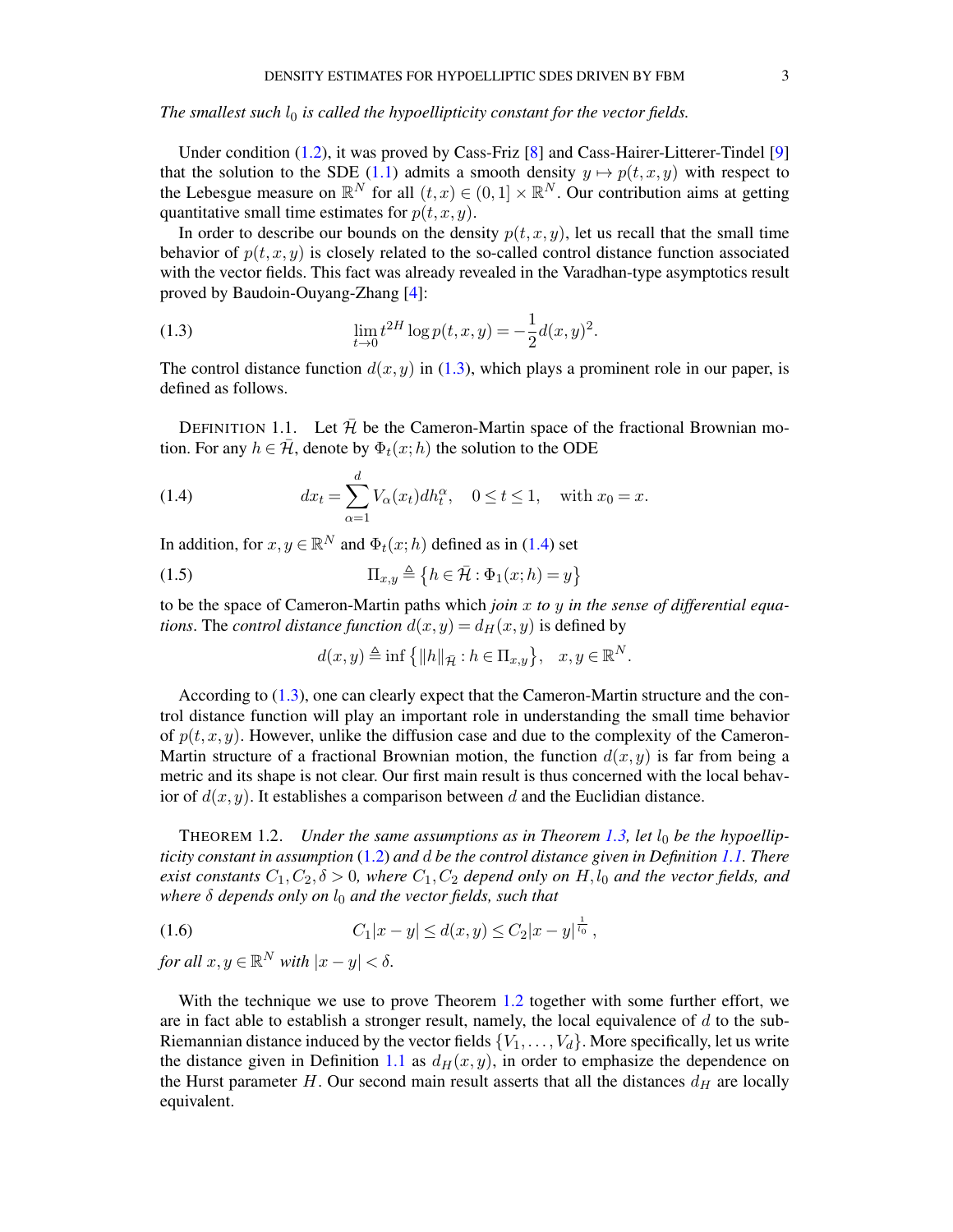*The smallest such $l_0$ is called the hypoellipticity constant for the vector fields.*

Under condition (1.2), it was proved by Cass-Friz [8] and Cass-Hairer-Litterer-Tindel [9] that the solution to the SDE (1.1) admits a smooth density $y \mapsto p(t,x,y)$ with respect to the Lebesgue measure on $\mathbb{R}^N$ for all $(t,x) \in (0,1] \times \mathbb{R}^N$. Our contribution aims at getting quantitative small time estimates for $p(t,x,y)$.

In order to describe our bounds on the density $p(t,x,y)$, let us recall that the small time behavior of $p(t,x,y)$ is closely related to the so-called control distance function associated with the vector fields. This fact was already revealed in the Varadhan-type asymptotics result proved by Baudoin-Ouyang-Zhang [4]:

$$\lim_{t\to 0} t^{2H} \log p(t,x,y) = -\frac{1}{2} d(x,y)^2. \tag{1.3}$$

The control distance function $d(x,y)$ in (1.3), which plays a prominent role in our paper, is defined as follows.

DEFINITION 1.1. Let $\bar{\mathcal{H}}$ be the Cameron-Martin space of the fractional Brownian motion. For any $h \in \bar{\mathcal{H}}$, denote by $\Phi_t(x;h)$ the solution to the ODE

$$dx_t = \sum_{\alpha=1}^{d} V_\alpha(x_t) dh_t^\alpha, \quad 0 \le t \le 1, \quad \text{with } x_0 = x. \tag{1.4}$$

In addition, for $x, y \in \mathbb{R}^N$ and $\Phi_t(x;h)$ defined as in (1.4) set

$$\Pi_{x,y} \triangleq \left\{ h \in \bar{\mathcal{H}} : \Phi_1(x;h) = y \right\} \tag{1.5}$$

to be the space of Cameron-Martin paths which *join $x$ to $y$ in the sense of differential equations*. The *control distance function* $d(x,y) = d_H(x,y)$ is defined by

$$d(x,y) \triangleq \inf \left\{ \|h\|_{\bar{\mathcal{H}}} : h \in \Pi_{x,y} \right\}, \quad x, y \in \mathbb{R}^N.$$

According to (1.3), one can clearly expect that the Cameron-Martin structure and the control distance function will play an important role in understanding the small time behavior of $p(t,x,y)$. However, unlike the diffusion case and due to the complexity of the Cameron-Martin structure of a fractional Brownian motion, the function $d(x,y)$ is far from being a metric and its shape is not clear. Our first main result is thus concerned with the local behavior of $d(x,y)$. It establishes a comparison between $d$ and the Euclidian distance.

THEOREM 1.2. *Under the same assumptions as in Theorem 1.3, let $l_0$ be the hypoellipticity constant in assumption (1.2) and $d$ be the control distance given in Definition 1.1. There exist constants $C_1, C_2, \delta > 0$, where $C_1, C_2$ depend only on $H, l_0$ and the vector fields, and where $\delta$ depends only on $l_0$ and the vector fields, such that*

$$C_1 |x-y| \le d(x,y) \le C_2 |x-y|^{\frac{1}{l_0}}, \tag{1.6}$$

*for all $x, y \in \mathbb{R}^N$ with $|x-y| < \delta$.*

With the technique we use to prove Theorem 1.2 together with some further effort, we are in fact able to establish a stronger result, namely, the local equivalence of $d$ to the sub-Riemannian distance induced by the vector fields $\{V_1, \ldots, V_d\}$. More specifically, let us write the distance given in Definition 1.1 as $d_H(x,y)$, in order to emphasize the dependence on the Hurst parameter $H$. Our second main result asserts that all the distances $d_H$ are locally equivalent.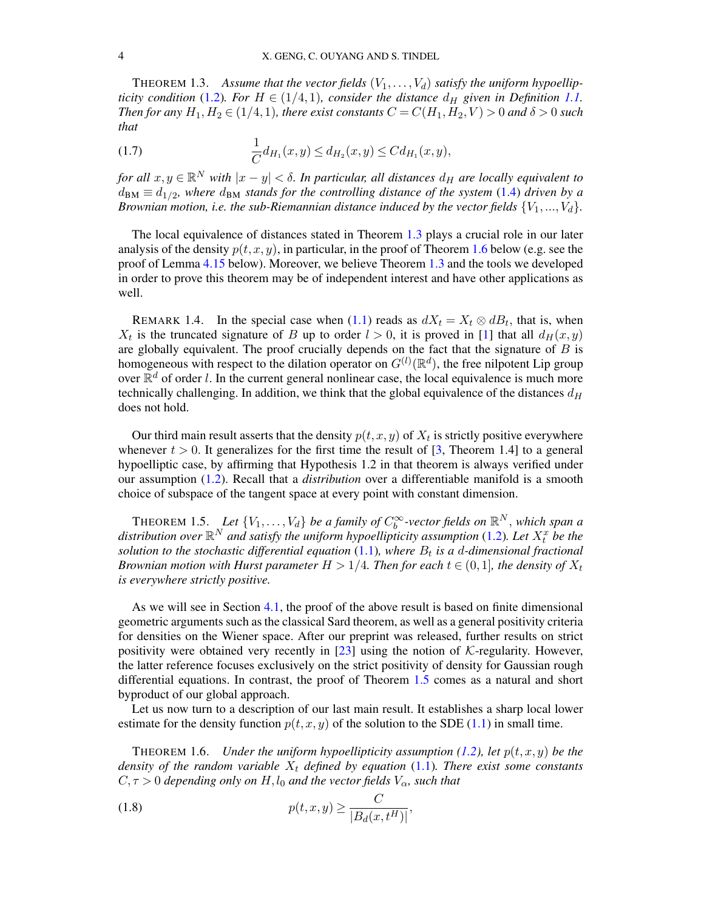THEOREM 1.3. *Assume that the vector fields $(V_1, \ldots, V_d)$ satisfy the uniform hypoellipticity condition* (1.2)*. For $H \in (1/4, 1)$, consider the distance $d_H$ given in Definition 1.1. Then for any $H_1, H_2 \in (1/4, 1)$, there exist constants $C = C(H_1, H_2, V) > 0$ and $\delta > 0$ such that*

$$\frac{1}{C} d_{H_1}(x, y) \leq d_{H_2}(x, y) \leq C d_{H_1}(x, y), \tag{1.7}$$

*for all $x, y \in \mathbb{R}^N$ with $|x - y| < \delta$. In particular, all distances $d_H$ are locally equivalent to $d_{\mathrm{BM}} \equiv d_{1/2}$, where $d_{\mathrm{BM}}$ stands for the controlling distance of the system* (1.4) *driven by a Brownian motion, i.e. the sub-Riemannian distance induced by the vector fields $\{V_1, \ldots, V_d\}$.*

The local equivalence of distances stated in Theorem 1.3 plays a crucial role in our later analysis of the density $p(t, x, y)$, in particular, in the proof of Theorem 1.6 below (e.g. see the proof of Lemma 4.15 below). Moreover, we believe Theorem 1.3 and the tools we developed in order to prove this theorem may be of independent interest and have other applications as well.

REMARK 1.4. In the special case when (1.1) reads as $dX_t = X_t \otimes dB_t$, that is, when $X_t$ is the truncated signature of $B$ up to order $l > 0$, it is proved in [1] that all $d_H(x, y)$ are globally equivalent. The proof crucially depends on the fact that the signature of $B$ is homogeneous with respect to the dilation operator on $G^{(l)}(\mathbb{R}^d)$, the free nilpotent Lip group over $\mathbb{R}^d$ of order $l$. In the current general nonlinear case, the local equivalence is much more technically challenging. In addition, we think that the global equivalence of the distances $d_H$ does not hold.

Our third main result asserts that the density $p(t, x, y)$ of $X_t$ is strictly positive everywhere whenever $t > 0$. It generalizes for the first time the result of [3, Theorem 1.4] to a general hypoelliptic case, by affirming that Hypothesis 1.2 in that theorem is always verified under our assumption (1.2). Recall that a *distribution* over a differentiable manifold is a smooth choice of subspace of the tangent space at every point with constant dimension.

THEOREM 1.5. *Let $\{V_1, \ldots, V_d\}$ be a family of $C_b^\infty$-vector fields on $\mathbb{R}^N$, which span a distribution over $\mathbb{R}^N$ and satisfy the uniform hypoellipticity assumption* (1.2)*. Let $X_t^x$ be the solution to the stochastic differential equation* (1.1)*, where $B_t$ is a $d$-dimensional fractional Brownian motion with Hurst parameter $H > 1/4$. Then for each $t \in (0, 1]$, the density of $X_t$ is everywhere strictly positive.*

As we will see in Section 4.1, the proof of the above result is based on finite dimensional geometric arguments such as the classical Sard theorem, as well as a general positivity criteria for densities on the Wiener space. After our preprint was released, further results on strict positivity were obtained very recently in [23] using the notion of $\mathcal{K}$-regularity. However, the latter reference focuses exclusively on the strict positivity of density for Gaussian rough differential equations. In contrast, the proof of Theorem 1.5 comes as a natural and short byproduct of our global approach.

Let us now turn to a description of our last main result. It establishes a sharp local lower estimate for the density function $p(t, x, y)$ of the solution to the SDE (1.1) in small time.

THEOREM 1.6. *Under the uniform hypoellipticity assumption (1.2), let $p(t, x, y)$ be the density of the random variable $X_t$ defined by equation* (1.1)*. There exist some constants $C, \tau > 0$ depending only on $H, l_0$ and the vector fields $V_\alpha$, such that*

$$p(t, x, y) \geq \frac{C}{|B_d(x, t^H)|}, \tag{1.8}$$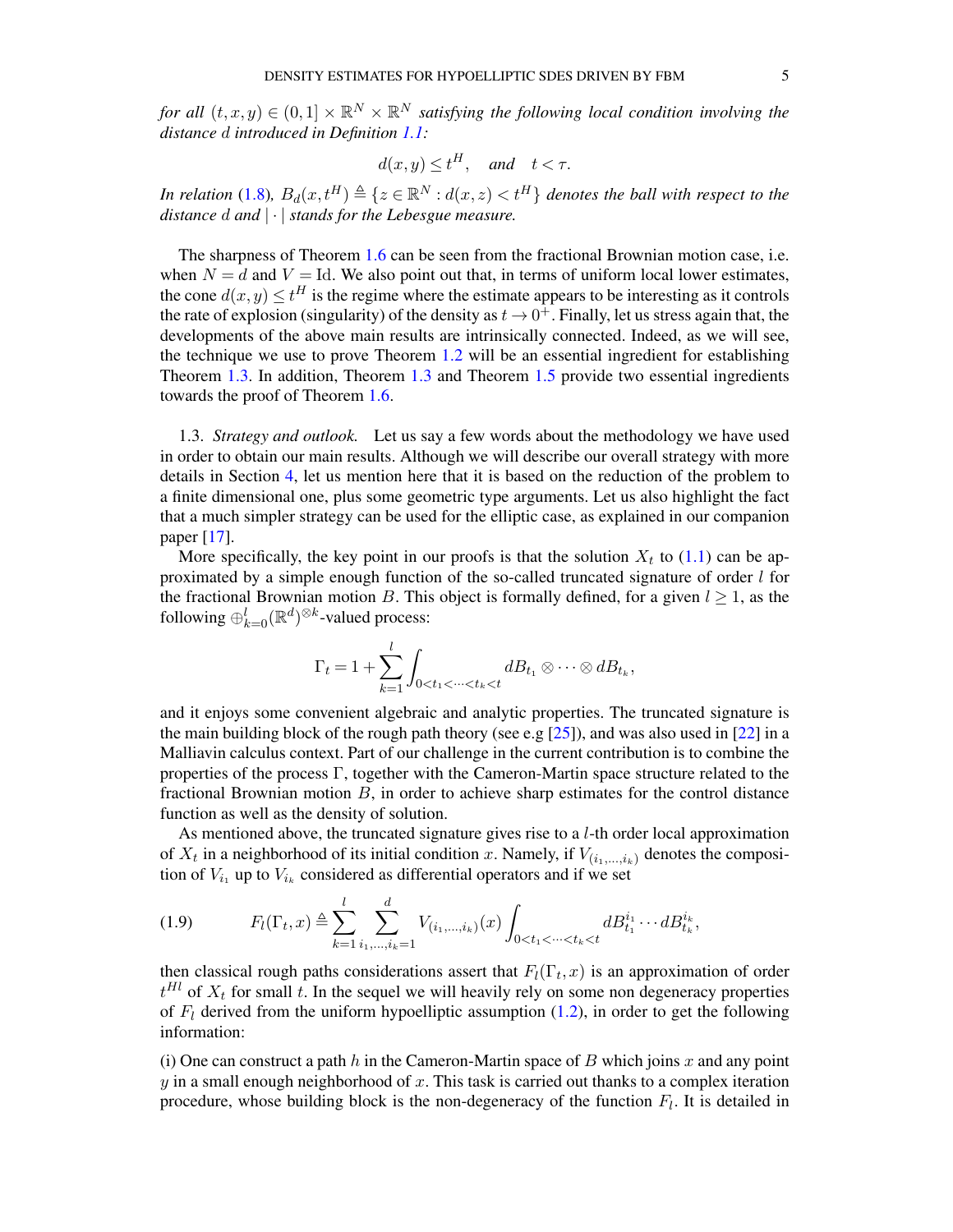*for all $(t,x,y) \in (0,1] \times \mathbb{R}^N \times \mathbb{R}^N$ satisfying the following local condition involving the distance $d$ introduced in Definition 1.1:*

$$d(x,y) \le t^H, \quad \text{and} \quad t < \tau.$$

*In relation (1.8), $B_d(x,t^H) \triangleq \{z \in \mathbb{R}^N : d(x,z) < t^H\}$ denotes the ball with respect to the distance $d$ and $|\cdot|$ stands for the Lebesgue measure.*

The sharpness of Theorem 1.6 can be seen from the fractional Brownian motion case, i.e. when $N = d$ and $V = \mathrm{Id}$. We also point out that, in terms of uniform local lower estimates, the cone $d(x,y) \le t^H$ is the regime where the estimate appears to be interesting as it controls the rate of explosion (singularity) of the density as $t \to 0^+$. Finally, let us stress again that, the developments of the above main results are intrinsically connected. Indeed, as we will see, the technique we use to prove Theorem 1.2 will be an essential ingredient for establishing Theorem 1.3. In addition, Theorem 1.3 and Theorem 1.5 provide two essential ingredients towards the proof of Theorem 1.6.

1.3. *Strategy and outlook.* Let us say a few words about the methodology we have used in order to obtain our main results. Although we will describe our overall strategy with more details in Section 4, let us mention here that it is based on the reduction of the problem to a finite dimensional one, plus some geometric type arguments. Let us also highlight the fact that a much simpler strategy can be used for the elliptic case, as explained in our companion paper [17].

More specifically, the key point in our proofs is that the solution $X_t$ to (1.1) can be approximated by a simple enough function of the so-called truncated signature of order $l$ for the fractional Brownian motion $B$. This object is formally defined, for a given $l \ge 1$, as the following $\oplus_{k=0}^{l}(\mathbb{R}^d)^{\otimes k}$-valued process:

$$\Gamma_t = 1 + \sum_{k=1}^{l} \int_{0<t_1<\cdots<t_k<t} dB_{t_1} \otimes \cdots \otimes dB_{t_k},$$

and it enjoys some convenient algebraic and analytic properties. The truncated signature is the main building block of the rough path theory (see e.g [25]), and was also used in [22] in a Malliavin calculus context. Part of our challenge in the current contribution is to combine the properties of the process $\Gamma$, together with the Cameron-Martin space structure related to the fractional Brownian motion $B$, in order to achieve sharp estimates for the control distance function as well as the density of solution.

As mentioned above, the truncated signature gives rise to a $l$-th order local approximation of $X_t$ in a neighborhood of its initial condition $x$. Namely, if $V_{(i_1,\ldots,i_k)}$ denotes the composition of $V_{i_1}$ up to $V_{i_k}$ considered as differential operators and if we set

$$F_l(\Gamma_t, x) \triangleq \sum_{k=1}^{l} \sum_{i_1,\ldots,i_k=1}^{d} V_{(i_1,\ldots,i_k)}(x) \int_{0<t_1<\cdots<t_k<t} dB_{t_1}^{i_1} \cdots dB_{t_k}^{i_k}, \tag{1.9}$$

then classical rough paths considerations assert that $F_l(\Gamma_t, x)$ is an approximation of order $t^{Hl}$ of $X_t$ for small $t$. In the sequel we will heavily rely on some non degeneracy properties of $F_l$ derived from the uniform hypoelliptic assumption (1.2), in order to get the following information:

(i) One can construct a path $h$ in the Cameron-Martin space of $B$ which joins $x$ and any point $y$ in a small enough neighborhood of $x$. This task is carried out thanks to a complex iteration procedure, whose building block is the non-degeneracy of the function $F_l$. It is detailed in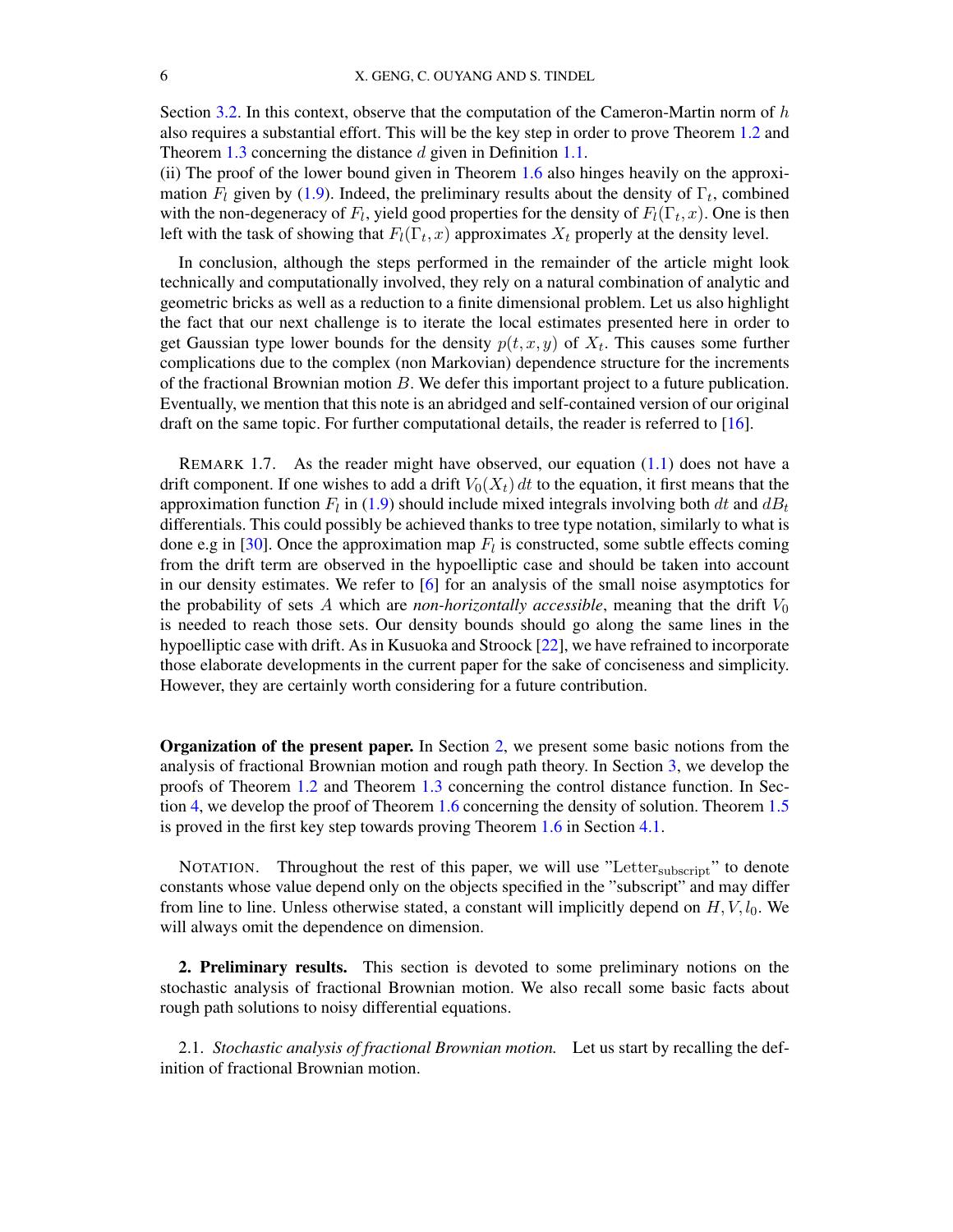Section 3.2. In this context, observe that the computation of the Cameron-Martin norm of $h$ also requires a substantial effort. This will be the key step in order to prove Theorem 1.2 and Theorem 1.3 concerning the distance $d$ given in Definition 1.1.
(ii) The proof of the lower bound given in Theorem 1.6 also hinges heavily on the approximation $F_l$ given by (1.9). Indeed, the preliminary results about the density of $\Gamma_t$, combined with the non-degeneracy of $F_l$, yield good properties for the density of $F_l(\Gamma_t, x)$. One is then left with the task of showing that $F_l(\Gamma_t, x)$ approximates $X_t$ properly at the density level.

In conclusion, although the steps performed in the remainder of the article might look technically and computationally involved, they rely on a natural combination of analytic and geometric bricks as well as a reduction to a finite dimensional problem. Let us also highlight the fact that our next challenge is to iterate the local estimates presented here in order to get Gaussian type lower bounds for the density $p(t, x, y)$ of $X_t$. This causes some further complications due to the complex (non Markovian) dependence structure for the increments of the fractional Brownian motion $B$. We defer this important project to a future publication. Eventually, we mention that this note is an abridged and self-contained version of our original draft on the same topic. For further computational details, the reader is referred to [16].

REMARK 1.7. As the reader might have observed, our equation (1.1) does not have a drift component. If one wishes to add a drift $V_0(X_t)\,dt$ to the equation, it first means that the approximation function $F_l$ in (1.9) should include mixed integrals involving both $dt$ and $dB_t$ differentials. This could possibly be achieved thanks to tree type notation, similarly to what is done e.g in [30]. Once the approximation map $F_l$ is constructed, some subtle effects coming from the drift term are observed in the hypoelliptic case and should be taken into account in our density estimates. We refer to [6] for an analysis of the small noise asymptotics for the probability of sets $A$ which are *non-horizontally accessible*, meaning that the drift $V_0$ is needed to reach those sets. Our density bounds should go along the same lines in the hypoelliptic case with drift. As in Kusuoka and Stroock [22], we have refrained to incorporate those elaborate developments in the current paper for the sake of conciseness and simplicity. However, they are certainly worth considering for a future contribution.

**Organization of the present paper.** In Section 2, we present some basic notions from the analysis of fractional Brownian motion and rough path theory. In Section 3, we develop the proofs of Theorem 1.2 and Theorem 1.3 concerning the control distance function. In Section 4, we develop the proof of Theorem 1.6 concerning the density of solution. Theorem 1.5 is proved in the first key step towards proving Theorem 1.6 in Section 4.1.

NOTATION. Throughout the rest of this paper, we will use "$\mathrm{Letter}_{\mathrm{subscript}}$" to denote constants whose value depend only on the objects specified in the "subscript" and may differ from line to line. Unless otherwise stated, a constant will implicitly depend on $H, V, l_0$. We will always omit the dependence on dimension.

## 2. Preliminary results.

This section is devoted to some preliminary notions on the stochastic analysis of fractional Brownian motion. We also recall some basic facts about rough path solutions to noisy differential equations.

### 2.1. *Stochastic analysis of fractional Brownian motion.*

Let us start by recalling the definition of fractional Brownian motion.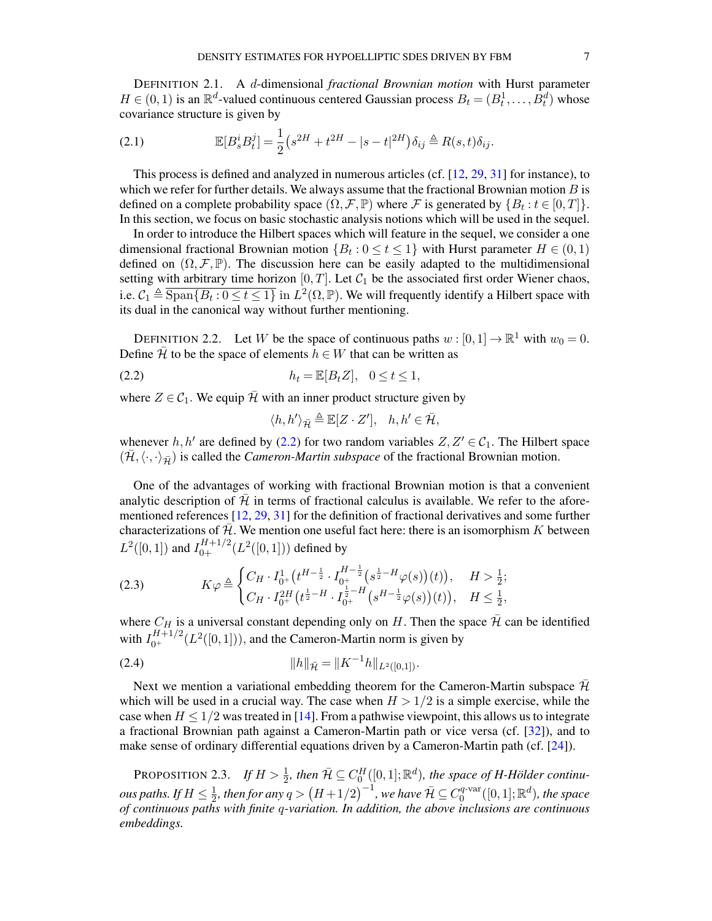DEFINITION 2.1. A $d$-dimensional *fractional Brownian motion* with Hurst parameter $H \in (0,1)$ is an $\mathbb{R}^d$-valued continuous centered Gaussian process $B_t = (B_t^1, \ldots, B_t^d)$ whose covariance structure is given by

$$\mathbb{E}[B_s^i B_t^j] = \frac{1}{2}\big(s^{2H} + t^{2H} - |s-t|^{2H}\big)\delta_{ij} \triangleq R(s,t)\delta_{ij}. \tag{2.1}$$

This process is defined and analyzed in numerous articles (cf. [12, 29, 31] for instance), to which we refer for further details. We always assume that the fractional Brownian motion $B$ is defined on a complete probability space $(\Omega, \mathcal{F}, \mathbb{P})$ where $\mathcal{F}$ is generated by $\{B_t : t \in [0,T]\}$. In this section, we focus on basic stochastic analysis notions which will be used in the sequel.

In order to introduce the Hilbert spaces which will feature in the sequel, we consider a one dimensional fractional Brownian motion $\{B_t : 0 \leq t \leq 1\}$ with Hurst parameter $H \in (0,1)$ defined on $(\Omega, \mathcal{F}, \mathbb{P})$. The discussion here can be easily adapted to the multidimensional setting with arbitrary time horizon $[0,T]$. Let $\mathcal{C}_1$ be the associated first order Wiener chaos, i.e. $\mathcal{C}_1 \triangleq \overline{\mathrm{Span}\{B_t : 0 \leq t \leq 1\}}$ in $L^2(\Omega, \mathbb{P})$. We will frequently identify a Hilbert space with its dual in the canonical way without further mentioning.

DEFINITION 2.2. Let $W$ be the space of continuous paths $w : [0,1] \to \mathbb{R}^1$ with $w_0 = 0$. Define $\bar{\mathcal{H}}$ to be the space of elements $h \in W$ that can be written as

$$h_t = \mathbb{E}[B_t Z], \quad 0 \leq t \leq 1, \tag{2.2}$$

where $Z \in \mathcal{C}_1$. We equip $\bar{\mathcal{H}}$ with an inner product structure given by

$$\langle h, h' \rangle_{\bar{\mathcal{H}}} \triangleq \mathbb{E}[Z \cdot Z'], \quad h, h' \in \bar{\mathcal{H}},$$

whenever $h, h'$ are defined by (2.2) for two random variables $Z, Z' \in \mathcal{C}_1$. The Hilbert space $(\bar{\mathcal{H}}, \langle \cdot, \cdot \rangle_{\bar{\mathcal{H}}})$ is called the *Cameron-Martin subspace* of the fractional Brownian motion.

One of the advantages of working with fractional Brownian motion is that a convenient analytic description of $\bar{\mathcal{H}}$ in terms of fractional calculus is available. We refer to the aforementioned references [12, 29, 31] for the definition of fractional derivatives and some further characterizations of $\bar{\mathcal{H}}$. We mention one useful fact here: there is an isomorphism $K$ between $L^2([0,1])$ and $I_{0+}^{H+1/2}(L^2([0,1]))$ defined by

$$K\varphi \triangleq \begin{cases} C_H \cdot I_{0+}^1\big(t^{H-\frac{1}{2}} \cdot I_{0+}^{H-\frac{1}{2}}\big(s^{\frac{1}{2}-H}\varphi(s)\big)(t)\big), & H > \frac{1}{2}; \\ C_H \cdot I_{0+}^{2H}\big(t^{\frac{1}{2}-H} \cdot I_{0+}^{\frac{1}{2}-H}\big(s^{H-\frac{1}{2}}\varphi(s)\big)(t)\big), & H \leq \frac{1}{2}, \end{cases} \tag{2.3}$$

where $C_H$ is a universal constant depending only on $H$. Then the space $\bar{\mathcal{H}}$ can be identified with $I_{0+}^{H+1/2}(L^2([0,1]))$, and the Cameron-Martin norm is given by

$$\|h\|_{\bar{\mathcal{H}}} = \|K^{-1}h\|_{L^2([0,1])}. \tag{2.4}$$

Next we mention a variational embedding theorem for the Cameron-Martin subspace $\bar{\mathcal{H}}$ which will be used in a crucial way. The case when $H > 1/2$ is a simple exercise, while the case when $H \leq 1/2$ was treated in [14]. From a pathwise viewpoint, this allows us to integrate a fractional Brownian path against a Cameron-Martin path or vice versa (cf. [32]), and to make sense of ordinary differential equations driven by a Cameron-Martin path (cf. [24]).

PROPOSITION 2.3. *If $H > \frac{1}{2}$, then $\bar{\mathcal{H}} \subseteq C_0^H([0,1]; \mathbb{R}^d)$, the space of $H$-Hölder continuous paths. If $H \leq \frac{1}{2}$, then for any $q > \big(H + 1/2\big)^{-1}$, we have $\bar{\mathcal{H}} \subseteq C_0^{q\text{-var}}([0,1]; \mathbb{R}^d)$, the space of continuous paths with finite $q$-variation. In addition, the above inclusions are continuous embeddings.*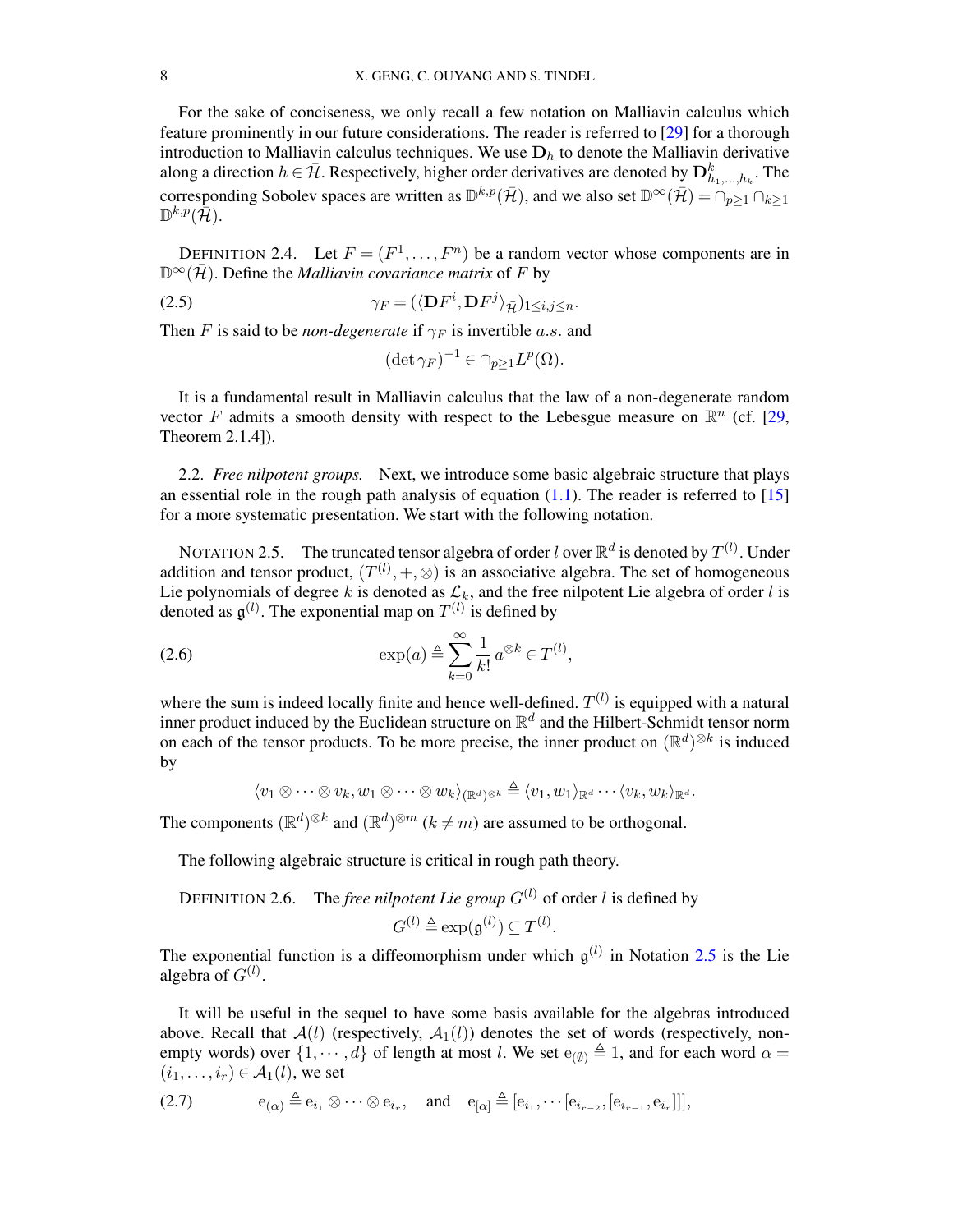For the sake of conciseness, we only recall a few notation on Malliavin calculus which feature prominently in our future considerations. The reader is referred to [29] for a thorough introduction to Malliavin calculus techniques. We use $\mathbf{D}_h$ to denote the Malliavin derivative along a direction $h \in \bar{\mathcal{H}}$. Respectively, higher order derivatives are denoted by $\mathbf{D}^k_{h_1,\ldots,h_k}$. The corresponding Sobolev spaces are written as $\mathbb{D}^{k,p}(\bar{\mathcal{H}})$, and we also set $\mathbb{D}^\infty(\bar{\mathcal{H}}) = \cap_{p\geq 1} \cap_{k\geq 1} \mathbb{D}^{k,p}(\bar{\mathcal{H}})$.

DEFINITION 2.4. Let $F = (F^1, \ldots, F^n)$ be a random vector whose components are in $\mathbb{D}^\infty(\bar{\mathcal{H}})$. Define the *Malliavin covariance matrix* of $F$ by

$$\gamma_F = (\langle \mathbf{D}F^i, \mathbf{D}F^j \rangle_{\bar{\mathcal{H}}})_{1\leq i,j\leq n}. \tag{2.5}$$

Then $F$ is said to be *non-degenerate* if $\gamma_F$ is invertible $a.s.$ and

$$(\det \gamma_F)^{-1} \in \cap_{p\geq 1} L^p(\Omega).$$

It is a fundamental result in Malliavin calculus that the law of a non-degenerate random vector $F$ admits a smooth density with respect to the Lebesgue measure on $\mathbb{R}^n$ (cf. [29, Theorem 2.1.4]).

2.2. *Free nilpotent groups.* Next, we introduce some basic algebraic structure that plays an essential role in the rough path analysis of equation (1.1). The reader is referred to [15] for a more systematic presentation. We start with the following notation.

NOTATION 2.5. The truncated tensor algebra of order $l$ over $\mathbb{R}^d$ is denoted by $T^{(l)}$. Under addition and tensor product, $(T^{(l)}, +, \otimes)$ is an associative algebra. The set of homogeneous Lie polynomials of degree $k$ is denoted as $\mathcal{L}_k$, and the free nilpotent Lie algebra of order $l$ is denoted as $\mathfrak{g}^{(l)}$. The exponential map on $T^{(l)}$ is defined by

$$\exp(a) \triangleq \sum_{k=0}^{\infty} \frac{1}{k!} a^{\otimes k} \in T^{(l)}, \tag{2.6}$$

where the sum is indeed locally finite and hence well-defined. $T^{(l)}$ is equipped with a natural inner product induced by the Euclidean structure on $\mathbb{R}^d$ and the Hilbert-Schmidt tensor norm on each of the tensor products. To be more precise, the inner product on $(\mathbb{R}^d)^{\otimes k}$ is induced by

$$\langle v_1 \otimes \cdots \otimes v_k, w_1 \otimes \cdots \otimes w_k \rangle_{(\mathbb{R}^d)^{\otimes k}} \triangleq \langle v_1, w_1 \rangle_{\mathbb{R}^d} \cdots \langle v_k, w_k \rangle_{\mathbb{R}^d}.$$

The components $(\mathbb{R}^d)^{\otimes k}$ and $(\mathbb{R}^d)^{\otimes m}$ ($k \neq m$) are assumed to be orthogonal.

The following algebraic structure is critical in rough path theory.

DEFINITION 2.6. The *free nilpotent Lie group* $G^{(l)}$ of order $l$ is defined by

$$G^{(l)} \triangleq \exp(\mathfrak{g}^{(l)}) \subseteq T^{(l)}.$$

The exponential function is a diffeomorphism under which $\mathfrak{g}^{(l)}$ in Notation 2.5 is the Lie algebra of $G^{(l)}$.

It will be useful in the sequel to have some basis available for the algebras introduced above. Recall that $\mathcal{A}(l)$ (respectively, $\mathcal{A}_1(l)$) denotes the set of words (respectively, non-empty words) over $\{1, \cdots, d\}$ of length at most $l$. We set $\mathrm{e}_{(\emptyset)} \triangleq 1$, and for each word $\alpha = (i_1, \ldots, i_r) \in \mathcal{A}_1(l)$, we set

$$\mathrm{e}_{(\alpha)} \triangleq \mathrm{e}_{i_1} \otimes \cdots \otimes \mathrm{e}_{i_r}, \quad \text{and} \quad \mathrm{e}_{[\alpha]} \triangleq [\mathrm{e}_{i_1}, \cdots [\mathrm{e}_{i_{r-2}}, [\mathrm{e}_{i_{r-1}}, \mathrm{e}_{i_r}]]], \tag{2.7}$$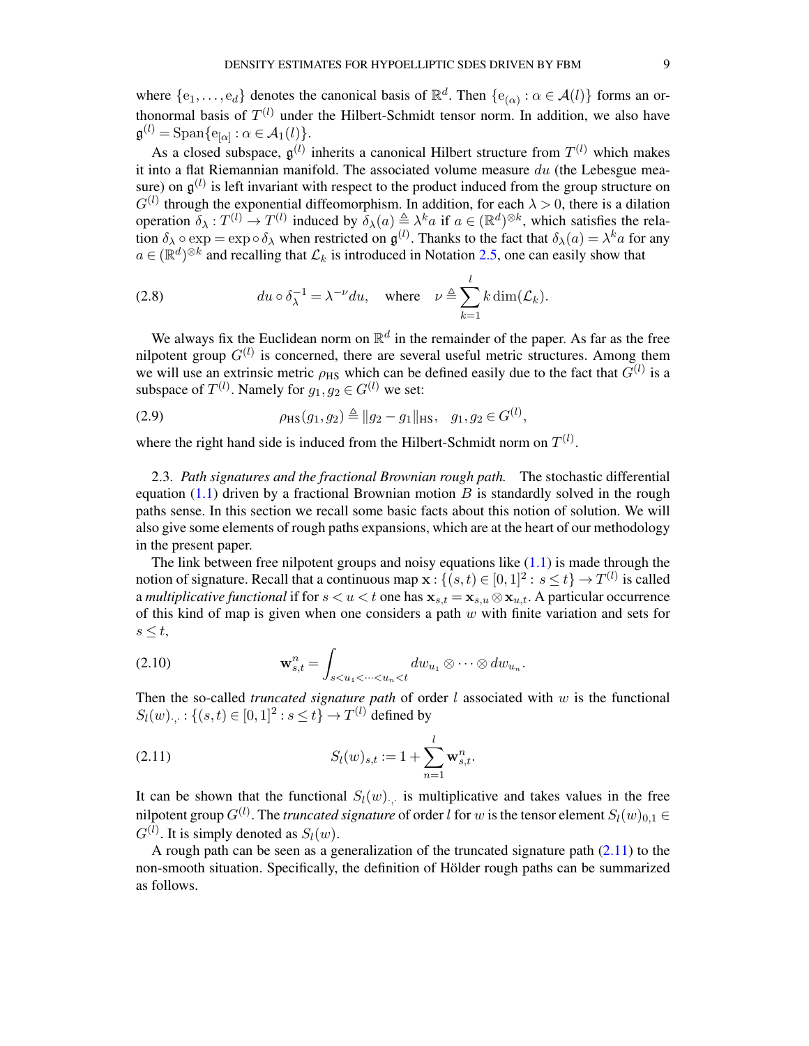where $\{\mathrm{e}_1, \ldots, \mathrm{e}_d\}$ denotes the canonical basis of $\mathbb{R}^d$. Then $\{\mathrm{e}_{(\alpha)} : \alpha \in \mathcal{A}(l)\}$ forms an orthonormal basis of $T^{(l)}$ under the Hilbert-Schmidt tensor norm. In addition, we also have $\mathfrak{g}^{(l)} = \mathrm{Span}\{\mathrm{e}_{[\alpha]} : \alpha \in \mathcal{A}_1(l)\}$.

As a closed subspace, $\mathfrak{g}^{(l)}$ inherits a canonical Hilbert structure from $T^{(l)}$ which makes it into a flat Riemannian manifold. The associated volume measure $du$ (the Lebesgue measure) on $\mathfrak{g}^{(l)}$ is left invariant with respect to the product induced from the group structure on $G^{(l)}$ through the exponential diffeomorphism. In addition, for each $\lambda > 0$, there is a dilation operation $\delta_\lambda : T^{(l)} \to T^{(l)}$ induced by $\delta_\lambda(a) \triangleq \lambda^k a$ if $a \in (\mathbb{R}^d)^{\otimes k}$, which satisfies the relation $\delta_\lambda \circ \exp = \exp \circ \delta_\lambda$ when restricted on $\mathfrak{g}^{(l)}$. Thanks to the fact that $\delta_\lambda(a) = \lambda^k a$ for any $a \in (\mathbb{R}^d)^{\otimes k}$ and recalling that $\mathcal{L}_k$ is introduced in Notation 2.5, one can easily show that

$$du \circ \delta_\lambda^{-1} = \lambda^{-\nu} du, \quad \text{where} \quad \nu \triangleq \sum_{k=1}^{l} k \dim(\mathcal{L}_k). \tag{2.8}$$

We always fix the Euclidean norm on $\mathbb{R}^d$ in the remainder of the paper. As far as the free nilpotent group $G^{(l)}$ is concerned, there are several useful metric structures. Among them we will use an extrinsic metric $\rho_{\mathrm{HS}}$ which can be defined easily due to the fact that $G^{(l)}$ is a subspace of $T^{(l)}$. Namely for $g_1, g_2 \in G^{(l)}$ we set:

$$\rho_{\mathrm{HS}}(g_1, g_2) \triangleq \|g_2 - g_1\|_{\mathrm{HS}}, \quad g_1, g_2 \in G^{(l)}, \tag{2.9}$$

where the right hand side is induced from the Hilbert-Schmidt norm on $T^{(l)}$.

2.3. *Path signatures and the fractional Brownian rough path.* The stochastic differential equation (1.1) driven by a fractional Brownian motion $B$ is standardly solved in the rough paths sense. In this section we recall some basic facts about this notion of solution. We will also give some elements of rough paths expansions, which are at the heart of our methodology in the present paper.

The link between free nilpotent groups and noisy equations like (1.1) is made through the notion of signature. Recall that a continuous map $\mathbf{x} : \{(s,t) \in [0,1]^2 : s \le t\} \to T^{(l)}$ is called a *multiplicative functional* if for $s < u < t$ one has $\mathbf{x}_{s,t} = \mathbf{x}_{s,u} \otimes \mathbf{x}_{u,t}$. A particular occurrence of this kind of map is given when one considers a path $w$ with finite variation and sets for $s \le t$,

$$\mathbf{w}_{s,t}^n = \int_{s<u_1<\cdots<u_n<t} dw_{u_1} \otimes \cdots \otimes dw_{u_n}. \tag{2.10}$$

Then the so-called *truncated signature path* of order $l$ associated with $w$ is the functional $S_l(w)_{\cdot,\cdot} : \{(s,t) \in [0,1]^2 : s \le t\} \to T^{(l)}$ defined by

$$S_l(w)_{s,t} := 1 + \sum_{n=1}^{l} \mathbf{w}_{s,t}^n. \tag{2.11}$$

It can be shown that the functional $S_l(w)_{\cdot,\cdot}$ is multiplicative and takes values in the free nilpotent group $G^{(l)}$. The *truncated signature* of order $l$ for $w$ is the tensor element $S_l(w)_{0,1} \in G^{(l)}$. It is simply denoted as $S_l(w)$.

A rough path can be seen as a generalization of the truncated signature path (2.11) to the non-smooth situation. Specifically, the definition of Hölder rough paths can be summarized as follows.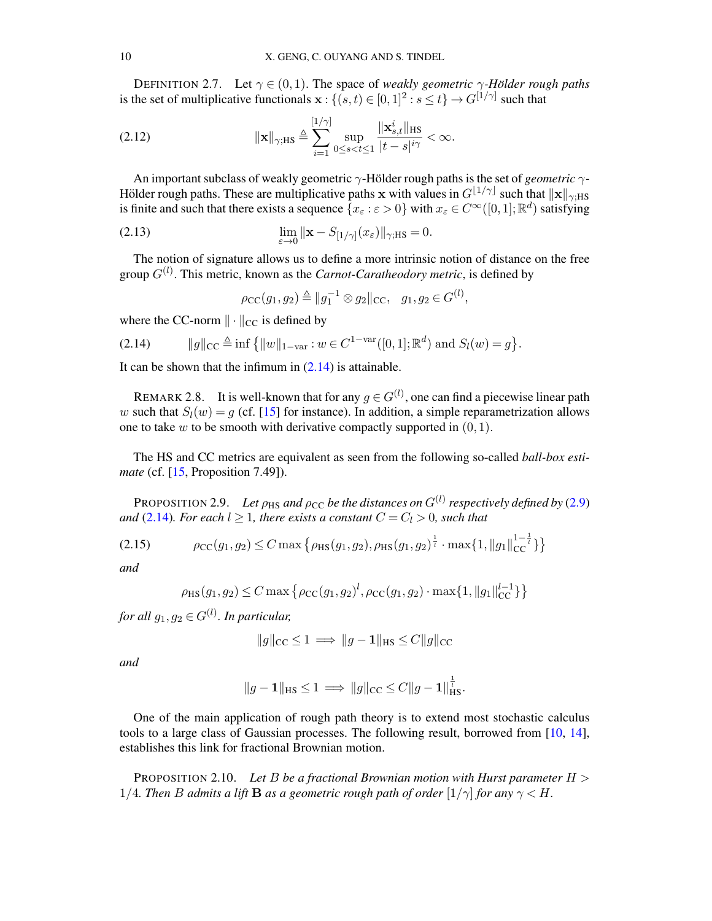DEFINITION 2.7. Let $\gamma \in (0,1)$. The space of *weakly geometric $\gamma$-Hölder rough paths* is the set of multiplicative functionals $\mathbf{x} : \{(s,t) \in [0,1]^2 : s \le t\} \to G^{[1/\gamma]}$ such that

$$\|\mathbf{x}\|_{\gamma;\mathrm{HS}} \triangleq \sum_{i=1}^{[1/\gamma]} \sup_{0 \le s < t \le 1} \frac{\|\mathbf{x}^i_{s,t}\|_{\mathrm{HS}}}{|t-s|^{i\gamma}} < \infty. \tag{2.12}$$

An important subclass of weakly geometric $\gamma$-Hölder rough paths is the set of *geometric $\gamma$-Hölder rough paths*. These are multiplicative paths $\mathbf{x}$ with values in $G^{\lfloor 1/\gamma \rfloor}$ such that $\|\mathbf{x}\|_{\gamma;\mathrm{HS}}$ is finite and such that there exists a sequence $\{x_\varepsilon : \varepsilon > 0\}$ with $x_\varepsilon \in C^\infty([0,1];\mathbb{R}^d)$ satisfying

$$\lim_{\varepsilon \to 0} \|\mathbf{x} - S_{[1/\gamma]}(x_\varepsilon)\|_{\gamma;\mathrm{HS}} = 0. \tag{2.13}$$

The notion of signature allows us to define a more intrinsic notion of distance on the free group $G^{(l)}$. This metric, known as the *Carnot-Caratheodory metric*, is defined by

$$\rho_{\mathrm{CC}}(g_1, g_2) \triangleq \|g_1^{-1} \otimes g_2\|_{\mathrm{CC}}, \quad g_1, g_2 \in G^{(l)},$$

where the CC-norm $\|\cdot\|_{\mathrm{CC}}$ is defined by

$$\|g\|_{\mathrm{CC}} \triangleq \inf\left\{\|w\|_{1\text{-var}} : w \in C^{1\text{-var}}([0,1];\mathbb{R}^d) \text{ and } S_l(w) = g\right\}. \tag{2.14}$$

It can be shown that the infimum in (2.14) is attainable.

REMARK 2.8. It is well-known that for any $g \in G^{(l)}$, one can find a piecewise linear path $w$ such that $S_l(w) = g$ (cf. [15] for instance). In addition, a simple reparametrization allows one to take $w$ to be smooth with derivative compactly supported in $(0,1)$.

The HS and CC metrics are equivalent as seen from the following so-called *ball-box estimate* (cf. [15, Proposition 7.49]).

PROPOSITION 2.9. *Let $\rho_{\mathrm{HS}}$ and $\rho_{\mathrm{CC}}$ be the distances on $G^{(l)}$ respectively defined by (2.9) and (2.14). For each $l \ge 1$, there exists a constant $C = C_l > 0$, such that*

$$\rho_{\mathrm{CC}}(g_1, g_2) \le C \max\left\{\rho_{\mathrm{HS}}(g_1, g_2), \rho_{\mathrm{HS}}(g_1, g_2)^{\frac{1}{l}} \cdot \max\{1, \|g_1\|_{\mathrm{CC}}^{1-\frac{1}{l}}\}\right\} \tag{2.15}$$

*and*

$$\rho_{\mathrm{HS}}(g_1, g_2) \le C \max\left\{\rho_{\mathrm{CC}}(g_1, g_2)^l, \rho_{\mathrm{CC}}(g_1, g_2) \cdot \max\{1, \|g_1\|_{\mathrm{CC}}^{l-1}\}\right\}$$

*for all $g_1, g_2 \in G^{(l)}$. In particular,*

$$\|g\|_{\mathrm{CC}} \le 1 \implies \|g - \mathbf{1}\|_{\mathrm{HS}} \le C\|g\|_{\mathrm{CC}}$$

*and*

$$\|g - \mathbf{1}\|_{\mathrm{HS}} \le 1 \implies \|g\|_{\mathrm{CC}} \le C\|g - \mathbf{1}\|_{\mathrm{HS}}^{\frac{1}{l}}.$$

One of the main application of rough path theory is to extend most stochastic calculus tools to a large class of Gaussian processes. The following result, borrowed from [10, 14], establishes this link for fractional Brownian motion.

PROPOSITION 2.10. *Let $B$ be a fractional Brownian motion with Hurst parameter $H > 1/4$. Then $B$ admits a lift $\mathbf{B}$ as a geometric rough path of order $[1/\gamma]$ for any $\gamma < H$.*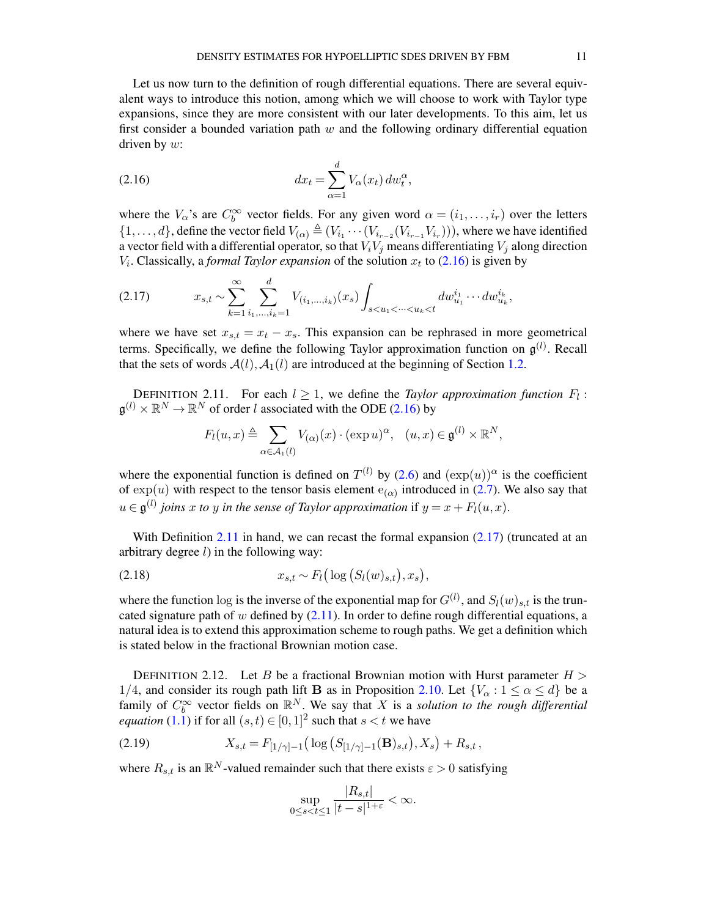Let us now turn to the definition of rough differential equations. There are several equivalent ways to introduce this notion, among which we will choose to work with Taylor type expansions, since they are more consistent with our later developments. To this aim, let us first consider a bounded variation path $w$ and the following ordinary differential equation driven by $w$:

$$dx_t = \sum_{\alpha=1}^{d} V_\alpha(x_t)\, dw_t^\alpha, \tag{2.16}$$

where the $V_\alpha$'s are $C_b^\infty$ vector fields. For any given word $\alpha = (i_1, \ldots, i_r)$ over the letters $\{1, \ldots, d\}$, define the vector field $V_{(\alpha)} \triangleq (V_{i_1} \cdots (V_{i_{r-2}}(V_{i_{r-1}} V_{i_r})))$, where we have identified a vector field with a differential operator, so that $V_i V_j$ means differentiating $V_j$ along direction $V_i$. Classically, a *formal Taylor expansion* of the solution $x_t$ to (2.16) is given by

$$x_{s,t} \sim \sum_{k=1}^{\infty} \sum_{i_1, \ldots, i_k=1}^{d} V_{(i_1, \ldots, i_k)}(x_s) \int_{s<u_1<\cdots<u_k<t} dw_{u_1}^{i_1} \cdots dw_{u_k}^{i_k}, \tag{2.17}$$

where we have set $x_{s,t} = x_t - x_s$. This expansion can be rephrased in more geometrical terms. Specifically, we define the following Taylor approximation function on $\mathfrak{g}^{(l)}$. Recall that the sets of words $\mathcal{A}(l), \mathcal{A}_1(l)$ are introduced at the beginning of Section 1.2.

DEFINITION 2.11. For each $l \geq 1$, we define the *Taylor approximation function* $F_l : \mathfrak{g}^{(l)} \times \mathbb{R}^N \to \mathbb{R}^N$ of order $l$ associated with the ODE (2.16) by

$$F_l(u, x) \triangleq \sum_{\alpha \in \mathcal{A}_1(l)} V_{(\alpha)}(x) \cdot (\exp u)^\alpha, \quad (u, x) \in \mathfrak{g}^{(l)} \times \mathbb{R}^N,$$

where the exponential function is defined on $T^{(l)}$ by (2.6) and $(\exp(u))^\alpha$ is the coefficient of $\exp(u)$ with respect to the tensor basis element $\mathrm{e}_{(\alpha)}$ introduced in (2.7). We also say that $u \in \mathfrak{g}^{(l)}$ *joins $x$ to $y$ in the sense of Taylor approximation* if $y = x + F_l(u, x)$.

With Definition 2.11 in hand, we can recast the formal expansion (2.17) (truncated at an arbitrary degree $l$) in the following way:

$$x_{s,t} \sim F_l\big(\log\big(S_l(w)_{s,t}\big), x_s\big), \tag{2.18}$$

where the function $\log$ is the inverse of the exponential map for $G^{(l)}$, and $S_l(w)_{s,t}$ is the truncated signature path of $w$ defined by (2.11). In order to define rough differential equations, a natural idea is to extend this approximation scheme to rough paths. We get a definition which is stated below in the fractional Brownian motion case.

DEFINITION 2.12. Let $B$ be a fractional Brownian motion with Hurst parameter $H > 1/4$, and consider its rough path lift $\mathbf{B}$ as in Proposition 2.10. Let $\{V_\alpha : 1 \leq \alpha \leq d\}$ be a family of $C_b^\infty$ vector fields on $\mathbb{R}^N$. We say that $X$ is a *solution to the rough differential equation* (1.1) if for all $(s, t) \in [0, 1]^2$ such that $s < t$ we have

$$X_{s,t} = F_{[1/\gamma]-1}\big(\log\big(S_{[1/\gamma]-1}(\mathbf{B})_{s,t}\big), X_s\big) + R_{s,t}\,, \tag{2.19}$$

where $R_{s,t}$ is an $\mathbb{R}^N$-valued remainder such that there exists $\varepsilon > 0$ satisfying

$$\sup_{0 \leq s < t \leq 1} \frac{|R_{s,t}|}{|t-s|^{1+\varepsilon}} < \infty.$$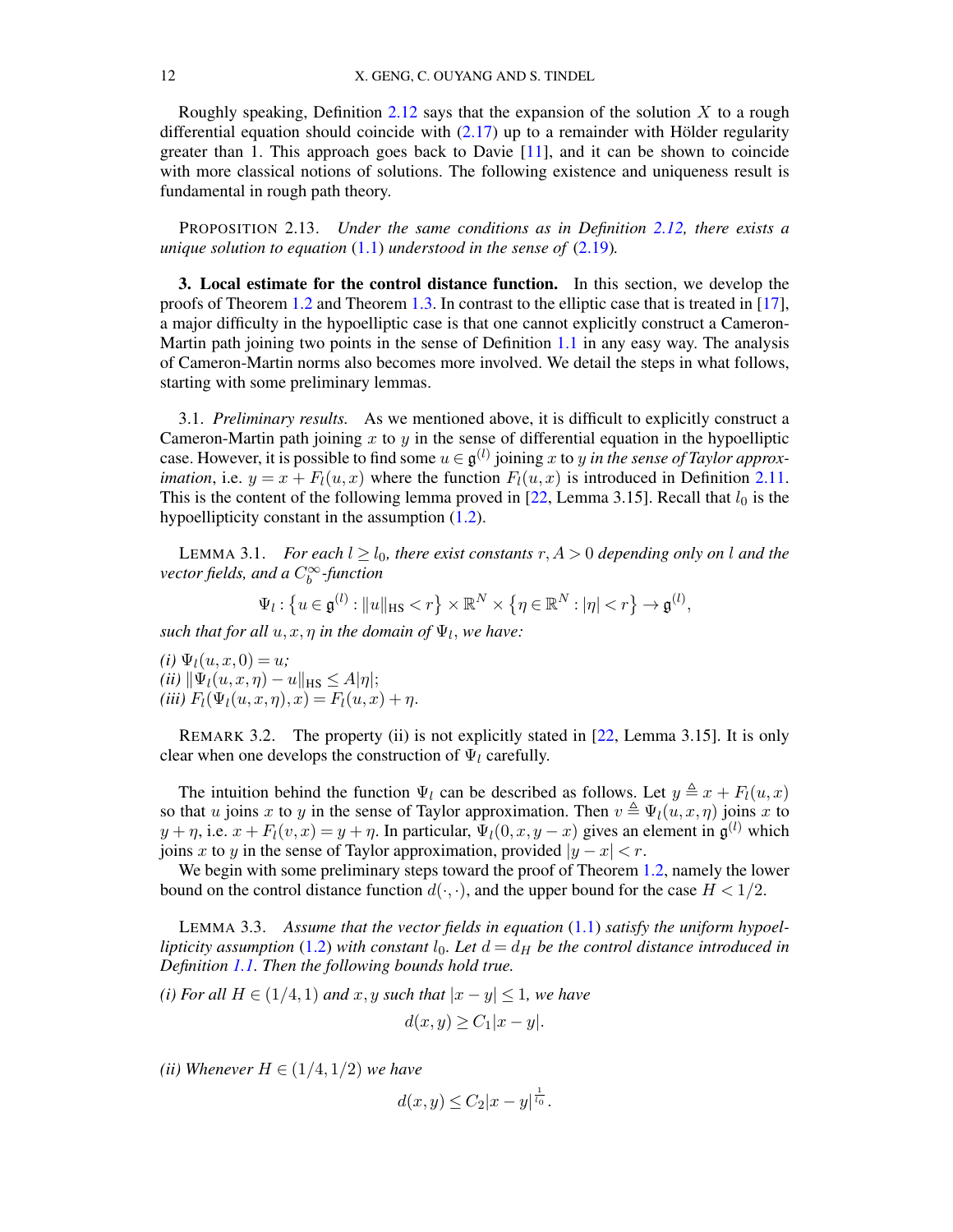Roughly speaking, Definition 2.12 says that the expansion of the solution $X$ to a rough differential equation should coincide with (2.17) up to a remainder with Hölder regularity greater than 1. This approach goes back to Davie [11], and it can be shown to coincide with more classical notions of solutions. The following existence and uniqueness result is fundamental in rough path theory.

PROPOSITION 2.13. *Under the same conditions as in Definition 2.12, there exists a unique solution to equation* (1.1) *understood in the sense of* (2.19)*.*

## 3. Local estimate for the control distance function.

In this section, we develop the proofs of Theorem 1.2 and Theorem 1.3. In contrast to the elliptic case that is treated in [17], a major difficulty in the hypoelliptic case is that one cannot explicitly construct a Cameron-Martin path joining two points in the sense of Definition 1.1 in any easy way. The analysis of Cameron-Martin norms also becomes more involved. We detail the steps in what follows, starting with some preliminary lemmas.

### 3.1. *Preliminary results.*

As we mentioned above, it is difficult to explicitly construct a Cameron-Martin path joining $x$ to $y$ in the sense of differential equation in the hypoelliptic case. However, it is possible to find some $u \in \mathfrak{g}^{(l)}$ joining $x$ to $y$ *in the sense of Taylor approximation*, i.e. $y = x + F_l(u, x)$ where the function $F_l(u, x)$ is introduced in Definition 2.11. This is the content of the following lemma proved in [22, Lemma 3.15]. Recall that $l_0$ is the hypoellipticity constant in the assumption (1.2).

LEMMA 3.1. *For each $l \geq l_0$, there exist constants $r, A > 0$ depending only on $l$ and the vector fields, and a $C_b^\infty$-function*

$$\Psi_l : \left\{u \in \mathfrak{g}^{(l)} : \|u\|_{\mathrm{HS}} < r\right\} \times \mathbb{R}^N \times \left\{\eta \in \mathbb{R}^N : |\eta| < r\right\} \to \mathfrak{g}^{(l)},$$

*such that for all $u, x, \eta$ in the domain of $\Psi_l$, we have:*

*(i)* $\Psi_l(u, x, 0) = u$;
*(ii)* $\|\Psi_l(u, x, \eta) - u\|_{\mathrm{HS}} \leq A|\eta|$;
*(iii)* $F_l(\Psi_l(u, x, \eta), x) = F_l(u, x) + \eta$.

REMARK 3.2. The property (ii) is not explicitly stated in [22, Lemma 3.15]. It is only clear when one develops the construction of $\Psi_l$ carefully.

The intuition behind the function $\Psi_l$ can be described as follows. Let $y \triangleq x + F_l(u, x)$ so that $u$ joins $x$ to $y$ in the sense of Taylor approximation. Then $v \triangleq \Psi_l(u, x, \eta)$ joins $x$ to $y + \eta$, i.e. $x + F_l(v, x) = y + \eta$. In particular, $\Psi_l(0, x, y - x)$ gives an element in $\mathfrak{g}^{(l)}$ which joins $x$ to $y$ in the sense of Taylor approximation, provided $|y - x| < r$.

We begin with some preliminary steps toward the proof of Theorem 1.2, namely the lower bound on the control distance function $d(\cdot, \cdot)$, and the upper bound for the case $H < 1/2$.

LEMMA 3.3. *Assume that the vector fields in equation* (1.1) *satisfy the uniform hypoellipticity assumption* (1.2) *with constant $l_0$. Let $d = d_H$ be the control distance introduced in Definition 1.1. Then the following bounds hold true.*

*(i) For all $H \in (1/4, 1)$ and $x, y$ such that $|x - y| \leq 1$, we have*

$$d(x, y) \geq C_1 |x - y|.$$

*(ii) Whenever $H \in (1/4, 1/2)$ we have*

$$d(x, y) \leq C_2 |x - y|^{\frac{1}{l_0}}.$$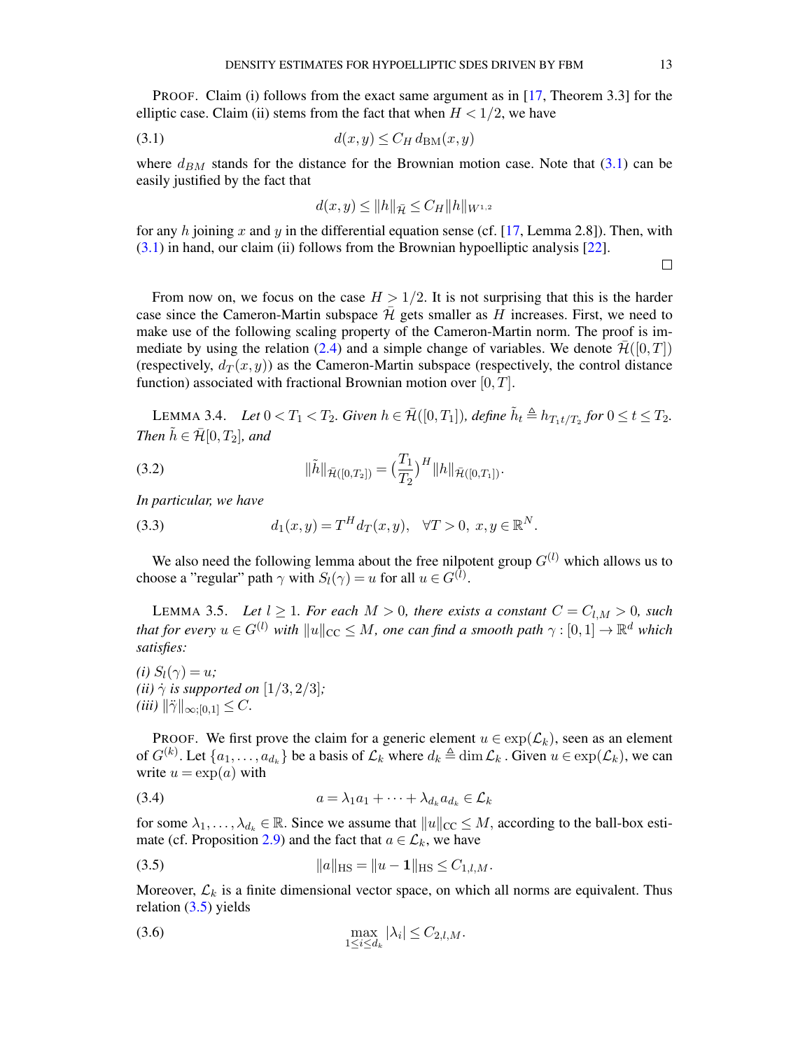PROOF. Claim (i) follows from the exact same argument as in [17, Theorem 3.3] for the elliptic case. Claim (ii) stems from the fact that when $H < 1/2$, we have

$$d(x,y) \le C_H \, d_{\mathrm{BM}}(x,y) \tag{3.1}$$

where $d_{BM}$ stands for the distance for the Brownian motion case. Note that (3.1) can be easily justified by the fact that

$$d(x,y) \le \|h\|_{\bar{\mathcal{H}}} \le C_H \|h\|_{W^{1,2}}$$

for any $h$ joining $x$ and $y$ in the differential equation sense (cf. [17, Lemma 2.8]). Then, with (3.1) in hand, our claim (ii) follows from the Brownian hypoelliptic analysis [22].

□

From now on, we focus on the case $H > 1/2$. It is not surprising that this is the harder case since the Cameron-Martin subspace $\bar{\mathcal{H}}$ gets smaller as $H$ increases. First, we need to make use of the following scaling property of the Cameron-Martin norm. The proof is immediate by using the relation (2.4) and a simple change of variables. We denote $\bar{\mathcal{H}}([0,T])$ (respectively, $d_T(x,y)$) as the Cameron-Martin subspace (respectively, the control distance function) associated with fractional Brownian motion over $[0,T]$.

LEMMA 3.4. *Let $0 < T_1 < T_2$. Given $h \in \bar{\mathcal{H}}([0,T_1])$, define $\tilde{h}_t \triangleq h_{T_1 t/T_2}$ for $0 \le t \le T_2$. Then $\tilde{h} \in \bar{\mathcal{H}}[0,T_2]$, and*

$$\|\tilde{h}\|_{\bar{\mathcal{H}}([0,T_2])} = \Big(\frac{T_1}{T_2}\Big)^H \|h\|_{\bar{\mathcal{H}}([0,T_1])}. \tag{3.2}$$

*In particular, we have*

$$d_1(x,y) = T^H d_T(x,y), \quad \forall T > 0, \ x,y \in \mathbb{R}^N. \tag{3.3}$$

We also need the following lemma about the free nilpotent group $G^{(l)}$ which allows us to choose a "regular" path $\gamma$ with $S_l(\gamma) = u$ for all $u \in G^{(l)}$.

LEMMA 3.5. *Let $l \ge 1$. For each $M > 0$, there exists a constant $C = C_{l,M} > 0$, such that for every $u \in G^{(l)}$ with $\|u\|_{\mathrm{CC}} \le M$, one can find a smooth path $\gamma : [0,1] \to \mathbb{R}^d$ which satisfies:*

*(i) $S_l(\gamma) = u$;*
*(ii) $\dot{\gamma}$ is supported on $[1/3, 2/3]$;*
*(iii) $\|\ddot{\gamma}\|_{\infty;[0,1]} \le C$.*

PROOF. We first prove the claim for a generic element $u \in \exp(\mathcal{L}_k)$, seen as an element of $G^{(k)}$. Let $\{a_1, \ldots, a_{d_k}\}$ be a basis of $\mathcal{L}_k$ where $d_k \triangleq \dim \mathcal{L}_k$ . Given $u \in \exp(\mathcal{L}_k)$, we can write $u = \exp(a)$ with

$$a = \lambda_1 a_1 + \cdots + \lambda_{d_k} a_{d_k} \in \mathcal{L}_k \tag{3.4}$$

for some $\lambda_1, \ldots, \lambda_{d_k} \in \mathbb{R}$. Since we assume that $\|u\|_{\mathrm{CC}} \le M$, according to the ball-box estimate (cf. Proposition 2.9) and the fact that $a \in \mathcal{L}_k$, we have

$$\|a\|_{\mathrm{HS}} = \|u - \mathbf{1}\|_{\mathrm{HS}} \le C_{1,l,M}. \tag{3.5}$$

Moreover, $\mathcal{L}_k$ is a finite dimensional vector space, on which all norms are equivalent. Thus relation (3.5) yields

$$\max_{1 \le i \le d_k} |\lambda_i| \le C_{2,l,M}. \tag{3.6}$$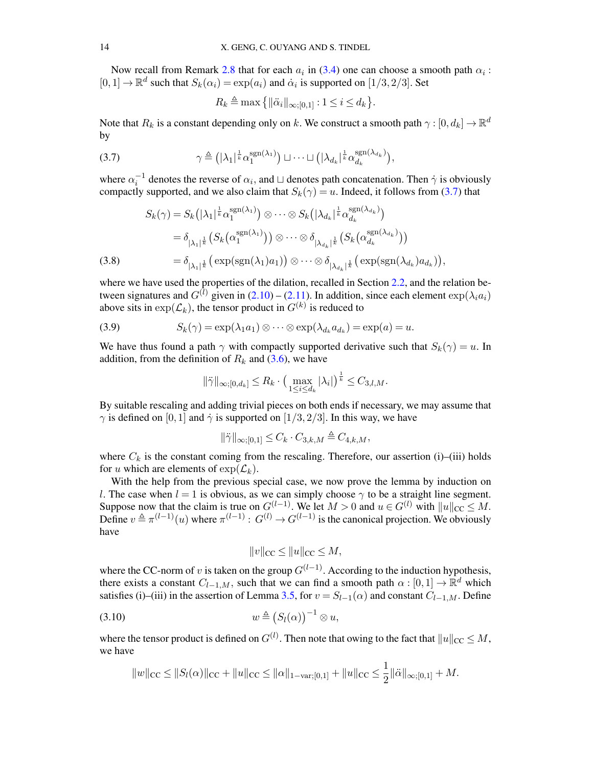Now recall from Remark 2.8 that for each $a_i$ in (3.4) one can choose a smooth path $\alpha_i : [0,1] \to \mathbb{R}^d$ such that $S_k(\alpha_i) = \exp(a_i)$ and $\dot{\alpha}_i$ is supported on $[1/3, 2/3]$. Set

$$R_k \triangleq \max\left\{ \|\ddot{\alpha}_i\|_{\infty;[0,1]} : 1 \le i \le d_k \right\}.$$

Note that $R_k$ is a constant depending only on $k$. We construct a smooth path $\gamma : [0, d_k] \to \mathbb{R}^d$ by

$$\gamma \triangleq \left( |\lambda_1|^{\frac{1}{k}} \alpha_1^{\mathrm{sgn}(\lambda_1)} \right) \sqcup \cdots \sqcup \left( |\lambda_{d_k}|^{\frac{1}{k}} \alpha_{d_k}^{\mathrm{sgn}(\lambda_{d_k})} \right), \tag{3.7}$$

where $\alpha_i^{-1}$ denotes the reverse of $\alpha_i$, and $\sqcup$ denotes path concatenation. Then $\dot{\gamma}$ is obviously compactly supported, and we also claim that $S_k(\gamma) = u$. Indeed, it follows from (3.7) that

$$\begin{aligned}
S_k(\gamma) &= S_k\left( |\lambda_1|^{\frac{1}{k}} \alpha_1^{\mathrm{sgn}(\lambda_1)} \right) \otimes \cdots \otimes S_k\left( |\lambda_{d_k}|^{\frac{1}{k}} \alpha_{d_k}^{\mathrm{sgn}(\lambda_{d_k})} \right) \\
&= \delta_{|\lambda_1|^{\frac{1}{k}}} \left( S_k\left( \alpha_1^{\mathrm{sgn}(\lambda_1)} \right) \right) \otimes \cdots \otimes \delta_{|\lambda_{d_k}|^{\frac{1}{k}}} \left( S_k\left( \alpha_{d_k}^{\mathrm{sgn}(\lambda_{d_k})} \right) \right) \\
&= \delta_{|\lambda_1|^{\frac{1}{k}}} \left( \exp(\mathrm{sgn}(\lambda_1) a_1) \right) \otimes \cdots \otimes \delta_{|\lambda_{d_k}|^{\frac{1}{k}}} \left( \exp(\mathrm{sgn}(\lambda_{d_k}) a_{d_k}) \right),
\end{aligned} \tag{3.8}$$

where we have used the properties of the dilation, recalled in Section 2.2, and the relation between signatures and $G^{(l)}$ given in (2.10) – (2.11). In addition, since each element $\exp(\lambda_i a_i)$ above sits in $\exp(\mathcal{L}_k)$, the tensor product in $G^{(k)}$ is reduced to

$$S_k(\gamma) = \exp(\lambda_1 a_1) \otimes \cdots \otimes \exp(\lambda_{d_k} a_{d_k}) = \exp(a) = u. \tag{3.9}$$

We have thus found a path $\gamma$ with compactly supported derivative such that $S_k(\gamma) = u$. In addition, from the definition of $R_k$ and (3.6), we have

$$\|\ddot{\gamma}\|_{\infty;[0,d_k]} \le R_k \cdot \left( \max_{1 \le i \le d_k} |\lambda_i| \right)^{\frac{1}{k}} \le C_{3,l,M}.$$

By suitable rescaling and adding trivial pieces on both ends if necessary, we may assume that $\gamma$ is defined on $[0,1]$ and $\dot{\gamma}$ is supported on $[1/3, 2/3]$. In this way, we have

$$\|\ddot{\gamma}\|_{\infty;[0,1]} \le C_k \cdot C_{3,k,M} \triangleq C_{4,k,M},$$

where $C_k$ is the constant coming from the rescaling. Therefore, our assertion (i)–(iii) holds for $u$ which are elements of $\exp(\mathcal{L}_k)$.

With the help from the previous special case, we now prove the lemma by induction on $l$. The case when $l = 1$ is obvious, as we can simply choose $\gamma$ to be a straight line segment. Suppose now that the claim is true on $G^{(l-1)}$. We let $M > 0$ and $u \in G^{(l)}$ with $\|u\|_{\mathrm{CC}} \le M$. Define $v \triangleq \pi^{(l-1)}(u)$ where $\pi^{(l-1)} : G^{(l)} \to G^{(l-1)}$ is the canonical projection. We obviously have

$$\|v\|_{\mathrm{CC}} \le \|u\|_{\mathrm{CC}} \le M,$$

where the CC-norm of $v$ is taken on the group $G^{(l-1)}$. According to the induction hypothesis, there exists a constant $C_{l-1,M}$, such that we can find a smooth path $\alpha : [0,1] \to \mathbb{R}^d$ which satisfies (i)–(iii) in the assertion of Lemma 3.5, for $v = S_{l-1}(\alpha)$ and constant $C_{l-1,M}$. Define

$$w \triangleq \left( S_l(\alpha) \right)^{-1} \otimes u, \tag{3.10}$$

where the tensor product is defined on $G^{(l)}$. Then note that owing to the fact that $\|u\|_{\mathrm{CC}} \le M$, we have

$$\|w\|_{\mathrm{CC}} \le \|S_l(\alpha)\|_{\mathrm{CC}} + \|u\|_{\mathrm{CC}} \le \|\alpha\|_{1-\mathrm{var};[0,1]} + \|u\|_{\mathrm{CC}} \le \frac{1}{2} \|\ddot{\alpha}\|_{\infty;[0,1]} + M.$$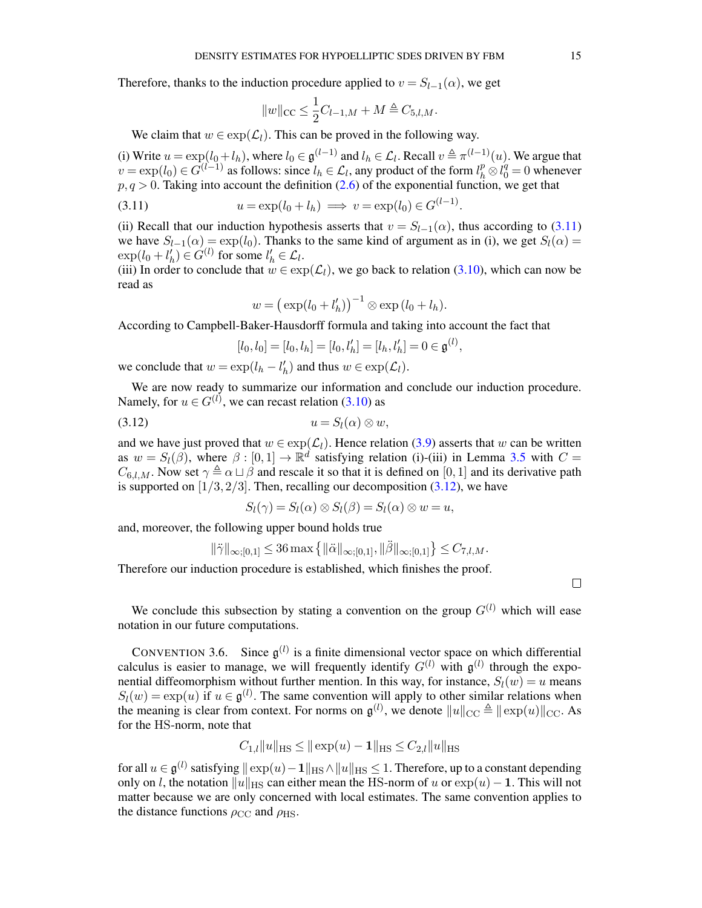Therefore, thanks to the induction procedure applied to $v = S_{l-1}(\alpha)$, we get

$$\|w\|_{\mathrm{CC}} \le \frac{1}{2} C_{l-1,M} + M \triangleq C_{5,l,M}.$$

We claim that $w \in \exp(\mathcal{L}_l)$. This can be proved in the following way.

(i) Write $u = \exp(l_0 + l_h)$, where $l_0 \in \mathfrak{g}^{(l-1)}$ and $l_h \in \mathcal{L}_l$. Recall $v \triangleq \pi^{(l-1)}(u)$. We argue that $v = \exp(l_0) \in G^{(l-1)}$ as follows: since $l_h \in \mathcal{L}_l$, any product of the form $l_h^p \otimes l_0^q = 0$ whenever $p, q > 0$. Taking into account the definition (2.6) of the exponential function, we get that

$$u = \exp(l_0 + l_h) \implies v = \exp(l_0) \in G^{(l-1)}. \tag{3.11}$$

(ii) Recall that our induction hypothesis asserts that $v = S_{l-1}(\alpha)$, thus according to (3.11) we have $S_{l-1}(\alpha) = \exp(l_0)$. Thanks to the same kind of argument as in (i), we get $S_l(\alpha) = \exp(l_0 + l_h') \in G^{(l)}$ for some $l_h' \in \mathcal{L}_l$.
(iii) In order to conclude that $w \in \exp(\mathcal{L}_l)$, we go back to relation (3.10), which can now be read as

$$w = \big(\exp(l_0 + l_h')\big)^{-1} \otimes \exp\left(l_0 + l_h\right).$$

According to Campbell-Baker-Hausdorff formula and taking into account the fact that

$$[l_0, l_0] = [l_0, l_h] = [l_0, l_h'] = [l_h, l_h'] = 0 \in \mathfrak{g}^{(l)},$$

we conclude that $w = \exp(l_h - l_h')$ and thus $w \in \exp(\mathcal{L}_l)$.

We are now ready to summarize our information and conclude our induction procedure. Namely, for $u \in G^{(l)}$, we can recast relation (3.10) as

$$u = S_l(\alpha) \otimes w, \tag{3.12}$$

and we have just proved that $w \in \exp(\mathcal{L}_l)$. Hence relation (3.9) asserts that $w$ can be written as $w = S_l(\beta)$, where $\beta : [0,1] \to \mathbb{R}^d$ satisfying relation (i)-(iii) in Lemma 3.5 with $C = C_{6,l,M}$. Now set $\gamma \triangleq \alpha \sqcup \beta$ and rescale it so that it is defined on $[0,1]$ and its derivative path is supported on $[1/3, 2/3]$. Then, recalling our decomposition (3.12), we have

$$S_l(\gamma) = S_l(\alpha) \otimes S_l(\beta) = S_l(\alpha) \otimes w = u,$$

and, moreover, the following upper bound holds true

$$\|\ddot{\gamma}\|_{\infty;[0,1]} \le 36 \max\big\{\|\ddot{\alpha}\|_{\infty;[0,1]}, \|\ddot{\beta}\|_{\infty;[0,1]}\big\} \le C_{7,l,M}.$$

Therefore our induction procedure is established, which finishes the proof.

∎

We conclude this subsection by stating a convention on the group $G^{(l)}$ which will ease notation in our future computations.

CONVENTION 3.6. Since $\mathfrak{g}^{(l)}$ is a finite dimensional vector space on which differential calculus is easier to manage, we will frequently identify $G^{(l)}$ with $\mathfrak{g}^{(l)}$ through the exponential diffeomorphism without further mention. In this way, for instance, $S_l(w) = u$ means $S_l(w) = \exp(u)$ if $u \in \mathfrak{g}^{(l)}$. The same convention will apply to other similar relations when the meaning is clear from context. For norms on $\mathfrak{g}^{(l)}$, we denote $\|u\|_{\mathrm{CC}} \triangleq \|\exp(u)\|_{\mathrm{CC}}$. As for the HS-norm, note that

$$C_{1,l}\|u\|_{\mathrm{HS}} \le \|\exp(u) - \mathbf{1}\|_{\mathrm{HS}} \le C_{2,l}\|u\|_{\mathrm{HS}}$$

for all $u \in \mathfrak{g}^{(l)}$ satisfying $\|\exp(u) - \mathbf{1}\|_{\mathrm{HS}} \wedge \|u\|_{\mathrm{HS}} \le 1$. Therefore, up to a constant depending only on $l$, the notation $\|u\|_{\mathrm{HS}}$ can either mean the HS-norm of $u$ or $\exp(u) - \mathbf{1}$. This will not matter because we are only concerned with local estimates. The same convention applies to the distance functions $\rho_{\mathrm{CC}}$ and $\rho_{\mathrm{HS}}$.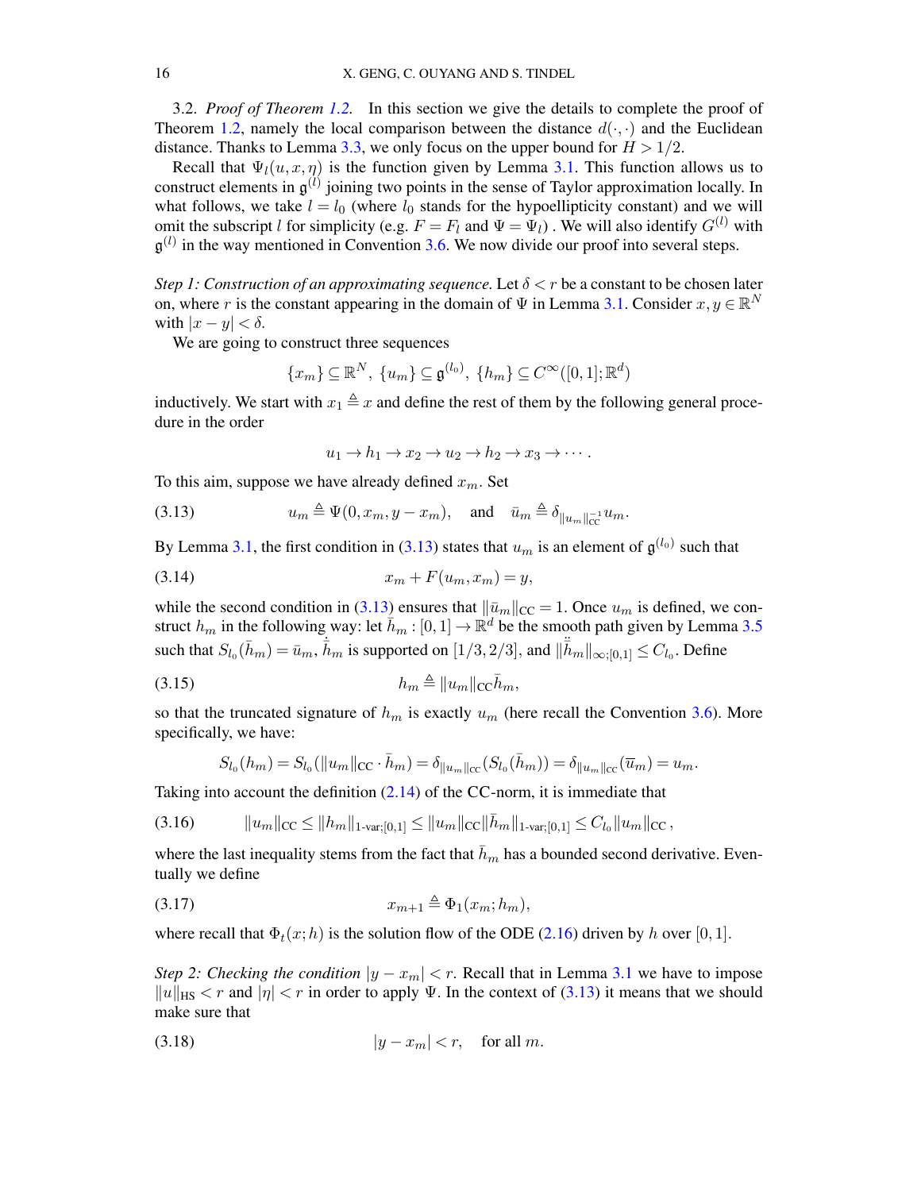3.2. *Proof of Theorem 1.2.* In this section we give the details to complete the proof of Theorem 1.2, namely the local comparison between the distance $d(\cdot,\cdot)$ and the Euclidean distance. Thanks to Lemma 3.3, we only focus on the upper bound for $H > 1/2$.

Recall that $\Psi_l(u, x, \eta)$ is the function given by Lemma 3.1. This function allows us to construct elements in $\mathfrak{g}^{(l)}$ joining two points in the sense of Taylor approximation locally. In what follows, we take $l = l_0$ (where $l_0$ stands for the hypoellipticity constant) and we will omit the subscript $l$ for simplicity (e.g. $F = F_l$ and $\Psi = \Psi_l$) . We will also identify $G^{(l)}$ with $\mathfrak{g}^{(l)}$ in the way mentioned in Convention 3.6. We now divide our proof into several steps.

*Step 1: Construction of an approximating sequence.* Let $\delta < r$ be a constant to be chosen later on, where $r$ is the constant appearing in the domain of $\Psi$ in Lemma 3.1. Consider $x, y \in \mathbb{R}^N$ with $|x - y| < \delta$.

We are going to construct three sequences

$$\{x_m\} \subseteq \mathbb{R}^N,\ \{u_m\} \subseteq \mathfrak{g}^{(l_0)},\ \{h_m\} \subseteq C^\infty([0,1];\mathbb{R}^d)$$

inductively. We start with $x_1 \triangleq x$ and define the rest of them by the following general procedure in the order

$$u_1 \to h_1 \to x_2 \to u_2 \to h_2 \to x_3 \to \cdots.$$

To this aim, suppose we have already defined $x_m$. Set

$$u_m \triangleq \Psi(0, x_m, y - x_m), \quad \text{and} \quad \bar{u}_m \triangleq \delta_{\|u_m\|_{\mathrm{CC}}^{-1}} u_m. \tag{3.13}$$

By Lemma 3.1, the first condition in (3.13) states that $u_m$ is an element of $\mathfrak{g}^{(l_0)}$ such that

$$x_m + F(u_m, x_m) = y, \tag{3.14}$$

while the second condition in (3.13) ensures that $\|\bar{u}_m\|_{\mathrm{CC}} = 1$. Once $u_m$ is defined, we construct $h_m$ in the following way: let $\bar{h}_m : [0,1] \to \mathbb{R}^d$ be the smooth path given by Lemma 3.5 such that $S_{l_0}(\bar{h}_m) = \bar{u}_m$, $\dot{\bar{h}}_m$ is supported on $[1/3, 2/3]$, and $\|\ddot{\bar{h}}_m\|_{\infty;[0,1]} \leq C_{l_0}$. Define

$$h_m \triangleq \|u_m\|_{\mathrm{CC}} \bar{h}_m, \tag{3.15}$$

so that the truncated signature of $h_m$ is exactly $u_m$ (here recall the Convention 3.6). More specifically, we have:

$$S_{l_0}(h_m) = S_{l_0}(\|u_m\|_{\mathrm{CC}} \cdot \bar{h}_m) = \delta_{\|u_m\|_{\mathrm{CC}}}(S_{l_0}(\bar{h}_m)) = \delta_{\|u_m\|_{\mathrm{CC}}}(\overline{u}_m) = u_m.$$

Taking into account the definition (2.14) of the CC-norm, it is immediate that

$$\|u_m\|_{\mathrm{CC}} \leq \|h_m\|_{1\text{-var};[0,1]} \leq \|u_m\|_{\mathrm{CC}} \|\bar{h}_m\|_{1\text{-var};[0,1]} \leq C_{l_0} \|u_m\|_{\mathrm{CC}}, \tag{3.16}$$

where the last inequality stems from the fact that $\bar{h}_m$ has a bounded second derivative. Eventually we define

$$x_{m+1} \triangleq \Phi_1(x_m; h_m), \tag{3.17}$$

where recall that $\Phi_t(x; h)$ is the solution flow of the ODE (2.16) driven by $h$ over $[0,1]$.

*Step 2: Checking the condition $|y - x_m| < r$.* Recall that in Lemma 3.1 we have to impose $\|u\|_{\mathrm{HS}} < r$ and $|\eta| < r$ in order to apply $\Psi$. In the context of (3.13) it means that we should make sure that

$$|y - x_m| < r, \quad \text{for all } m. \tag{3.18}$$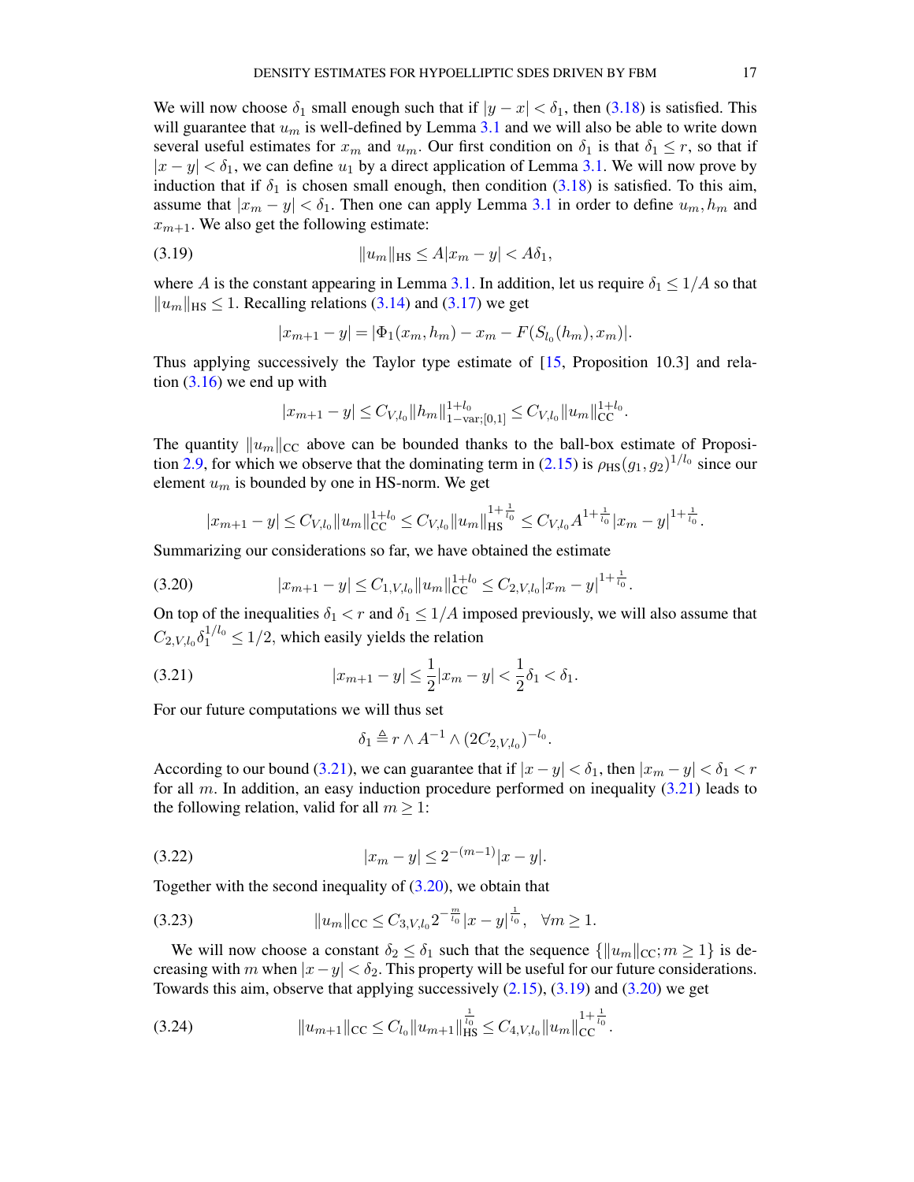We will now choose $\delta_1$ small enough such that if $|y - x| < \delta_1$, then (3.18) is satisfied. This will guarantee that $u_m$ is well-defined by Lemma 3.1 and we will also be able to write down several useful estimates for $x_m$ and $u_m$. Our first condition on $\delta_1$ is that $\delta_1 \le r$, so that if $|x - y| < \delta_1$, we can define $u_1$ by a direct application of Lemma 3.1. We will now prove by induction that if $\delta_1$ is chosen small enough, then condition (3.18) is satisfied. To this aim, assume that $|x_m - y| < \delta_1$. Then one can apply Lemma 3.1 in order to define $u_m, h_m$ and $x_{m+1}$. We also get the following estimate:

$$\|u_m\|_{\mathrm{HS}} \le A|x_m - y| < A\delta_1, \tag{3.19}$$

where $A$ is the constant appearing in Lemma 3.1. In addition, let us require $\delta_1 \le 1/A$ so that $\|u_m\|_{\mathrm{HS}} \le 1$. Recalling relations (3.14) and (3.17) we get

$$|x_{m+1} - y| = |\Phi_1(x_m, h_m) - x_m - F(S_{l_0}(h_m), x_m)|.$$

Thus applying successively the Taylor type estimate of [15, Proposition 10.3] and relation (3.16) we end up with

$$|x_{m+1} - y| \le C_{V,l_0} \|h_m\|^{1+l_0}_{1-\mathrm{var};[0,1]} \le C_{V,l_0} \|u_m\|^{1+l_0}_{\mathrm{CC}}.$$

The quantity $\|u_m\|_{\mathrm{CC}}$ above can be bounded thanks to the ball-box estimate of Proposition 2.9, for which we observe that the dominating term in (2.15) is $\rho_{\mathrm{HS}}(g_1, g_2)^{1/l_0}$ since our element $u_m$ is bounded by one in HS-norm. We get

$$|x_{m+1} - y| \le C_{V,l_0} \|u_m\|^{1+l_0}_{\mathrm{CC}} \le C_{V,l_0} \|u_m\|^{1+\frac{1}{l_0}}_{\mathrm{HS}} \le C_{V,l_0} A^{1+\frac{1}{l_0}} |x_m - y|^{1+\frac{1}{l_0}}.$$

Summarizing our considerations so far, we have obtained the estimate

$$|x_{m+1} - y| \le C_{1,V,l_0} \|u_m\|^{1+l_0}_{\mathrm{CC}} \le C_{2,V,l_0} |x_m - y|^{1+\frac{1}{l_0}}. \tag{3.20}$$

On top of the inequalities $\delta_1 < r$ and $\delta_1 \le 1/A$ imposed previously, we will also assume that $C_{2,V,l_0} \delta_1^{1/l_0} \le 1/2$, which easily yields the relation

$$|x_{m+1} - y| \le \frac{1}{2}|x_m - y| < \frac{1}{2}\delta_1 < \delta_1. \tag{3.21}$$

For our future computations we will thus set

$$\delta_1 \triangleq r \wedge A^{-1} \wedge (2C_{2,V,l_0})^{-l_0}.$$

According to our bound (3.21), we can guarantee that if $|x - y| < \delta_1$, then $|x_m - y| < \delta_1 < r$ for all $m$. In addition, an easy induction procedure performed on inequality (3.21) leads to the following relation, valid for all $m \ge 1$:

$$|x_m - y| \le 2^{-(m-1)}|x - y|. \tag{3.22}$$

Together with the second inequality of (3.20), we obtain that

$$\|u_m\|_{\mathrm{CC}} \le C_{3,V,l_0} 2^{-\frac{m}{l_0}} |x - y|^{\frac{1}{l_0}}, \quad \forall m \ge 1. \tag{3.23}$$

We will now choose a constant $\delta_2 \le \delta_1$ such that the sequence $\{\|u_m\|_{\mathrm{CC}}; m \ge 1\}$ is decreasing with $m$ when $|x - y| < \delta_2$. This property will be useful for our future considerations. Towards this aim, observe that applying successively (2.15), (3.19) and (3.20) we get

$$\|u_{m+1}\|_{\mathrm{CC}} \le C_{l_0} \|u_{m+1}\|^{\frac{1}{l_0}}_{\mathrm{HS}} \le C_{4,V,l_0} \|u_m\|^{1+\frac{1}{l_0}}_{\mathrm{CC}}. \tag{3.24}$$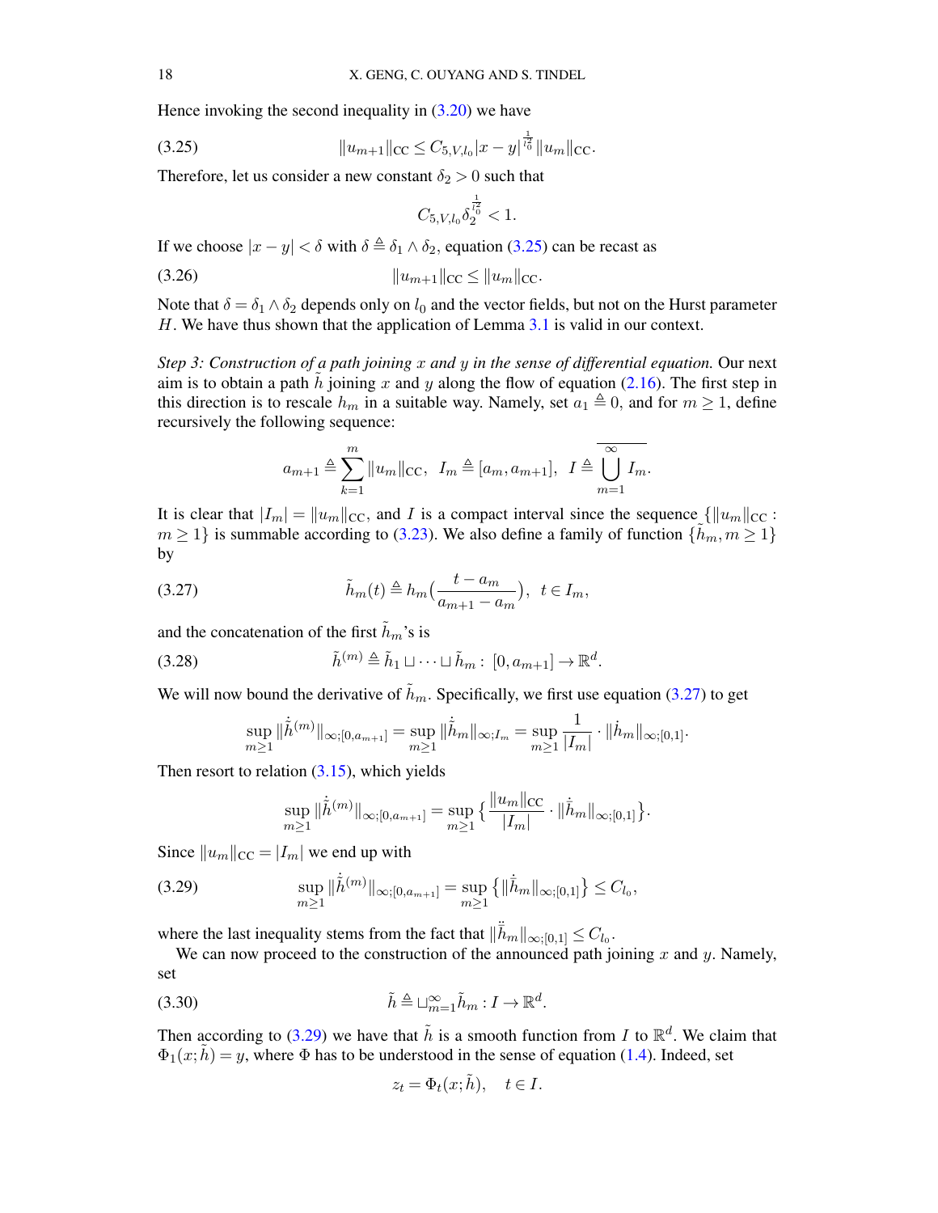Hence invoking the second inequality in (3.20) we have

$$\|u_{m+1}\|_{\mathrm{CC}} \leq C_{5,V,l_0}|x-y|^{\frac{1}{l_0^2}}\|u_m\|_{\mathrm{CC}}. \tag{3.25}$$

Therefore, let us consider a new constant $\delta_2 > 0$ such that

$$C_{5,V,l_0}\delta_2^{\frac{1}{l_0^2}} < 1.$$

If we choose $|x-y| < \delta$ with $\delta \triangleq \delta_1 \wedge \delta_2$, equation (3.25) can be recast as

$$\|u_{m+1}\|_{\mathrm{CC}} \leq \|u_m\|_{\mathrm{CC}}. \tag{3.26}$$

Note that $\delta = \delta_1 \wedge \delta_2$ depends only on $l_0$ and the vector fields, but not on the Hurst parameter $H$. We have thus shown that the application of Lemma 3.1 is valid in our context.

*Step 3: Construction of a path joining $x$ and $y$ in the sense of differential equation.* Our next aim is to obtain a path $\tilde{h}$ joining $x$ and $y$ along the flow of equation (2.16). The first step in this direction is to rescale $h_m$ in a suitable way. Namely, set $a_1 \triangleq 0$, and for $m \geq 1$, define recursively the following sequence:

$$a_{m+1} \triangleq \sum_{k=1}^{m} \|u_m\|_{\mathrm{CC}}, \quad I_m \triangleq [a_m, a_{m+1}], \quad I \triangleq \overline{\bigcup_{m=1}^{\infty} I_m}.$$

It is clear that $|I_m| = \|u_m\|_{\mathrm{CC}}$, and $I$ is a compact interval since the sequence $\{\|u_m\|_{\mathrm{CC}} : m \geq 1\}$ is summable according to (3.23). We also define a family of function $\{\tilde{h}_m, m \geq 1\}$ by

$$\tilde{h}_m(t) \triangleq h_m\Big(\frac{t-a_m}{a_{m+1}-a_m}\Big), \quad t \in I_m, \tag{3.27}$$

and the concatenation of the first $\tilde{h}_m$'s is

$$\tilde{h}^{(m)} \triangleq \tilde{h}_1 \sqcup \cdots \sqcup \tilde{h}_m : \ [0, a_{m+1}] \to \mathbb{R}^d. \tag{3.28}$$

We will now bound the derivative of $\tilde{h}_m$. Specifically, we first use equation (3.27) to get

$$\sup_{m\geq 1} \|\dot{\tilde{h}}^{(m)}\|_{\infty;[0,a_{m+1}]} = \sup_{m\geq 1} \|\dot{\tilde{h}}_m\|_{\infty;I_m} = \sup_{m\geq 1} \frac{1}{|I_m|} \cdot \|\dot{h}_m\|_{\infty;[0,1]}.$$

Then resort to relation (3.15), which yields

$$\sup_{m\geq 1} \|\dot{\tilde{h}}^{(m)}\|_{\infty;[0,a_{m+1}]} = \sup_{m\geq 1} \Big\{\frac{\|u_m\|_{\mathrm{CC}}}{|I_m|} \cdot \|\dot{\bar{h}}_m\|_{\infty;[0,1]}\Big\}.$$

Since $\|u_m\|_{\mathrm{CC}} = |I_m|$ we end up with

$$\sup_{m\geq 1} \|\dot{\tilde{h}}^{(m)}\|_{\infty;[0,a_{m+1}]} = \sup_{m\geq 1} \big\{\|\dot{\bar{h}}_m\|_{\infty;[0,1]}\big\} \leq C_{l_0}, \tag{3.29}$$

where the last inequality stems from the fact that $\|\ddot{\bar{h}}_m\|_{\infty;[0,1]} \leq C_{l_0}$.

We can now proceed to the construction of the announced path joining $x$ and $y$. Namely, set

$$\tilde{h} \triangleq \sqcup_{m=1}^{\infty} \tilde{h}_m : I \to \mathbb{R}^d. \tag{3.30}$$

Then according to (3.29) we have that $\tilde{h}$ is a smooth function from $I$ to $\mathbb{R}^d$. We claim that $\Phi_1(x; \tilde{h}) = y$, where $\Phi$ has to be understood in the sense of equation (1.4). Indeed, set

$$z_t = \Phi_t(x; \tilde{h}), \quad t \in I.$$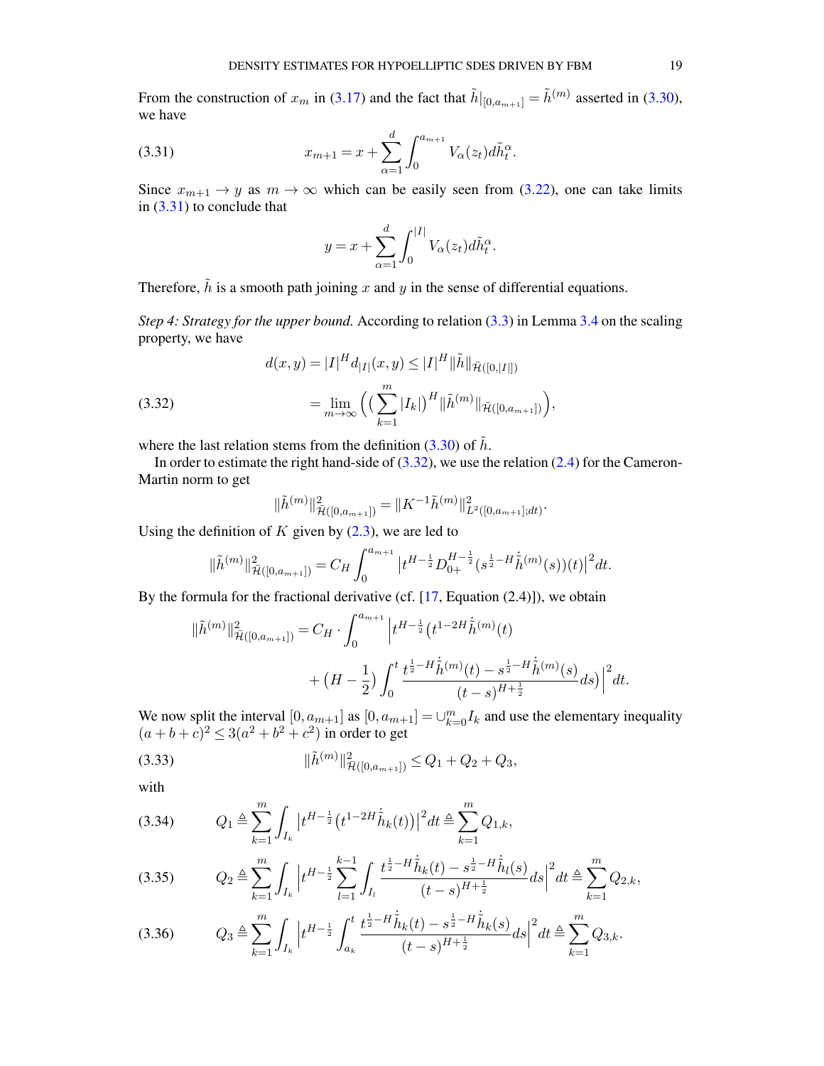From the construction of $x_m$ in (3.17) and the fact that $\tilde{h}|_{[0,a_{m+1}]} = \tilde{h}^{(m)}$ asserted in (3.30), we have

$$x_{m+1} = x + \sum_{\alpha=1}^{d} \int_0^{a_{m+1}} V_\alpha(z_t) d\tilde{h}_t^\alpha. \tag{3.31}$$

Since $x_{m+1} \to y$ as $m \to \infty$ which can be easily seen from (3.22), one can take limits in (3.31) to conclude that

$$y = x + \sum_{\alpha=1}^{d} \int_0^{|I|} V_\alpha(z_t) d\tilde{h}_t^\alpha.$$

Therefore, $\tilde{h}$ is a smooth path joining $x$ and $y$ in the sense of differential equations.

*Step 4: Strategy for the upper bound.* According to relation (3.3) in Lemma 3.4 on the scaling property, we have

$$\begin{aligned} d(x,y) &= |I|^H d_{|I|}(x,y) \le |I|^H \|\tilde{h}\|_{\bar{\mathcal{H}}([0,|I|])} \\ &= \lim_{m\to\infty} \Big( \big( \sum_{k=1}^{m} |I_k| \big)^H \|\tilde{h}^{(m)}\|_{\bar{\mathcal{H}}([0,a_{m+1}])} \Big), \end{aligned} \tag{3.32}$$

where the last relation stems from the definition (3.30) of $\tilde{h}$.

In order to estimate the right hand-side of (3.32), we use the relation (2.4) for the Cameron-Martin norm to get

$$\|\tilde{h}^{(m)}\|^2_{\bar{\mathcal{H}}([0,a_{m+1}])} = \|K^{-1}\tilde{h}^{(m)}\|^2_{L^2([0,a_{m+1}];dt)}.$$

Using the definition of $K$ given by (2.3), we are led to

$$\|\tilde{h}^{(m)}\|^2_{\bar{\mathcal{H}}([0,a_{m+1}])} = C_H \int_0^{a_{m+1}} \big| t^{H-\frac{1}{2}} D_{0+}^{H-\frac{1}{2}} (s^{\frac{1}{2}-H} \dot{\tilde{h}}^{(m)}(s))(t) \big|^2 dt.$$

By the formula for the fractional derivative (cf. [17, Equation (2.4)]), we obtain

$$\begin{aligned} \|\tilde{h}^{(m)}\|^2_{\bar{\mathcal{H}}([0,a_{m+1}])} = C_H \cdot \int_0^{a_{m+1}} \Big| t^{H-\frac{1}{2}} \big( & t^{1-2H} \dot{\tilde{h}}^{(m)}(t) \\ &+ \big(H - \tfrac{1}{2}\big) \int_0^t \frac{t^{\frac{1}{2}-H} \dot{\tilde{h}}^{(m)}(t) - s^{\frac{1}{2}-H} \dot{\tilde{h}}^{(m)}(s)}{(t-s)^{H+\frac{1}{2}}} ds \big) \Big|^2 dt. \end{aligned}$$

We now split the interval $[0,a_{m+1}]$ as $[0,a_{m+1}] = \cup_{k=0}^{m} I_k$ and use the elementary inequality $(a+b+c)^2 \le 3(a^2+b^2+c^2)$ in order to get

$$\|\tilde{h}^{(m)}\|^2_{\bar{\mathcal{H}}([0,a_{m+1}])} \le Q_1 + Q_2 + Q_3, \tag{3.33}$$

with

$$Q_1 \triangleq \sum_{k=1}^{m} \int_{I_k} \big| t^{H-\frac{1}{2}} \big( t^{1-2H} \dot{\tilde{h}}_k(t) \big) \big|^2 dt \triangleq \sum_{k=1}^{m} Q_{1,k}, \tag{3.34}$$

$$Q_2 \triangleq \sum_{k=1}^{m} \int_{I_k} \Big| t^{H-\frac{1}{2}} \sum_{l=1}^{k-1} \int_{I_l} \frac{t^{\frac{1}{2}-H} \dot{\tilde{h}}_k(t) - s^{\frac{1}{2}-H} \dot{\tilde{h}}_l(s)}{(t-s)^{H+\frac{1}{2}}} ds \Big|^2 dt \triangleq \sum_{k=1}^{m} Q_{2,k}, \tag{3.35}$$

$$Q_3 \triangleq \sum_{k=1}^{m} \int_{I_k} \Big| t^{H-\frac{1}{2}} \int_{a_k}^{t} \frac{t^{\frac{1}{2}-H} \dot{\tilde{h}}_k(t) - s^{\frac{1}{2}-H} \dot{\tilde{h}}_k(s)}{(t-s)^{H+\frac{1}{2}}} ds \Big|^2 dt \triangleq \sum_{k=1}^{m} Q_{3,k}. \tag{3.36}$$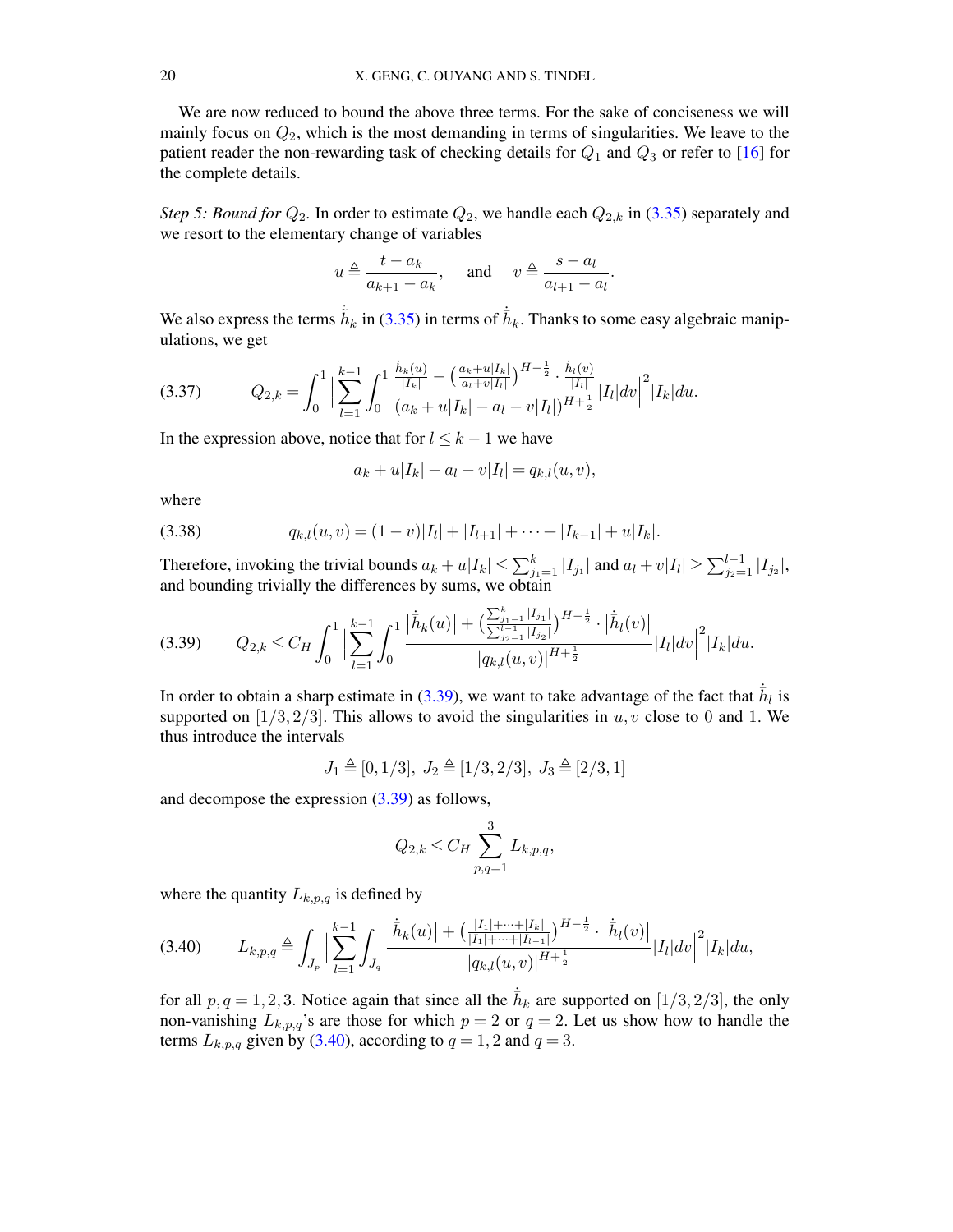We are now reduced to bound the above three terms. For the sake of conciseness we will mainly focus on $Q_2$, which is the most demanding in terms of singularities. We leave to the patient reader the non-rewarding task of checking details for $Q_1$ and $Q_3$ or refer to [16] for the complete details.

*Step 5: Bound for $Q_2$.* In order to estimate $Q_2$, we handle each $Q_{2,k}$ in (3.35) separately and we resort to the elementary change of variables

$$u \triangleq \frac{t - a_k}{a_{k+1} - a_k}, \quad \text{and} \quad v \triangleq \frac{s - a_l}{a_{l+1} - a_l}.$$

We also express the terms $\dot{\bar{h}}_k$ in (3.35) in terms of $\dot{\hat{h}}_k$. Thanks to some easy algebraic manipulations, we get

$$Q_{2,k} = \int_0^1 \Big| \sum_{l=1}^{k-1} \int_0^1 \frac{\frac{\dot{h}_k(u)}{|I_k|} - \left(\frac{a_k + u|I_k|}{a_l + v|I_l|}\right)^{H-\frac{1}{2}} \cdot \frac{\dot{h}_l(v)}{|I_l|}}{(a_k + u|I_k| - a_l - v|I_l|)^{H+\frac{1}{2}}} |I_l| dv \Big|^2 |I_k| du. \tag{3.37}$$

In the expression above, notice that for $l \leq k-1$ we have

$$a_k + u|I_k| - a_l - v|I_l| = q_{k,l}(u, v),$$

where

$$q_{k,l}(u, v) = (1 - v)|I_l| + |I_{l+1}| + \cdots + |I_{k-1}| + u|I_k|. \tag{3.38}$$

Therefore, invoking the trivial bounds $a_k + u|I_k| \leq \sum_{j_1=1}^{k} |I_{j_1}|$ and $a_l + v|I_l| \geq \sum_{j_2=1}^{l-1} |I_{j_2}|$, and bounding trivially the differences by sums, we obtain

$$Q_{2,k} \leq C_H \int_0^1 \Big| \sum_{l=1}^{k-1} \int_0^1 \frac{\big|\dot{\hat{h}}_k(u)\big| + \left(\frac{\sum_{j_1=1}^{k} |I_{j_1}|}{\sum_{j_2=1}^{l-1} |I_{j_2}|}\right)^{H-\frac{1}{2}} \cdot \big|\dot{\hat{h}}_l(v)\big|}{|q_{k,l}(u, v)|^{H+\frac{1}{2}}} |I_l| dv \Big|^2 |I_k| du. \tag{3.39}$$

In order to obtain a sharp estimate in (3.39), we want to take advantage of the fact that $\dot{\hat{h}}_l$ is supported on $[1/3, 2/3]$. This allows to avoid the singularities in $u, v$ close to $0$ and $1$. We thus introduce the intervals

$$J_1 \triangleq [0, 1/3], \; J_2 \triangleq [1/3, 2/3], \; J_3 \triangleq [2/3, 1]$$

and decompose the expression (3.39) as follows,

$$Q_{2,k} \leq C_H \sum_{p,q=1}^{3} L_{k,p,q},$$

where the quantity $L_{k,p,q}$ is defined by

$$L_{k,p,q} \triangleq \int_{J_p} \Big| \sum_{l=1}^{k-1} \int_{J_q} \frac{\big|\dot{\hat{h}}_k(u)\big| + \left(\frac{|I_1| + \cdots + |I_k|}{|I_1| + \cdots + |I_{l-1}|}\right)^{H-\frac{1}{2}} \cdot \big|\dot{\hat{h}}_l(v)\big|}{|q_{k,l}(u, v)|^{H+\frac{1}{2}}} |I_l| dv \Big|^2 |I_k| du, \tag{3.40}$$

for all $p, q = 1, 2, 3$. Notice again that since all the $\dot{\hat{h}}_k$ are supported on $[1/3, 2/3]$, the only non-vanishing $L_{k,p,q}$'s are those for which $p = 2$ or $q = 2$. Let us show how to handle the terms $L_{k,p,q}$ given by (3.40), according to $q = 1, 2$ and $q = 3$.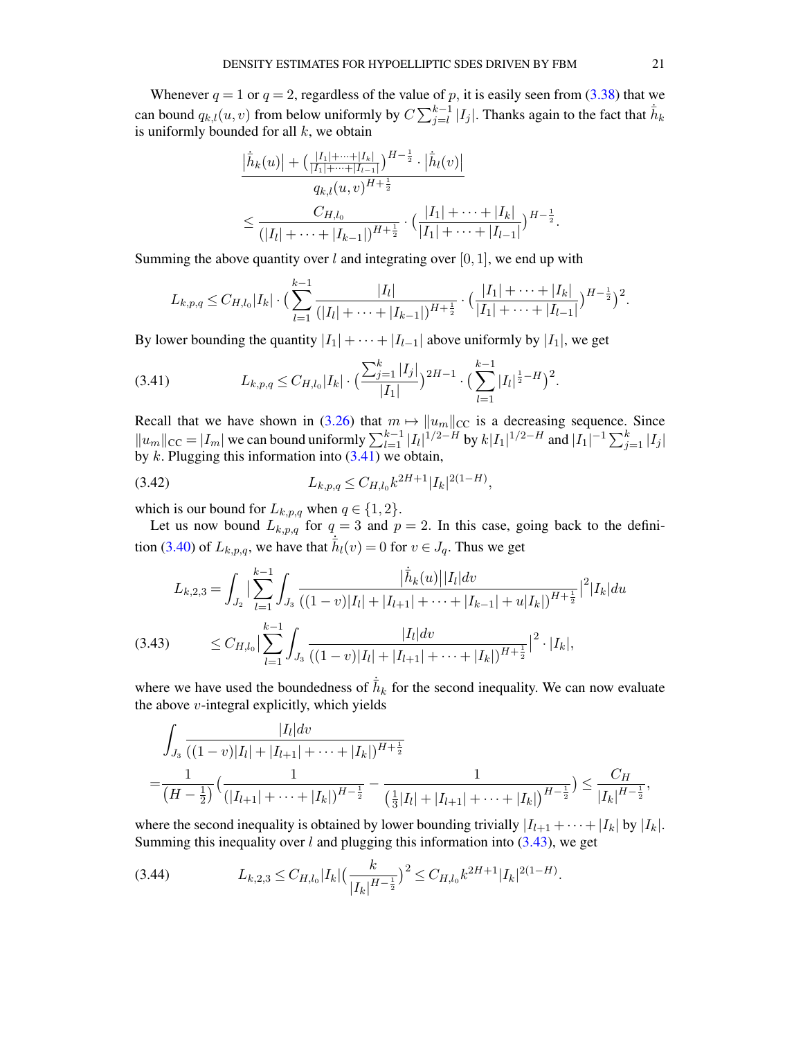Whenever $q = 1$ or $q = 2$, regardless of the value of $p$, it is easily seen from (3.38) that we can bound $q_{k,l}(u,v)$ from below uniformly by $C \sum_{j=l}^{k-1} |I_j|$. Thanks again to the fact that $\dot{\bar{h}}_k$ is uniformly bounded for all $k$, we obtain

$$
\begin{aligned}
&\frac{\big|\dot{\bar{h}}_k(u)\big| + \big(\frac{|I_1|+\cdots+|I_k|}{|I_1|+\cdots+|I_{l-1}|}\big)^{H-\frac{1}{2}} \cdot \big|\dot{\bar{h}}_l(v)\big|}{q_{k,l}(u,v)^{H+\frac{1}{2}}} \\
&\quad \leq \frac{C_{H,l_0}}{(|I_l|+\cdots+|I_{k-1}|)^{H+\frac{1}{2}}} \cdot \big(\frac{|I_1|+\cdots+|I_k|}{|I_1|+\cdots+|I_{l-1}|}\big)^{H-\frac{1}{2}}.
\end{aligned}
$$

Summing the above quantity over $l$ and integrating over $[0,1]$, we end up with

$$
L_{k,p,q} \leq C_{H,l_0} |I_k| \cdot \big(\sum_{l=1}^{k-1} \frac{|I_l|}{(|I_l|+\cdots+|I_{k-1}|)^{H+\frac{1}{2}}} \cdot \big(\frac{|I_1|+\cdots+|I_k|}{|I_1|+\cdots+|I_{l-1}|}\big)^{H-\frac{1}{2}}\big)^2.
$$

By lower bounding the quantity $|I_1|+\cdots+|I_{l-1}|$ above uniformly by $|I_1|$, we get

$$
L_{k,p,q} \leq C_{H,l_0} |I_k| \cdot \big(\frac{\sum_{j=1}^{k} |I_j|}{|I_1|}\big)^{2H-1} \cdot \big(\sum_{l=1}^{k-1} |I_l|^{\frac{1}{2}-H}\big)^2. \tag{3.41}
$$

Recall that we have shown in (3.26) that $m \mapsto \|u_m\|_{\mathrm{CC}}$ is a decreasing sequence. Since $\|u_m\|_{\mathrm{CC}} = |I_m|$ we can bound uniformly $\sum_{l=1}^{k-1} |I_l|^{1/2-H}$ by $k|I_1|^{1/2-H}$ and $|I_1|^{-1}\sum_{j=1}^{k} |I_j|$ by $k$. Plugging this information into (3.41) we obtain,

$$
L_{k,p,q} \leq C_{H,l_0} k^{2H+1} |I_k|^{2(1-H)}, \tag{3.42}
$$

which is our bound for $L_{k,p,q}$ when $q \in \{1,2\}$.

Let us now bound $L_{k,p,q}$ for $q = 3$ and $p = 2$. In this case, going back to the definition (3.40) of $L_{k,p,q}$, we have that $\dot{\bar{h}}_l(v) = 0$ for $v \in J_q$. Thus we get

$$
\begin{aligned}
L_{k,2,3} &= \int_{J_2} \big|\sum_{l=1}^{k-1} \int_{J_3} \frac{\big|\dot{\bar{h}}_k(u)\big| |I_l| dv}{((1-v)|I_l| + |I_{l+1}| + \cdots + |I_{k-1}| + u|I_k|)^{H+\frac{1}{2}}}\big|^2 |I_k| du \\
&\leq C_{H,l_0} \big|\sum_{l=1}^{k-1} \int_{J_3} \frac{|I_l| dv}{((1-v)|I_l| + |I_{l+1}| + \cdots + |I_k|)^{H+\frac{1}{2}}}\big|^2 \cdot |I_k|,
\end{aligned} \tag{3.43}
$$

where we have used the boundedness of $\dot{\bar{h}}_k$ for the second inequality. We can now evaluate the above $v$-integral explicitly, which yields

$$
\begin{aligned}
&\int_{J_3} \frac{|I_l| dv}{((1-v)|I_l| + |I_{l+1}| + \cdots + |I_k|)^{H+\frac{1}{2}}} \\
=&\frac{1}{\big(H-\frac{1}{2}\big)} \big(\frac{1}{(|I_{l+1}| + \cdots + |I_k|)^{H-\frac{1}{2}}} - \frac{1}{\big(\frac{1}{3}|I_l| + |I_{l+1}| + \cdots + |I_k|\big)^{H-\frac{1}{2}}}\big) \leq \frac{C_H}{|I_k|^{H-\frac{1}{2}}},
\end{aligned}
$$

where the second inequality is obtained by lower bounding trivially $|I_{l+1}+\cdots+|I_k|$ by $|I_k|$. Summing this inequality over $l$ and plugging this information into (3.43), we get

$$
L_{k,2,3} \leq C_{H,l_0} |I_k| \big(\frac{k}{|I_k|^{H-\frac{1}{2}}}\big)^2 \leq C_{H,l_0} k^{2H+1} |I_k|^{2(1-H)}. \tag{3.44}
$$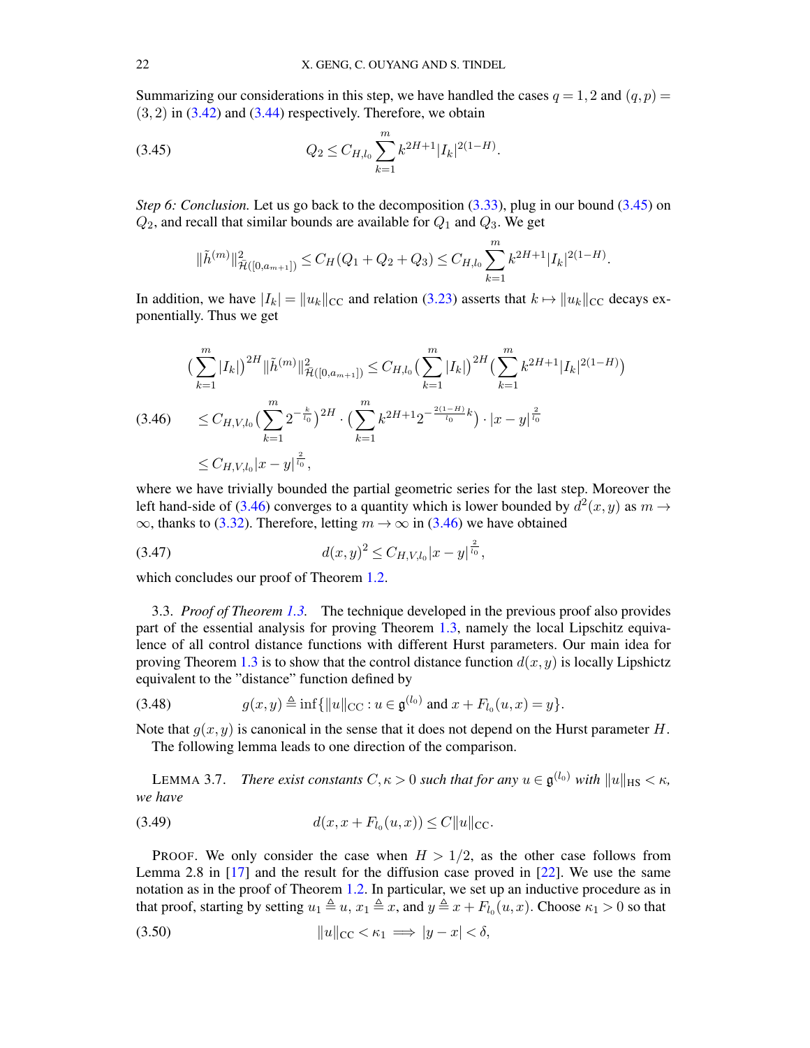Summarizing our considerations in this step, we have handled the cases $q = 1, 2$ and $(q, p) = (3, 2)$ in (3.42) and (3.44) respectively. Therefore, we obtain

$$Q_2 \leq C_{H,l_0} \sum_{k=1}^{m} k^{2H+1} |I_k|^{2(1-H)}. \tag{3.45}$$

*Step 6: Conclusion.* Let us go back to the decomposition (3.33), plug in our bound (3.45) on $Q_2$, and recall that similar bounds are available for $Q_1$ and $Q_3$. We get

$$\|\tilde{h}^{(m)}\|^2_{\bar{\mathcal{H}}([0,a_{m+1}])} \leq C_H (Q_1 + Q_2 + Q_3) \leq C_{H,l_0} \sum_{k=1}^{m} k^{2H+1} |I_k|^{2(1-H)}.$$

In addition, we have $|I_k| = \|u_k\|_{\mathrm{CC}}$ and relation (3.23) asserts that $k \mapsto \|u_k\|_{\mathrm{CC}}$ decays exponentially. Thus we get

$$\begin{aligned}
\Big(\sum_{k=1}^{m} |I_k|\Big)^{2H} \|\tilde{h}^{(m)}\|^2_{\bar{\mathcal{H}}([0,a_{m+1}])} &\leq C_{H,l_0} \Big(\sum_{k=1}^{m} |I_k|\Big)^{2H} \Big(\sum_{k=1}^{m} k^{2H+1} |I_k|^{2(1-H)}\Big) \\
&\leq C_{H,V,l_0} \Big(\sum_{k=1}^{m} 2^{-\frac{k}{l_0}}\Big)^{2H} \cdot \Big(\sum_{k=1}^{m} k^{2H+1} 2^{-\frac{2(1-H)}{l_0}k}\Big) \cdot |x-y|^{\frac{2}{l_0}} \\
&\leq C_{H,V,l_0} |x-y|^{\frac{2}{l_0}},
\end{aligned} \tag{3.46}$$

where we have trivially bounded the partial geometric series for the last step. Moreover the left hand-side of (3.46) converges to a quantity which is lower bounded by $d^2(x, y)$ as $m \to \infty$, thanks to (3.32). Therefore, letting $m \to \infty$ in (3.46) we have obtained

$$d(x, y)^2 \leq C_{H,V,l_0} |x-y|^{\frac{2}{l_0}}, \tag{3.47}$$

which concludes our proof of Theorem 1.2.

3.3. *Proof of Theorem 1.3.* The technique developed in the previous proof also provides part of the essential analysis for proving Theorem 1.3, namely the local Lipschitz equivalence of all control distance functions with different Hurst parameters. Our main idea for proving Theorem 1.3 is to show that the control distance function $d(x, y)$ is locally Lipshictz equivalent to the "distance" function defined by

$$g(x, y) \triangleq \inf\{\|u\|_{\mathrm{CC}} : u \in \mathfrak{g}^{(l_0)} \text{ and } x + F_{l_0}(u, x) = y\}. \tag{3.48}$$

Note that $g(x, y)$ is canonical in the sense that it does not depend on the Hurst parameter $H$.

The following lemma leads to one direction of the comparison.

LEMMA 3.7. *There exist constants $C, \kappa > 0$ such that for any $u \in \mathfrak{g}^{(l_0)}$ with $\|u\|_{\mathrm{HS}} < \kappa$, we have*

$$d(x, x + F_{l_0}(u, x)) \leq C\|u\|_{\mathrm{CC}}. \tag{3.49}$$

PROOF. We only consider the case when $H > 1/2$, as the other case follows from Lemma 2.8 in [17] and the result for the diffusion case proved in [22]. We use the same notation as in the proof of Theorem 1.2. In particular, we set up an inductive procedure as in that proof, starting by setting $u_1 \triangleq u$, $x_1 \triangleq x$, and $y \triangleq x + F_{l_0}(u, x)$. Choose $\kappa_1 > 0$ so that

$$\|u\|_{\mathrm{CC}} < \kappa_1 \implies |y - x| < \delta, \tag{3.50}$$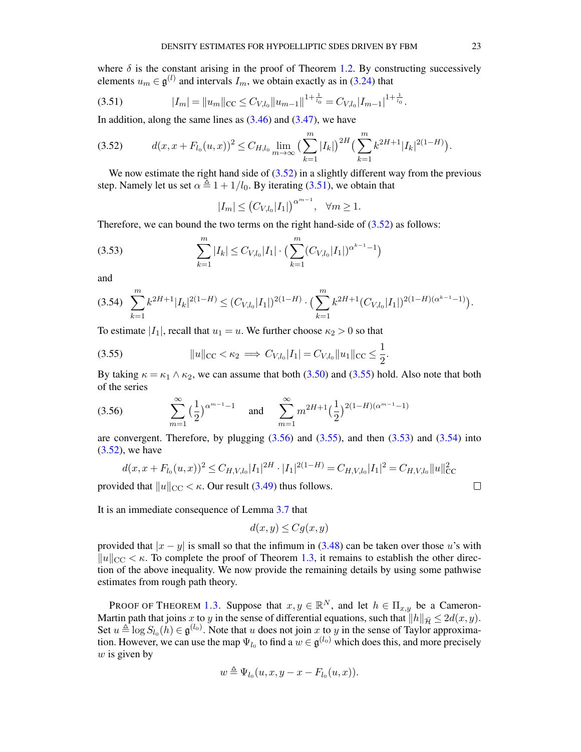where $\delta$ is the constant arising in the proof of Theorem 1.2. By constructing successively elements $u_m \in \mathfrak{g}^{(l)}$ and intervals $I_m$, we obtain exactly as in (3.24) that

$$
|I_m| = \|u_m\|_{\mathrm{CC}} \le C_{V,l_0} \|u_{m-1}\|^{1+\frac{1}{l_0}} = C_{V,l_0} |I_{m-1}|^{1+\frac{1}{l_0}}. \tag{3.51}
$$

In addition, along the same lines as (3.46) and (3.47), we have

$$
d(x, x + F_{l_0}(u,x))^2 \le C_{H,l_0} \lim_{m\to\infty} \Big( \sum_{k=1}^m |I_k| \Big)^{2H} \Big( \sum_{k=1}^m k^{2H+1} |I_k|^{2(1-H)} \Big). \tag{3.52}
$$

We now estimate the right hand side of (3.52) in a slightly different way from the previous step. Namely let us set $\alpha \triangleq 1 + 1/l_0$. By iterating (3.51), we obtain that

$$
|I_m| \le \big( C_{V,l_0} |I_1| \big)^{\alpha^{m-1}}, \quad \forall m \ge 1.
$$

Therefore, we can bound the two terms on the right hand-side of (3.52) as follows:

$$
\sum_{k=1}^m |I_k| \le C_{V,l_0} |I_1| \cdot \Big( \sum_{k=1}^m (C_{V,l_0}|I_1|)^{\alpha^{k-1}-1} \Big) \tag{3.53}
$$

and

$$
\sum_{k=1}^m k^{2H+1} |I_k|^{2(1-H)} \le (C_{V,l_0}|I_1|)^{2(1-H)} \cdot \Big( \sum_{k=1}^m k^{2H+1} (C_{V,l_0}|I_1|)^{2(1-H)(\alpha^{k-1}-1)} \Big). \tag{3.54}
$$

To estimate $|I_1|$, recall that $u_1 = u$. We further choose $\kappa_2 > 0$ so that

$$
\|u\|_{\mathrm{CC}} < \kappa_2 \implies C_{V,l_0}|I_1| = C_{V,l_0}\|u_1\|_{\mathrm{CC}} \le \frac{1}{2}. \tag{3.55}
$$

By taking $\kappa = \kappa_1 \wedge \kappa_2$, we can assume that both (3.50) and (3.55) hold. Also note that both of the series

$$
\sum_{m=1}^\infty \Big(\frac{1}{2}\Big)^{\alpha^{m-1}-1} \quad \text{and} \quad \sum_{m=1}^\infty m^{2H+1} \Big(\frac{1}{2}\Big)^{2(1-H)(\alpha^{m-1}-1)} \tag{3.56}
$$

are convergent. Therefore, by plugging (3.56) and (3.55), and then (3.53) and (3.54) into (3.52), we have

$$
d(x, x+F_{l_0}(u,x))^2 \le C_{H,V,l_0} |I_1|^{2H} \cdot |I_1|^{2(1-H)} = C_{H,V,l_0}|I_1|^2 = C_{H,V,l_0}\|u\|^2_{\mathrm{CC}}
$$

provided that $\|u\|_{\mathrm{CC}} < \kappa$. Our result (3.49) thus follows. □

It is an immediate consequence of Lemma 3.7 that

$$
d(x,y) \le C g(x,y)
$$

provided that $|x-y|$ is small so that the infimum in (3.48) can be taken over those $u$'s with $\|u\|_{\mathrm{CC}} < \kappa$. To complete the proof of Theorem 1.3, it remains to establish the other direction of the above inequality. We now provide the remaining details by using some pathwise estimates from rough path theory.

Proof of Theorem 1.3. Suppose that $x, y \in \mathbb{R}^N$, and let $h \in \Pi_{x,y}$ be a Cameron-Martin path that joins $x$ to $y$ in the sense of differential equations, such that $\|h\|_{\bar{\mathcal{H}}} \le 2d(x,y)$. Set $u \triangleq \log S_{l_0}(h) \in \mathfrak{g}^{(l_0)}$. Note that $u$ does not join $x$ to $y$ in the sense of Taylor approximation. However, we can use the map $\Psi_{l_0}$ to find a $w \in \mathfrak{g}^{(l_0)}$ which does this, and more precisely $w$ is given by

$$
w \triangleq \Psi_{l_0}(u, x, y - x - F_{l_0}(u,x)).
$$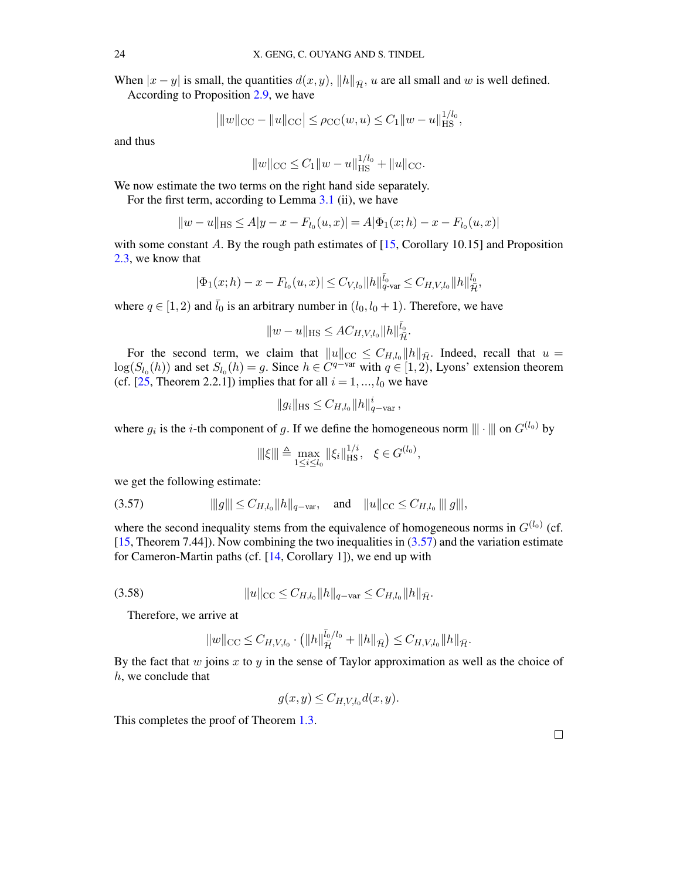When $|x-y|$ is small, the quantities $d(x,y)$, $\|h\|_{\bar{\mathcal{H}}}$, $u$ are all small and $w$ is well defined.

According to Proposition 2.9, we have

$$\big|\|w\|_{\mathrm{CC}} - \|u\|_{\mathrm{CC}}\big| \leq \rho_{\mathrm{CC}}(w,u) \leq C_1 \|w-u\|_{\mathrm{HS}}^{1/l_0},$$

and thus

$$\|w\|_{\mathrm{CC}} \leq C_1 \|w-u\|_{\mathrm{HS}}^{1/l_0} + \|u\|_{\mathrm{CC}}.$$

We now estimate the two terms on the right hand side separately.

For the first term, according to Lemma 3.1 (ii), we have

$$\|w-u\|_{\mathrm{HS}} \leq A|y-x-F_{l_0}(u,x)| = A|\Phi_1(x;h) - x - F_{l_0}(u,x)|$$

with some constant $A$. By the rough path estimates of [15, Corollary 10.15] and Proposition 2.3, we know that

$$|\Phi_1(x;h) - x - F_{l_0}(u,x)| \leq C_{V,l_0} \|h\|_{q\text{-var}}^{\bar{l}_0} \leq C_{H,V,l_0} \|h\|_{\bar{\mathcal{H}}}^{\bar{l}_0},$$

where $q \in [1,2)$ and $\bar{l}_0$ is an arbitrary number in $(l_0, l_0+1)$. Therefore, we have

$$\|w-u\|_{\mathrm{HS}} \leq A C_{H,V,l_0} \|h\|_{\bar{\mathcal{H}}}^{\bar{l}_0}.$$

For the second term, we claim that $\|u\|_{\mathrm{CC}} \leq C_{H,l_0}\|h\|_{\bar{\mathcal{H}}}$. Indeed, recall that $u = \log(S_{l_0}(h))$ and set $S_{l_0}(h) = g$. Since $h \in C^{q\text{-var}}$ with $q \in [1,2)$, Lyons' extension theorem (cf. [25, Theorem 2.2.1]) implies that for all $i = 1, ..., l_0$ we have

$$\|g_i\|_{\mathrm{HS}} \leq C_{H,l_0} \|h\|_{q-\mathrm{var}}^{i},$$

where $g_i$ is the $i$-th component of $g$. If we define the homogeneous norm $|||\cdot|||$ on $G^{(l_0)}$ by

$$|||\xi||| \triangleq \max_{1\leq i\leq l_0} \|\xi_i\|_{\mathrm{HS}}^{1/i}, \quad \xi \in G^{(l_0)},$$

we get the following estimate:

$$|||g||| \leq C_{H,l_0}\|h\|_{q-\mathrm{var}}, \quad \text{and} \quad \|u\|_{\mathrm{CC}} \leq C_{H,l_0}\, |||\, g|||, \tag{3.57}$$

where the second inequality stems from the equivalence of homogeneous norms in $G^{(l_0)}$ (cf. [15, Theorem 7.44]). Now combining the two inequalities in (3.57) and the variation estimate for Cameron-Martin paths (cf. [14, Corollary 1]), we end up with

$$\|u\|_{\mathrm{CC}} \leq C_{H,l_0}\|h\|_{q-\mathrm{var}} \leq C_{H,l_0}\|h\|_{\bar{\mathcal{H}}}. \tag{3.58}$$

Therefore, we arrive at

$$\|w\|_{\mathrm{CC}} \leq C_{H,V,l_0} \cdot \left(\|h\|_{\bar{\mathcal{H}}}^{\bar{l}_0/l_0} + \|h\|_{\bar{\mathcal{H}}}\right) \leq C_{H,V,l_0}\|h\|_{\bar{\mathcal{H}}}.$$

By the fact that $w$ joins $x$ to $y$ in the sense of Taylor approximation as well as the choice of $h$, we conclude that

$$g(x,y) \leq C_{H,V,l_0} d(x,y).$$

This completes the proof of Theorem 1.3. ∎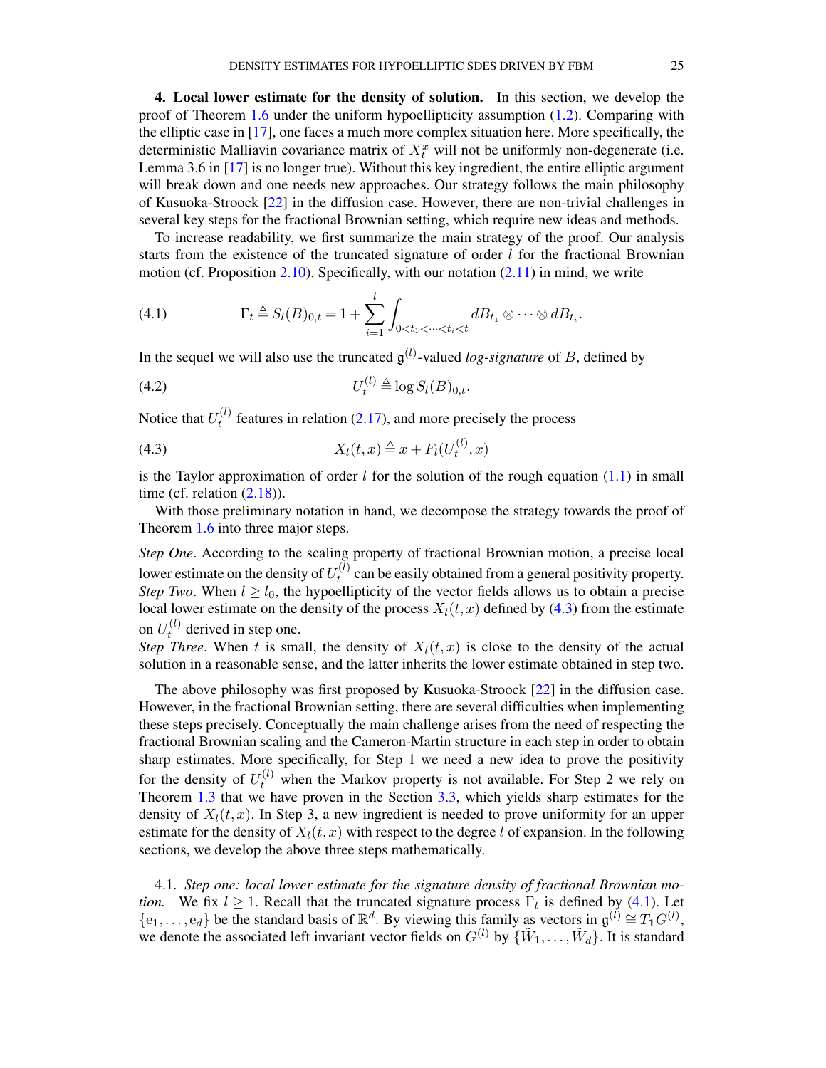## 4. Local lower estimate for the density of solution.

In this section, we develop the proof of Theorem 1.6 under the uniform hypoellipticity assumption (1.2). Comparing with the elliptic case in [17], one faces a much more complex situation here. More specifically, the deterministic Malliavin covariance matrix of $X_t^x$ will not be uniformly non-degenerate (i.e. Lemma 3.6 in [17] is no longer true). Without this key ingredient, the entire elliptic argument will break down and one needs new approaches. Our strategy follows the main philosophy of Kusuoka-Stroock [22] in the diffusion case. However, there are non-trivial challenges in several key steps for the fractional Brownian setting, which require new ideas and methods.

To increase readability, we first summarize the main strategy of the proof. Our analysis starts from the existence of the truncated signature of order $l$ for the fractional Brownian motion (cf. Proposition 2.10). Specifically, with our notation (2.11) in mind, we write

$$\Gamma_t \triangleq S_l(B)_{0,t} = 1 + \sum_{i=1}^{l} \int_{0<t_1<\cdots<t_i<t} dB_{t_1} \otimes \cdots \otimes dB_{t_i}. \tag{4.1}$$

In the sequel we will also use the truncated $\mathfrak{g}^{(l)}$-valued *log-signature* of $B$, defined by

$$U_t^{(l)} \triangleq \log S_l(B)_{0,t}. \tag{4.2}$$

Notice that $U_t^{(l)}$ features in relation (2.17), and more precisely the process

$$X_l(t,x) \triangleq x + F_l(U_t^{(l)}, x) \tag{4.3}$$

is the Taylor approximation of order $l$ for the solution of the rough equation (1.1) in small time (cf. relation (2.18)).

With those preliminary notation in hand, we decompose the strategy towards the proof of Theorem 1.6 into three major steps.

*Step One*. According to the scaling property of fractional Brownian motion, a precise local lower estimate on the density of $U_t^{(l)}$ can be easily obtained from a general positivity property.
*Step Two*. When $l \geq l_0$, the hypoellipticity of the vector fields allows us to obtain a precise local lower estimate on the density of the process $X_l(t,x)$ defined by (4.3) from the estimate on $U_t^{(l)}$ derived in step one.
*Step Three*. When $t$ is small, the density of $X_l(t,x)$ is close to the density of the actual solution in a reasonable sense, and the latter inherits the lower estimate obtained in step two.

The above philosophy was first proposed by Kusuoka-Stroock [22] in the diffusion case. However, in the fractional Brownian setting, there are several difficulties when implementing these steps precisely. Conceptually the main challenge arises from the need of respecting the fractional Brownian scaling and the Cameron-Martin structure in each step in order to obtain sharp estimates. More specifically, for Step 1 we need a new idea to prove the positivity for the density of $U_t^{(l)}$ when the Markov property is not available. For Step 2 we rely on Theorem 1.3 that we have proven in the Section 3.3, which yields sharp estimates for the density of $X_l(t,x)$. In Step 3, a new ingredient is needed to prove uniformity for an upper estimate for the density of $X_l(t,x)$ with respect to the degree $l$ of expansion. In the following sections, we develop the above three steps mathematically.

### 4.1. *Step one: local lower estimate for the signature density of fractional Brownian motion.*

We fix $l \geq 1$. Recall that the truncated signature process $\Gamma_t$ is defined by (4.1). Let $\{\mathrm{e}_1, \ldots, \mathrm{e}_d\}$ be the standard basis of $\mathbb{R}^d$. By viewing this family as vectors in $\mathfrak{g}^{(l)} \cong T_{\mathbf{1}} G^{(l)}$, we denote the associated left invariant vector fields on $G^{(l)}$ by $\{\tilde{W}_1, \ldots, \tilde{W}_d\}$. It is standard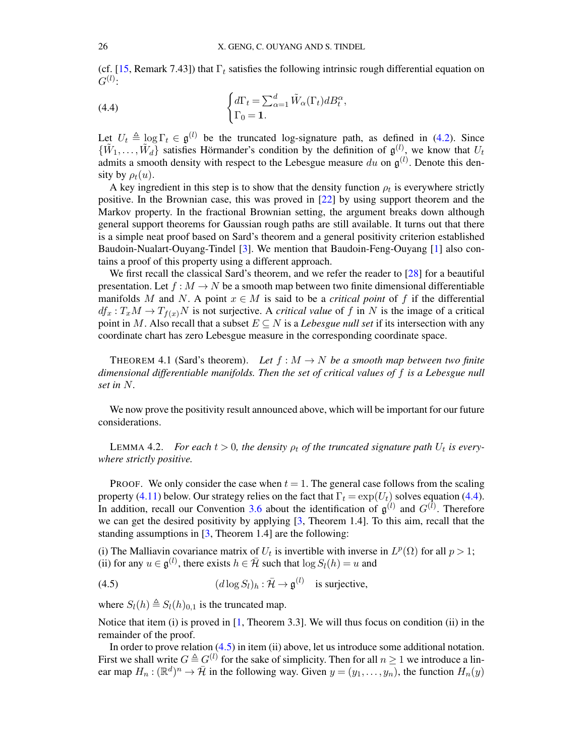(cf. [15, Remark 7.43]) that $\Gamma_t$ satisfies the following intrinsic rough differential equation on $G^{(l)}$:

$$
\begin{cases} d\Gamma_t = \sum_{\alpha=1}^{d} \tilde{W}_\alpha(\Gamma_t) dB_t^\alpha, \\ \Gamma_0 = \mathbf{1}. \end{cases} \tag{4.4}
$$

Let $U_t \triangleq \log \Gamma_t \in \mathfrak{g}^{(l)}$ be the truncated log-signature path, as defined in (4.2). Since $\{\tilde{W}_1, \ldots, \tilde{W}_d\}$ satisfies Hörmander's condition by the definition of $\mathfrak{g}^{(l)}$, we know that $U_t$ admits a smooth density with respect to the Lebesgue measure $du$ on $\mathfrak{g}^{(l)}$. Denote this density by $\rho_t(u)$.

A key ingredient in this step is to show that the density function $\rho_t$ is everywhere strictly positive. In the Brownian case, this was proved in [22] by using support theorem and the Markov property. In the fractional Brownian setting, the argument breaks down although general support theorems for Gaussian rough paths are still available. It turns out that there is a simple neat proof based on Sard's theorem and a general positivity criterion established Baudoin-Nualart-Ouyang-Tindel [3]. We mention that Baudoin-Feng-Ouyang [1] also contains a proof of this property using a different approach.

We first recall the classical Sard's theorem, and we refer the reader to [28] for a beautiful presentation. Let $f : M \to N$ be a smooth map between two finite dimensional differentiable manifolds $M$ and $N$. A point $x \in M$ is said to be a *critical point* of $f$ if the differential $df_x : T_x M \to T_{f(x)} N$ is not surjective. A *critical value* of $f$ in $N$ is the image of a critical point in $M$. Also recall that a subset $E \subseteq N$ is a *Lebesgue null set* if its intersection with any coordinate chart has zero Lebesgue measure in the corresponding coordinate space.

THEOREM 4.1 (Sard's theorem). *Let $f : M \to N$ be a smooth map between two finite dimensional differentiable manifolds. Then the set of critical values of $f$ is a Lebesgue null set in $N$.*

We now prove the positivity result announced above, which will be important for our future considerations.

LEMMA 4.2. *For each $t > 0$, the density $\rho_t$ of the truncated signature path $U_t$ is everywhere strictly positive.*

PROOF. We only consider the case when $t = 1$. The general case follows from the scaling property (4.11) below. Our strategy relies on the fact that $\Gamma_t = \exp(U_t)$ solves equation (4.4). In addition, recall our Convention 3.6 about the identification of $\mathfrak{g}^{(l)}$ and $G^{(l)}$. Therefore we can get the desired positivity by applying [3, Theorem 1.4]. To this aim, recall that the standing assumptions in [3, Theorem 1.4] are the following:

(i) The Malliavin covariance matrix of $U_t$ is invertible with inverse in $L^p(\Omega)$ for all $p > 1$;
(ii) for any $u \in \mathfrak{g}^{(l)}$, there exists $h \in \bar{\mathcal{H}}$ such that $\log S_l(h) = u$ and

$$
(d \log S_l)_h : \bar{\mathcal{H}} \to \mathfrak{g}^{(l)} \quad \text{is surjective,} \tag{4.5}
$$

where $S_l(h) \triangleq S_l(h)_{0,1}$ is the truncated map.

Notice that item (i) is proved in [1, Theorem 3.3]. We will thus focus on condition (ii) in the remainder of the proof.

In order to prove relation (4.5) in item (ii) above, let us introduce some additional notation. First we shall write $G \triangleq G^{(l)}$ for the sake of simplicity. Then for all $n \geq 1$ we introduce a linear map $H_n : (\mathbb{R}^d)^n \to \bar{\mathcal{H}}$ in the following way. Given $y = (y_1, \ldots, y_n)$, the function $H_n(y)$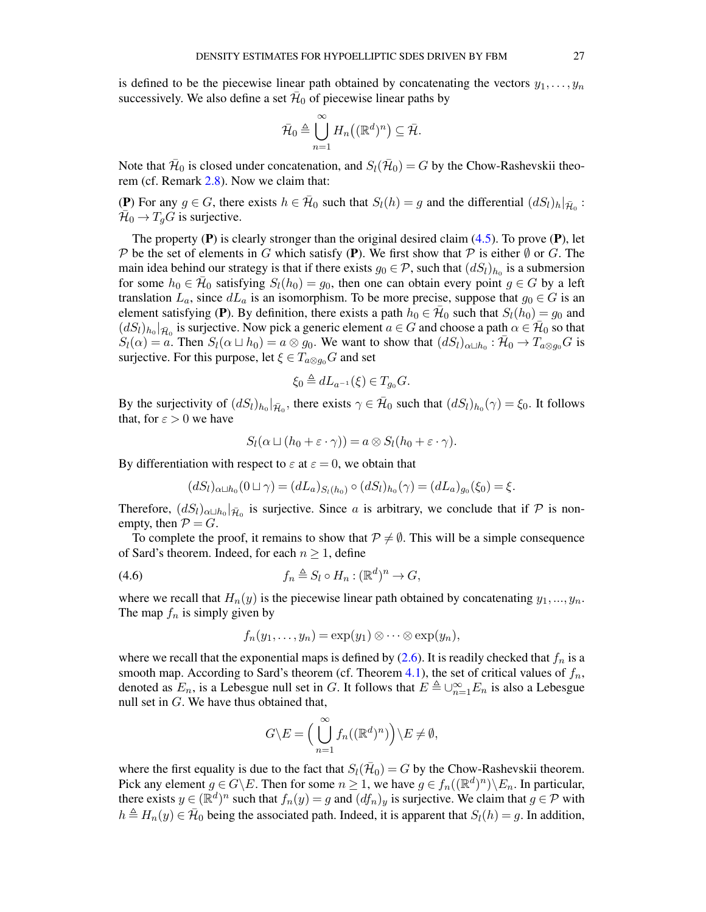is defined to be the piecewise linear path obtained by concatenating the vectors $y_1, \ldots, y_n$ successively. We also define a set $\bar{\mathcal{H}}_0$ of piecewise linear paths by

$$\bar{\mathcal{H}}_0 \triangleq \bigcup_{n=1}^{\infty} H_n\big((\mathbb{R}^d)^n\big) \subseteq \bar{\mathcal{H}}.$$

Note that $\bar{\mathcal{H}}_0$ is closed under concatenation, and $S_l(\bar{\mathcal{H}}_0) = G$ by the Chow-Rashevskii theorem (cf. Remark 2.8). Now we claim that:

**(P)** For any $g \in G$, there exists $h \in \bar{\mathcal{H}}_0$ such that $S_l(h) = g$ and the differential $(dS_l)_h|_{\bar{\mathcal{H}}_0} : \bar{\mathcal{H}}_0 \to T_g G$ is surjective.

The property **(P)** is clearly stronger than the original desired claim (4.5). To prove **(P)**, let $\mathcal{P}$ be the set of elements in $G$ which satisfy **(P)**. We first show that $\mathcal{P}$ is either $\emptyset$ or $G$. The main idea behind our strategy is that if there exists $g_0 \in \mathcal{P}$, such that $(dS_l)_{h_0}$ is a submersion for some $h_0 \in \bar{\mathcal{H}}_0$ satisfying $S_l(h_0) = g_0$, then one can obtain every point $g \in G$ by a left translation $L_a$, since $dL_a$ is an isomorphism. To be more precise, suppose that $g_0 \in G$ is an element satisfying **(P)**. By definition, there exists a path $h_0 \in \bar{\mathcal{H}}_0$ such that $S_l(h_0) = g_0$ and $(dS_l)_{h_0}|_{\bar{\mathcal{H}}_0}$ is surjective. Now pick a generic element $a \in G$ and choose a path $\alpha \in \bar{\mathcal{H}}_0$ so that $S_l(\alpha) = a$. Then $S_l(\alpha \sqcup h_0) = a \otimes g_0$. We want to show that $(dS_l)_{\alpha \sqcup h_0} : \bar{\mathcal{H}}_0 \to T_{a \otimes g_0} G$ is surjective. For this purpose, let $\xi \in T_{a\otimes g_0} G$ and set

$$\xi_0 \triangleq dL_{a^{-1}}(\xi) \in T_{g_0} G.$$

By the surjectivity of $(dS_l)_{h_0}|_{\bar{\mathcal{H}}_0}$, there exists $\gamma \in \bar{\mathcal{H}}_0$ such that $(dS_l)_{h_0}(\gamma) = \xi_0$. It follows that, for $\varepsilon > 0$ we have

$$S_l(\alpha \sqcup (h_0 + \varepsilon \cdot \gamma)) = a \otimes S_l(h_0 + \varepsilon \cdot \gamma).$$

By differentiation with respect to $\varepsilon$ at $\varepsilon = 0$, we obtain that

$$(dS_l)_{\alpha \sqcup h_0}(0 \sqcup \gamma) = (dL_a)_{S_l(h_0)} \circ (dS_l)_{h_0}(\gamma) = (dL_a)_{g_0}(\xi_0) = \xi.$$

Therefore, $(dS_l)_{\alpha\sqcup h_0}|_{\bar{\mathcal{H}}_0}$ is surjective. Since $a$ is arbitrary, we conclude that if $\mathcal{P}$ is non-empty, then $\mathcal{P} = G$.

To complete the proof, it remains to show that $\mathcal{P} \neq \emptyset$. This will be a simple consequence of Sard's theorem. Indeed, for each $n \geq 1$, define

$$f_n \triangleq S_l \circ H_n : (\mathbb{R}^d)^n \to G, \tag{4.6}$$

where we recall that $H_n(y)$ is the piecewise linear path obtained by concatenating $y_1, ..., y_n$. The map $f_n$ is simply given by

$$f_n(y_1, \ldots, y_n) = \exp(y_1) \otimes \cdots \otimes \exp(y_n),$$

where we recall that the exponential maps is defined by (2.6). It is readily checked that $f_n$ is a smooth map. According to Sard's theorem (cf. Theorem 4.1), the set of critical values of $f_n$, denoted as $E_n$, is a Lebesgue null set in $G$. It follows that $E \triangleq \cup_{n=1}^{\infty} E_n$ is also a Lebesgue null set in $G$. We have thus obtained that,

$$G \backslash E = \Big(\bigcup_{n=1}^{\infty} f_n((\mathbb{R}^d)^n)\Big) \backslash E \neq \emptyset,$$

where the first equality is due to the fact that $S_l(\bar{\mathcal{H}}_0) = G$ by the Chow-Rashevskii theorem. Pick any element $g \in G \backslash E$. Then for some $n \geq 1$, we have $g \in f_n((\mathbb{R}^d)^n) \backslash E_n$. In particular, there exists $y \in (\mathbb{R}^d)^n$ such that $f_n(y) = g$ and $(df_n)_y$ is surjective. We claim that $g \in \mathcal{P}$ with $h \triangleq H_n(y) \in \bar{\mathcal{H}}_0$ being the associated path. Indeed, it is apparent that $S_l(h) = g$. In addition,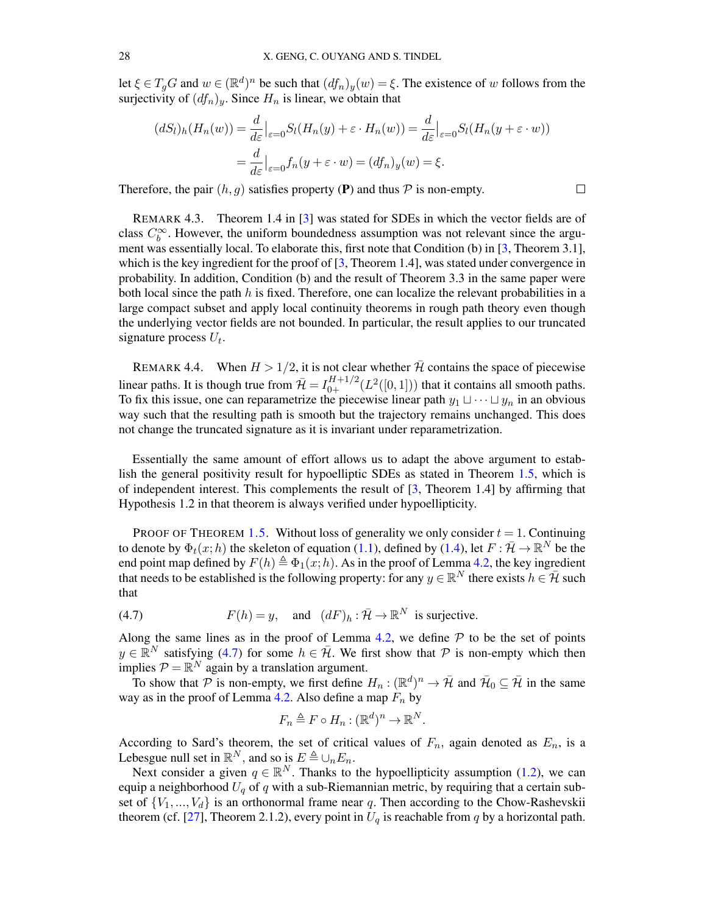let $\xi \in T_g G$ and $w \in (\mathbb{R}^d)^n$ be such that $(df_n)_y(w) = \xi$. The existence of $w$ follows from the surjectivity of $(df_n)_y$. Since $H_n$ is linear, we obtain that

$$
\begin{aligned}
(dS_l)_h(H_n(w)) &= \frac{d}{d\varepsilon}\Big|_{\varepsilon=0} S_l(H_n(y) + \varepsilon \cdot H_n(w)) = \frac{d}{d\varepsilon}\Big|_{\varepsilon=0} S_l(H_n(y + \varepsilon \cdot w)) \\
&= \frac{d}{d\varepsilon}\Big|_{\varepsilon=0} f_n(y + \varepsilon \cdot w) = (df_n)_y(w) = \xi.
\end{aligned}
$$

Therefore, the pair $(h, g)$ satisfies property (**P**) and thus $\mathcal{P}$ is non-empty. $\square$

REMARK 4.3. Theorem 1.4 in [3] was stated for SDEs in which the vector fields are of class $C_b^\infty$. However, the uniform boundedness assumption was not relevant since the argument was essentially local. To elaborate this, first note that Condition (b) in [3, Theorem 3.1], which is the key ingredient for the proof of [3, Theorem 1.4], was stated under convergence in probability. In addition, Condition (b) and the result of Theorem 3.3 in the same paper were both local since the path $h$ is fixed. Therefore, one can localize the relevant probabilities in a large compact subset and apply local continuity theorems in rough path theory even though the underlying vector fields are not bounded. In particular, the result applies to our truncated signature process $U_t$.

REMARK 4.4. When $H > 1/2$, it is not clear whether $\bar{\mathcal{H}}$ contains the space of piecewise linear paths. It is though true from $\bar{\mathcal{H}} = I_{0+}^{H+1/2}(L^2([0,1]))$ that it contains all smooth paths. To fix this issue, one can reparametrize the piecewise linear path $y_1 \sqcup \cdots \sqcup y_n$ in an obvious way such that the resulting path is smooth but the trajectory remains unchanged. This does not change the truncated signature as it is invariant under reparametrization.

Essentially the same amount of effort allows us to adapt the above argument to establish the general positivity result for hypoelliptic SDEs as stated in Theorem 1.5, which is of independent interest. This complements the result of [3, Theorem 1.4] by affirming that Hypothesis 1.2 in that theorem is always verified under hypoellipticity.

PROOF OF THEOREM 1.5. Without loss of generality we only consider $t = 1$. Continuing to denote by $\Phi_t(x; h)$ the skeleton of equation (1.1), defined by (1.4), let $F : \bar{\mathcal{H}} \to \mathbb{R}^N$ be the end point map defined by $F(h) \triangleq \Phi_1(x; h)$. As in the proof of Lemma 4.2, the key ingredient that needs to be established is the following property: for any $y \in \mathbb{R}^N$ there exists $h \in \bar{\mathcal{H}}$ such that

$$
F(h) = y, \quad \text{and} \quad (dF)_h : \bar{\mathcal{H}} \to \mathbb{R}^N \ \text{ is surjective.} \tag{4.7}
$$

Along the same lines as in the proof of Lemma 4.2, we define $\mathcal{P}$ to be the set of points $y \in \mathbb{R}^N$ satisfying (4.7) for some $h \in \bar{\mathcal{H}}$. We first show that $\mathcal{P}$ is non-empty which then implies $\mathcal{P} = \mathbb{R}^N$ again by a translation argument.

To show that $\mathcal{P}$ is non-empty, we first define $H_n : (\mathbb{R}^d)^n \to \bar{\mathcal{H}}$ and $\bar{\mathcal{H}}_0 \subseteq \bar{\mathcal{H}}$ in the same way as in the proof of Lemma 4.2. Also define a map $F_n$ by

$$
F_n \triangleq F \circ H_n : (\mathbb{R}^d)^n \to \mathbb{R}^N.
$$

According to Sard's theorem, the set of critical values of $F_n$, again denoted as $E_n$, is a Lebesgue null set in $\mathbb{R}^N$, and so is $E \triangleq \cup_n E_n$.

Next consider a given $q \in \mathbb{R}^N$. Thanks to the hypoellipticity assumption (1.2), we can equip a neighborhood $U_q$ of $q$ with a sub-Riemannian metric, by requiring that a certain subset of $\{V_1, \ldots, V_d\}$ is an orthonormal frame near $q$. Then according to the Chow-Rashevskii theorem (cf. [27], Theorem 2.1.2), every point in $U_q$ is reachable from $q$ by a horizontal path.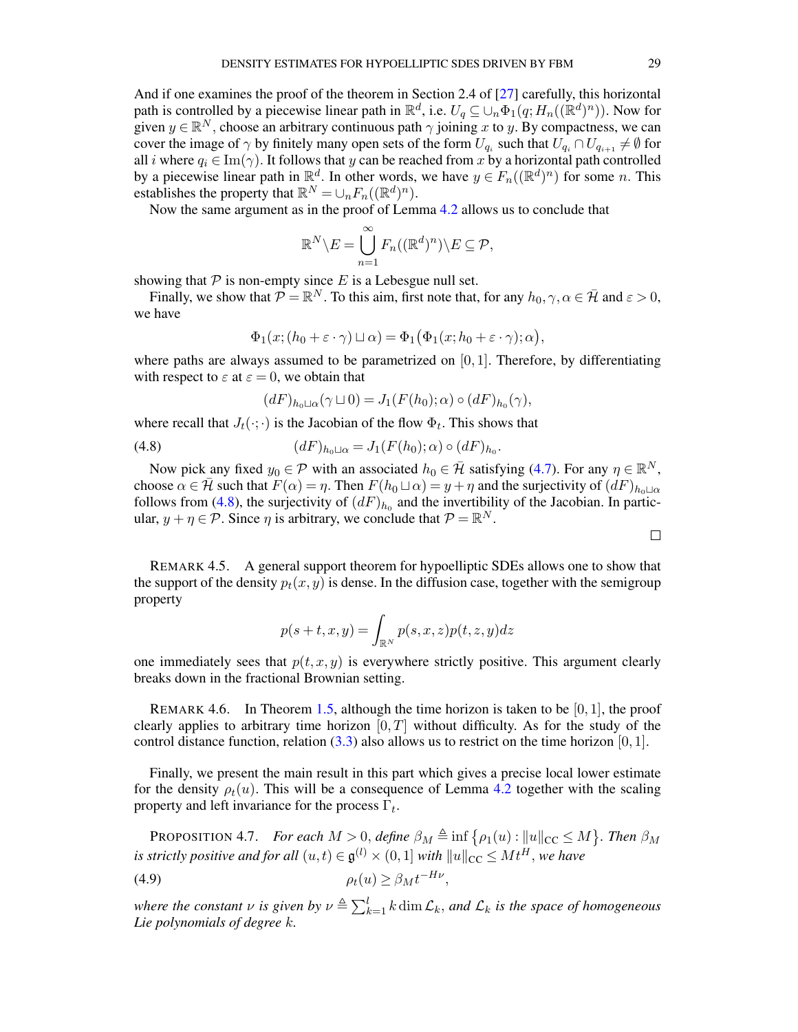And if one examines the proof of the theorem in Section 2.4 of [27] carefully, this horizontal path is controlled by a piecewise linear path in $\mathbb{R}^d$, i.e. $U_q \subseteq \cup_n \Phi_1(q; H_n((\mathbb{R}^d)^n))$. Now for given $y \in \mathbb{R}^N$, choose an arbitrary continuous path $\gamma$ joining $x$ to $y$. By compactness, we can cover the image of $\gamma$ by finitely many open sets of the form $U_{q_i}$ such that $U_{q_i} \cap U_{q_{i+1}} \neq \emptyset$ for all $i$ where $q_i \in \mathrm{Im}(\gamma)$. It follows that $y$ can be reached from $x$ by a horizontal path controlled by a piecewise linear path in $\mathbb{R}^d$. In other words, we have $y \in F_n((\mathbb{R}^d)^n)$ for some $n$. This establishes the property that $\mathbb{R}^N = \cup_n F_n((\mathbb{R}^d)^n)$.

Now the same argument as in the proof of Lemma 4.2 allows us to conclude that

$$\mathbb{R}^N \backslash E = \bigcup_{n=1}^{\infty} F_n((\mathbb{R}^d)^n) \backslash E \subseteq \mathcal{P},$$

showing that $\mathcal{P}$ is non-empty since $E$ is a Lebesgue null set.

Finally, we show that $\mathcal{P} = \mathbb{R}^N$. To this aim, first note that, for any $h_0, \gamma, \alpha \in \bar{\mathcal{H}}$ and $\varepsilon > 0$, we have

$$\Phi_1(x; (h_0 + \varepsilon \cdot \gamma) \sqcup \alpha) = \Phi_1\big(\Phi_1(x; h_0 + \varepsilon \cdot \gamma); \alpha\big),$$

where paths are always assumed to be parametrized on $[0,1]$. Therefore, by differentiating with respect to $\varepsilon$ at $\varepsilon = 0$, we obtain that

$$(dF)_{h_0 \sqcup \alpha}(\gamma \sqcup 0) = J_1(F(h_0); \alpha) \circ (dF)_{h_0}(\gamma),$$

where recall that $J_t(\cdot;\cdot)$ is the Jacobian of the flow $\Phi_t$. This shows that

$$(dF)_{h_0 \sqcup \alpha} = J_1(F(h_0); \alpha) \circ (dF)_{h_0}. \tag{4.8}$$

Now pick any fixed $y_0 \in \mathcal{P}$ with an associated $h_0 \in \bar{\mathcal{H}}$ satisfying (4.7). For any $\eta \in \mathbb{R}^N$, choose $\alpha \in \bar{\mathcal{H}}$ such that $F(\alpha) = \eta$. Then $F(h_0 \sqcup \alpha) = y + \eta$ and the surjectivity of $(dF)_{h_0 \sqcup \alpha}$ follows from (4.8), the surjectivity of $(dF)_{h_0}$ and the invertibility of the Jacobian. In particular, $y + \eta \in \mathcal{P}$. Since $\eta$ is arbitrary, we conclude that $\mathcal{P} = \mathbb{R}^N$.

$\square$

REMARK 4.5. A general support theorem for hypoelliptic SDEs allows one to show that the support of the density $p_t(x,y)$ is dense. In the diffusion case, together with the semigroup property

$$p(s+t, x, y) = \int_{\mathbb{R}^N} p(s, x, z) p(t, z, y) dz$$

one immediately sees that $p(t,x,y)$ is everywhere strictly positive. This argument clearly breaks down in the fractional Brownian setting.

REMARK 4.6. In Theorem 1.5, although the time horizon is taken to be $[0,1]$, the proof clearly applies to arbitrary time horizon $[0,T]$ without difficulty. As for the study of the control distance function, relation (3.3) also allows us to restrict on the time horizon $[0,1]$.

Finally, we present the main result in this part which gives a precise local lower estimate for the density $\rho_t(u)$. This will be a consequence of Lemma 4.2 together with the scaling property and left invariance for the process $\Gamma_t$.

PROPOSITION 4.7. *For each $M > 0$, define $\beta_M \triangleq \inf\{\rho_1(u) : \|u\|_{\mathrm{CC}} \leq M\}$. Then $\beta_M$ is strictly positive and for all $(u,t) \in \mathfrak{g}^{(l)} \times (0,1]$ with $\|u\|_{\mathrm{CC}} \leq M t^H$, we have*

$$\rho_t(u) \geq \beta_M t^{-H\nu}, \tag{4.9}$$

*where the constant $\nu$ is given by $\nu \triangleq \sum_{k=1}^{l} k \dim \mathcal{L}_k$, and $\mathcal{L}_k$ is the space of homogeneous Lie polynomials of degree $k$.*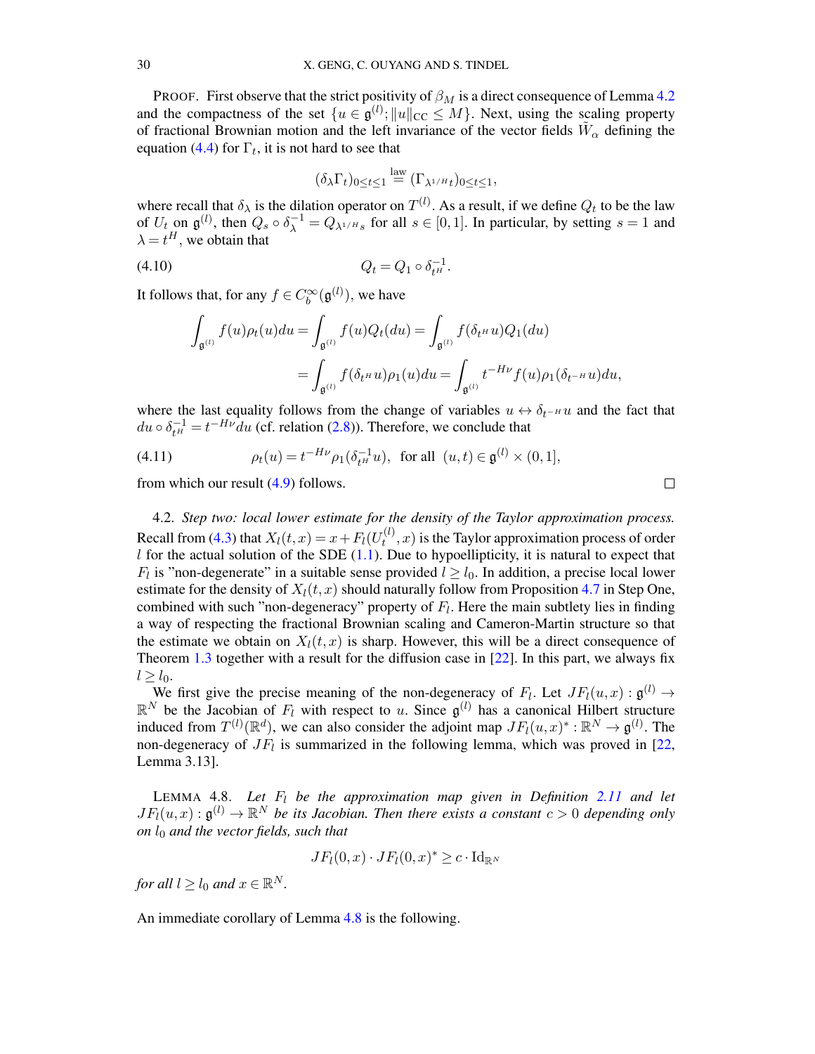PROOF. First observe that the strict positivity of $\beta_M$ is a direct consequence of Lemma 4.2 and the compactness of the set $\{u \in \mathfrak{g}^{(l)}; \|u\|_{\mathrm{CC}} \le M\}$. Next, using the scaling property of fractional Brownian motion and the left invariance of the vector fields $\tilde{W}_\alpha$ defining the equation (4.4) for $\Gamma_t$, it is not hard to see that

$$(\delta_\lambda \Gamma_t)_{0\le t\le 1} \overset{\text{law}}{=} (\Gamma_{\lambda^{1/H}t})_{0\le t\le 1},$$

where recall that $\delta_\lambda$ is the dilation operator on $T^{(l)}$. As a result, if we define $Q_t$ to be the law of $U_t$ on $\mathfrak{g}^{(l)}$, then $Q_s \circ \delta_\lambda^{-1} = Q_{\lambda^{1/H}s}$ for all $s \in [0,1]$. In particular, by setting $s=1$ and $\lambda = t^H$, we obtain that

$$Q_t = Q_1 \circ \delta_{t^H}^{-1}. \tag{4.10}$$

It follows that, for any $f \in C_b^\infty(\mathfrak{g}^{(l)})$, we have

$$\begin{aligned}
\int_{\mathfrak{g}^{(l)}} f(u)\rho_t(u)du &= \int_{\mathfrak{g}^{(l)}} f(u)Q_t(du) = \int_{\mathfrak{g}^{(l)}} f(\delta_{t^H}u)Q_1(du) \\
&= \int_{\mathfrak{g}^{(l)}} f(\delta_{t^H}u)\rho_1(u)du = \int_{\mathfrak{g}^{(l)}} t^{-H\nu} f(u)\rho_1(\delta_{t^{-H}}u)du,
\end{aligned}$$

where the last equality follows from the change of variables $u \leftrightarrow \delta_{t^{-H}}u$ and the fact that $du \circ \delta_{t^H}^{-1} = t^{-H\nu}du$ (cf. relation (2.8)). Therefore, we conclude that

$$\rho_t(u) = t^{-H\nu}\rho_1(\delta_{t^H}^{-1}u), \text{ for all } (u,t) \in \mathfrak{g}^{(l)} \times (0,1], \tag{4.11}$$

from which our result (4.9) follows. □

4.2. *Step two: local lower estimate for the density of the Taylor approximation process.* Recall from (4.3) that $X_l(t,x) = x + F_l(U_t^{(l)}, x)$ is the Taylor approximation process of order $l$ for the actual solution of the SDE (1.1). Due to hypoellipticity, it is natural to expect that $F_l$ is "non-degenerate" in a suitable sense provided $l \ge l_0$. In addition, a precise local lower estimate for the density of $X_l(t,x)$ should naturally follow from Proposition 4.7 in Step One, combined with such "non-degeneracy" property of $F_l$. Here the main subtlety lies in finding a way of respecting the fractional Brownian scaling and Cameron-Martin structure so that the estimate we obtain on $X_l(t,x)$ is sharp. However, this will be a direct consequence of Theorem 1.3 together with a result for the diffusion case in [22]. In this part, we always fix $l \ge l_0$.

We first give the precise meaning of the non-degeneracy of $F_l$. Let $JF_l(u,x) : \mathfrak{g}^{(l)} \to \mathbb{R}^N$ be the Jacobian of $F_l$ with respect to $u$. Since $\mathfrak{g}^{(l)}$ has a canonical Hilbert structure induced from $T^{(l)}(\mathbb{R}^d)$, we can also consider the adjoint map $JF_l(u,x)^* : \mathbb{R}^N \to \mathfrak{g}^{(l)}$. The non-degeneracy of $JF_l$ is summarized in the following lemma, which was proved in [22, Lemma 3.13].

LEMMA 4.8. *Let $F_l$ be the approximation map given in Definition 2.11 and let $JF_l(u,x) : \mathfrak{g}^{(l)} \to \mathbb{R}^N$ be its Jacobian. Then there exists a constant $c > 0$ depending only on $l_0$ and the vector fields, such that*

$$JF_l(0,x) \cdot JF_l(0,x)^* \ge c \cdot \mathrm{Id}_{\mathbb{R}^N}$$

*for all $l \ge l_0$ and $x \in \mathbb{R}^N$.*

An immediate corollary of Lemma 4.8 is the following.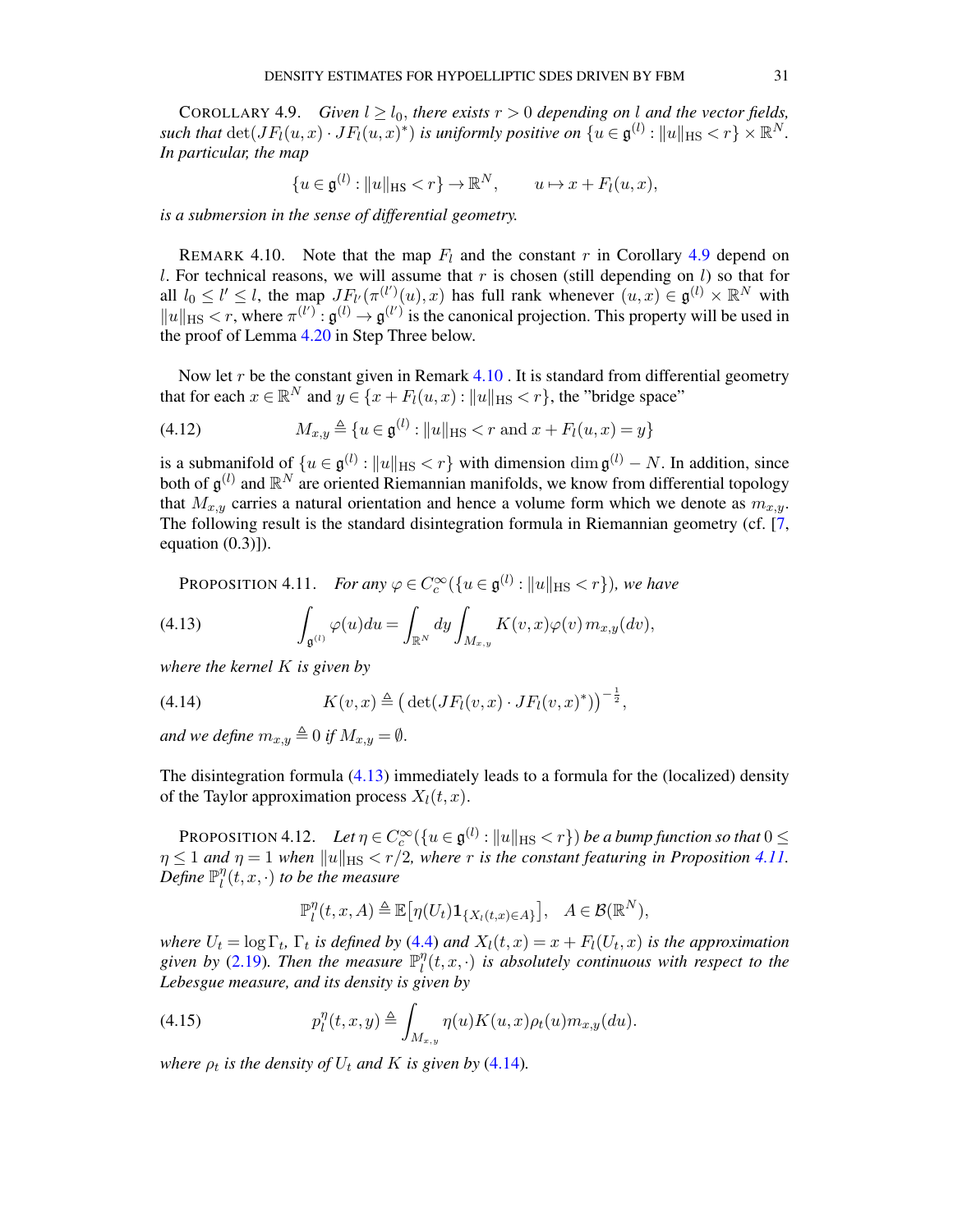COROLLARY 4.9. *Given $l \geq l_0$, there exists $r > 0$ depending on $l$ and the vector fields, such that $\det(JF_l(u,x) \cdot JF_l(u,x)^*)$ is uniformly positive on $\{u \in \mathfrak{g}^{(l)} : \|u\|_{\mathrm{HS}} < r\} \times \mathbb{R}^N$. In particular, the map*

$$\{u \in \mathfrak{g}^{(l)} : \|u\|_{\mathrm{HS}} < r\} \to \mathbb{R}^N, \qquad u \mapsto x + F_l(u,x),$$

*is a submersion in the sense of differential geometry.*

REMARK 4.10. Note that the map $F_l$ and the constant $r$ in Corollary 4.9 depend on $l$. For technical reasons, we will assume that $r$ is chosen (still depending on $l$) so that for all $l_0 \leq l' \leq l$, the map $JF_{l'}(\pi^{(l')}(u), x)$ has full rank whenever $(u,x) \in \mathfrak{g}^{(l)} \times \mathbb{R}^N$ with $\|u\|_{\mathrm{HS}} < r$, where $\pi^{(l')} : \mathfrak{g}^{(l)} \to \mathfrak{g}^{(l')}$ is the canonical projection. This property will be used in the proof of Lemma 4.20 in Step Three below.

Now let $r$ be the constant given in Remark 4.10 . It is standard from differential geometry that for each $x \in \mathbb{R}^N$ and $y \in \{x + F_l(u,x) : \|u\|_{\mathrm{HS}} < r\}$, the "bridge space"

$$M_{x,y} \triangleq \{u \in \mathfrak{g}^{(l)} : \|u\|_{\mathrm{HS}} < r \text{ and } x + F_l(u,x) = y\} \tag{4.12}$$

is a submanifold of $\{u \in \mathfrak{g}^{(l)} : \|u\|_{\mathrm{HS}} < r\}$ with dimension $\dim \mathfrak{g}^{(l)} - N$. In addition, since both of $\mathfrak{g}^{(l)}$ and $\mathbb{R}^N$ are oriented Riemannian manifolds, we know from differential topology that $M_{x,y}$ carries a natural orientation and hence a volume form which we denote as $m_{x,y}$. The following result is the standard disintegration formula in Riemannian geometry (cf. [7, equation (0.3)]).

PROPOSITION 4.11. *For any $\varphi \in C_c^\infty(\{u \in \mathfrak{g}^{(l)} : \|u\|_{\mathrm{HS}} < r\})$, we have*

$$\int_{\mathfrak{g}^{(l)}} \varphi(u)du = \int_{\mathbb{R}^N} dy \int_{M_{x,y}} K(v,x)\varphi(v)\, m_{x,y}(dv), \tag{4.13}$$

*where the kernel $K$ is given by*

$$K(v,x) \triangleq \left(\det(JF_l(v,x) \cdot JF_l(v,x)^*)\right)^{-\frac{1}{2}}, \tag{4.14}$$

*and we define $m_{x,y} \triangleq 0$ if $M_{x,y} = \emptyset$.*

The disintegration formula (4.13) immediately leads to a formula for the (localized) density of the Taylor approximation process $X_l(t,x)$.

PROPOSITION 4.12. *Let $\eta \in C_c^\infty(\{u \in \mathfrak{g}^{(l)} : \|u\|_{\mathrm{HS}} < r\})$ be a bump function so that $0 \leq \eta \leq 1$ and $\eta = 1$ when $\|u\|_{\mathrm{HS}} < r/2$, where $r$ is the constant featuring in Proposition 4.11. Define $\mathbb{P}_l^\eta(t,x,\cdot)$ to be the measure*

$$\mathbb{P}_l^\eta(t,x,A) \triangleq \mathbb{E}\big[\eta(U_t)\mathbf{1}_{\{X_l(t,x)\in A\}}\big], \quad A \in \mathcal{B}(\mathbb{R}^N),$$

*where $U_t = \log \Gamma_t$, $\Gamma_t$ is defined by (4.4) and $X_l(t,x) = x + F_l(U_t,x)$ is the approximation given by (2.19). Then the measure $\mathbb{P}_l^\eta(t,x,\cdot)$ is absolutely continuous with respect to the Lebesgue measure, and its density is given by*

$$p_l^\eta(t,x,y) \triangleq \int_{M_{x,y}} \eta(u)K(u,x)\rho_t(u)m_{x,y}(du). \tag{4.15}$$

*where $\rho_t$ is the density of $U_t$ and $K$ is given by (4.14).*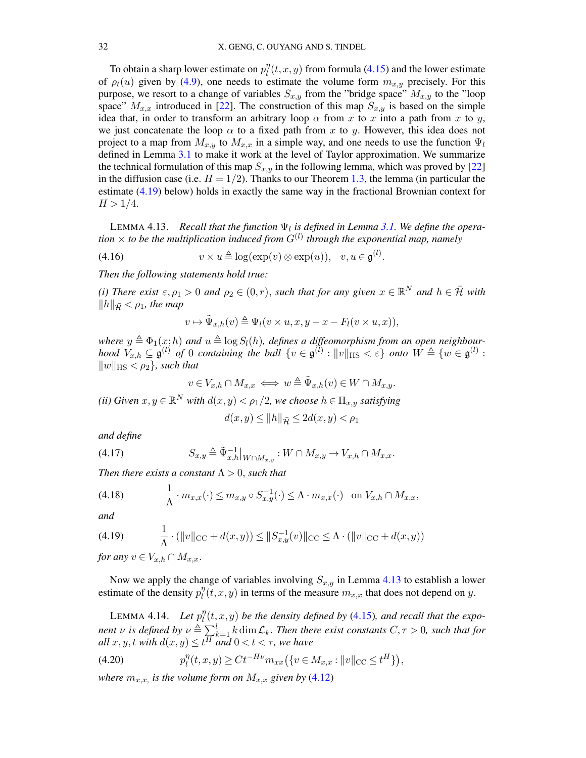To obtain a sharp lower estimate on $p_l^\eta(t,x,y)$ from formula (4.15) and the lower estimate of $\rho_t(u)$ given by (4.9), one needs to estimate the volume form $m_{x,y}$ precisely. For this purpose, we resort to a change of variables $S_{x,y}$ from the "bridge space" $M_{x,y}$ to the "loop space" $M_{x,x}$ introduced in [22]. The construction of this map $S_{x,y}$ is based on the simple idea that, in order to transform an arbitrary loop $\alpha$ from $x$ to $x$ into a path from $x$ to $y$, we just concatenate the loop $\alpha$ to a fixed path from $x$ to $y$. However, this idea does not project to a map from $M_{x,y}$ to $M_{x,x}$ in a simple way, and one needs to use the function $\Psi_l$ defined in Lemma 3.1 to make it work at the level of Taylor approximation. We summarize the technical formulation of this map $S_{x,y}$ in the following lemma, which was proved by [22] in the diffusion case (i.e. $H=1/2$). Thanks to our Theorem 1.3, the lemma (in particular the estimate (4.19) below) holds in exactly the same way in the fractional Brownian context for $H>1/4$.

LEMMA 4.13. *Recall that the function $\Psi_l$ is defined in Lemma 3.1. We define the operation $\times$ to be the multiplication induced from $G^{(l)}$ through the exponential map, namely*

$$v\times u \triangleq \log(\exp(v)\otimes\exp(u)),\quad v,u\in\mathfrak{g}^{(l)}. \tag{4.16}$$

*Then the following statements hold true:*

*(i) There exist $\varepsilon,\rho_1>0$ and $\rho_2\in(0,r)$, such that for any given $x\in\mathbb{R}^N$ and $h\in\bar{\mathcal{H}}$ with $\|h\|_{\bar{\mathcal{H}}}<\rho_1$, the map*

$$v\mapsto\tilde{\Psi}_{x,h}(v)\triangleq\Psi_l(v\times u,x,y-x-F_l(v\times u,x)),$$

*where $y\triangleq\Phi_1(x;h)$ and $u\triangleq\log S_l(h)$, defines a diffeomorphism from an open neighbourhood $V_{x,h}\subseteq\mathfrak{g}^{(l)}$ of $0$ containing the ball $\{v\in\mathfrak{g}^{(l)}:\|v\|_{\mathrm{HS}}<\varepsilon\}$ onto $W\triangleq\{w\in\mathfrak{g}^{(l)}:\|w\|_{\mathrm{HS}}<\rho_2\}$, such that*

$$v\in V_{x,h}\cap M_{x,x}\iff w\triangleq\tilde{\Psi}_{x,h}(v)\in W\cap M_{x,y}.$$

*(ii) Given $x,y\in\mathbb{R}^N$ with $d(x,y)<\rho_1/2$, we choose $h\in\Pi_{x,y}$ satisfying*

$$d(x,y)\le\|h\|_{\bar{\mathcal{H}}}\le 2d(x,y)<\rho_1$$

*and define*

$$S_{x,y}\triangleq\tilde{\Psi}^{-1}_{x,h}\big|_{W\cap M_{x,y}}:W\cap M_{x,y}\to V_{x,h}\cap M_{x,x}. \tag{4.17}$$

*Then there exists a constant $\Lambda>0$, such that*

$$\frac{1}{\Lambda}\cdot m_{x,x}(\cdot)\le m_{x,y}\circ S_{x,y}^{-1}(\cdot)\le\Lambda\cdot m_{x,x}(\cdot)\quad\text{on } V_{x,h}\cap M_{x,x}, \tag{4.18}$$

*and*

$$\frac{1}{\Lambda}\cdot(\|v\|_{\mathrm{CC}}+d(x,y))\le\|S_{x,y}^{-1}(v)\|_{\mathrm{CC}}\le\Lambda\cdot(\|v\|_{\mathrm{CC}}+d(x,y)) \tag{4.19}$$

*for any $v\in V_{x,h}\cap M_{x,x}$.*

Now we apply the change of variables involving $S_{x,y}$ in Lemma 4.13 to establish a lower estimate of the density $p_l^\eta(t,x,y)$ in terms of the measure $m_{x,x}$ that does not depend on $y$.

LEMMA 4.14. *Let $p_l^\eta(t,x,y)$ be the density defined by (4.15), and recall that the exponent $\nu$ is defined by $\nu\triangleq\sum_{k=1}^l k\dim\mathcal{L}_k$. Then there exist constants $C,\tau>0$, such that for all $x,y,t$ with $d(x,y)\le t^H$ and $0<t<\tau$, we have*

$$p_l^\eta(t,x,y)\ge Ct^{-H\nu}m_{xx}\big(\{v\in M_{x,x}:\|v\|_{\mathrm{CC}}\le t^H\}\big), \tag{4.20}$$

*where $m_{x,x}$, is the volume form on $M_{x,x}$ given by (4.12)*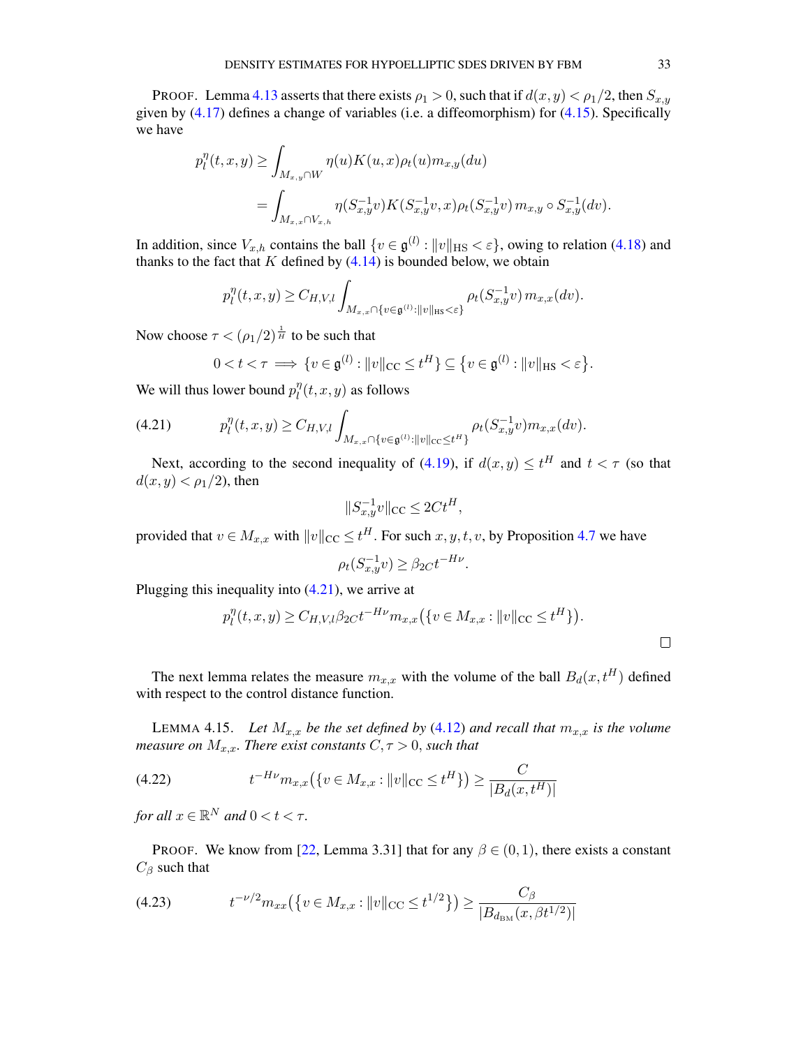PROOF. Lemma 4.13 asserts that there exists $\rho_1 > 0$, such that if $d(x, y) < \rho_1/2$, then $S_{x,y}$ given by (4.17) defines a change of variables (i.e. a diffeomorphism) for (4.15). Specifically we have

$$
\begin{aligned}
p_l^\eta(t, x, y) &\geq \int_{M_{x,y} \cap W} \eta(u) K(u, x) \rho_t(u) m_{x,y}(du) \\
&= \int_{M_{x,x} \cap V_{x,h}} \eta(S_{x,y}^{-1} v) K(S_{x,y}^{-1} v, x) \rho_t(S_{x,y}^{-1} v) \, m_{x,y} \circ S_{x,y}^{-1}(dv).
\end{aligned}
$$

In addition, since $V_{x,h}$ contains the ball $\{v \in \mathfrak{g}^{(l)} : \|v\|_{\mathrm{HS}} < \varepsilon\}$, owing to relation (4.18) and thanks to the fact that $K$ defined by (4.14) is bounded below, we obtain

$$
p_l^\eta(t, x, y) \geq C_{H,V,l} \int_{M_{x,x} \cap \{v \in \mathfrak{g}^{(l)} : \|v\|_{\mathrm{HS}} < \varepsilon\}} \rho_t(S_{x,y}^{-1} v) \, m_{x,x}(dv).
$$

Now choose $\tau < (\rho_1/2)^{\frac{1}{H}}$ to be such that

$$
0 < t < \tau \implies \{v \in \mathfrak{g}^{(l)} : \|v\|_{\mathrm{CC}} \leq t^H\} \subseteq \{v \in \mathfrak{g}^{(l)} : \|v\|_{\mathrm{HS}} < \varepsilon\}.
$$

We will thus lower bound $p_l^\eta(t, x, y)$ as follows

$$
p_l^\eta(t, x, y) \geq C_{H,V,l} \int_{M_{x,x} \cap \{v \in \mathfrak{g}^{(l)} : \|v\|_{\mathrm{CC}} \leq t^H\}} \rho_t(S_{x,y}^{-1} v) m_{x,x}(dv). \tag{4.21}
$$

Next, according to the second inequality of (4.19), if $d(x, y) \leq t^H$ and $t < \tau$ (so that $d(x, y) < \rho_1/2$), then

$$
\|S_{x,y}^{-1} v\|_{\mathrm{CC}} \leq 2C t^H,
$$

provided that $v \in M_{x,x}$ with $\|v\|_{\mathrm{CC}} \leq t^H$. For such $x, y, t, v$, by Proposition 4.7 we have

$$
\rho_t(S_{x,y}^{-1} v) \geq \beta_{2C} t^{-H\nu}.
$$

Plugging this inequality into (4.21), we arrive at

$$
p_l^\eta(t, x, y) \geq C_{H,V,l} \beta_{2C} t^{-H\nu} m_{x,x}\big(\{v \in M_{x,x} : \|v\|_{\mathrm{CC}} \leq t^H\}\big).
$$

□

The next lemma relates the measure $m_{x,x}$ with the volume of the ball $B_d(x, t^H)$ defined with respect to the control distance function.

LEMMA 4.15. *Let $M_{x,x}$ be the set defined by (4.12) and recall that $m_{x,x}$ is the volume measure on $M_{x,x}$. There exist constants $C, \tau > 0$, such that*

$$
t^{-H\nu} m_{x,x}\big(\{v \in M_{x,x} : \|v\|_{\mathrm{CC}} \leq t^H\}\big) \geq \frac{C}{|B_d(x, t^H)|} \tag{4.22}
$$

*for all $x \in \mathbb{R}^N$ and $0 < t < \tau$.*

PROOF. We know from [22, Lemma 3.31] that for any $\beta \in (0, 1)$, there exists a constant $C_\beta$ such that

$$
t^{-\nu/2} m_{xx}\big(\{v \in M_{x,x} : \|v\|_{\mathrm{CC}} \leq t^{1/2}\}\big) \geq \frac{C_\beta}{|B_{d_{\mathrm{BM}}}(x, \beta t^{1/2})|} \tag{4.23}
$$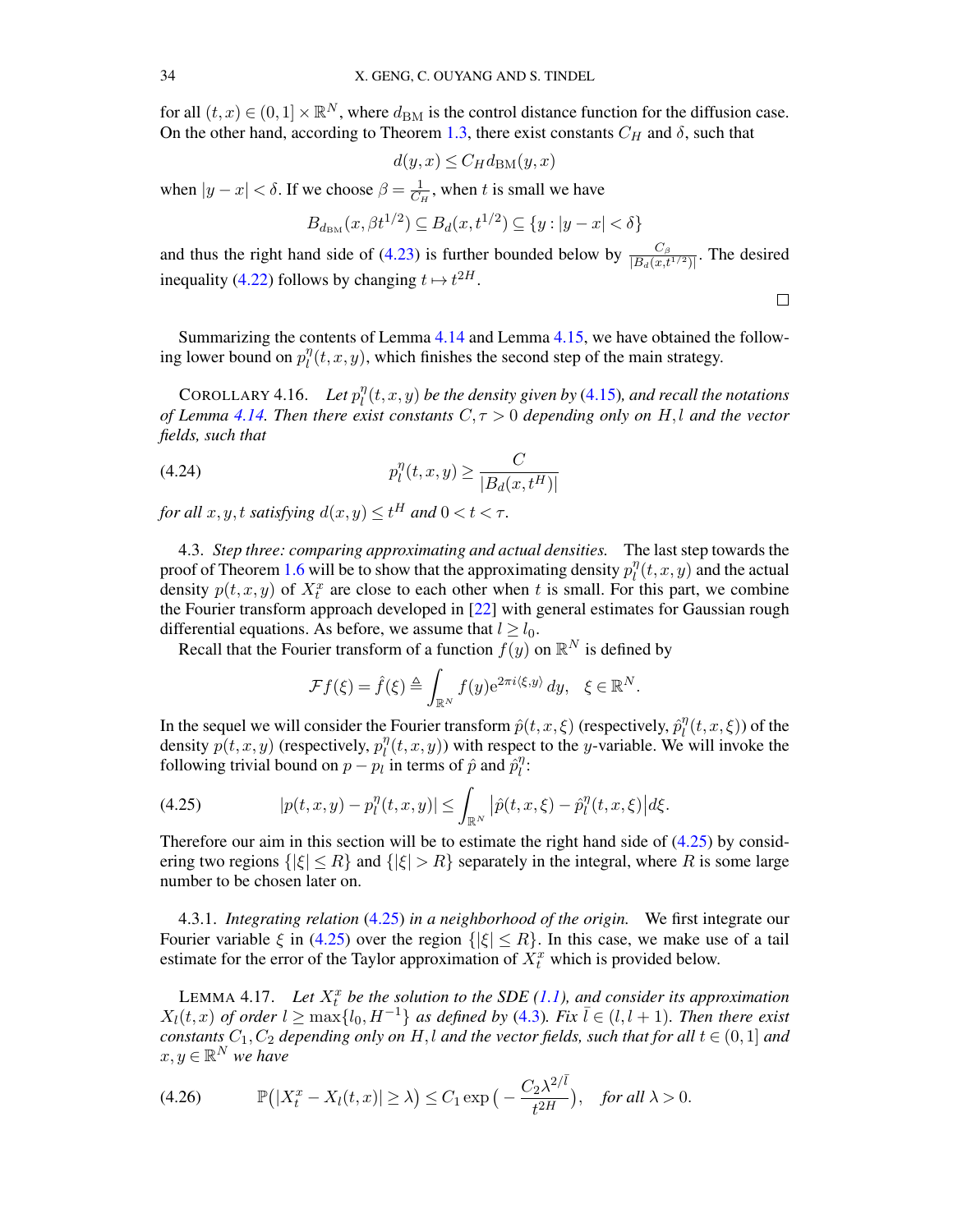for all $(t,x) \in (0,1] \times \mathbb{R}^N$, where $d_{\mathrm{BM}}$ is the control distance function for the diffusion case. On the other hand, according to Theorem 1.3, there exist constants $C_H$ and $\delta$, such that

$$d(y,x) \le C_H d_{\mathrm{BM}}(y,x)$$

when $|y-x| < \delta$. If we choose $\beta = \frac{1}{C_H}$, when $t$ is small we have

$$B_{d_{\mathrm{BM}}}(x, \beta t^{1/2}) \subseteq B_d(x, t^{1/2}) \subseteq \{y : |y-x| < \delta\}$$

and thus the right hand side of (4.23) is further bounded below by $\frac{C_\beta}{|B_d(x,t^{1/2})|}$. The desired inequality (4.22) follows by changing $t \mapsto t^{2H}$.

□

Summarizing the contents of Lemma 4.14 and Lemma 4.15, we have obtained the following lower bound on $p_l^\eta(t,x,y)$, which finishes the second step of the main strategy.

COROLLARY 4.16. *Let $p_l^\eta(t,x,y)$ be the density given by (4.15), and recall the notations of Lemma 4.14. Then there exist constants $C, \tau > 0$ depending only on $H, l$ and the vector fields, such that*

$$p_l^\eta(t,x,y) \ge \frac{C}{|B_d(x,t^H)|} \tag{4.24}$$

*for all $x, y, t$ satisfying $d(x,y) \le t^H$ and $0 < t < \tau$.*

4.3. *Step three: comparing approximating and actual densities.* The last step towards the proof of Theorem 1.6 will be to show that the approximating density $p_l^\eta(t,x,y)$ and the actual density $p(t,x,y)$ of $X_t^x$ are close to each other when $t$ is small. For this part, we combine the Fourier transform approach developed in [22] with general estimates for Gaussian rough differential equations. As before, we assume that $l \ge l_0$.

Recall that the Fourier transform of a function $f(y)$ on $\mathbb{R}^N$ is defined by

$$\mathcal{F}f(\xi) = \hat{f}(\xi) \triangleq \int_{\mathbb{R}^N} f(y) \mathrm{e}^{2\pi i \langle \xi, y\rangle}\, dy, \quad \xi \in \mathbb{R}^N.$$

In the sequel we will consider the Fourier transform $\hat{p}(t,x,\xi)$ (respectively, $\hat{p}_l^\eta(t,x,\xi)$) of the density $p(t,x,y)$ (respectively, $p_l^\eta(t,x,y)$) with respect to the $y$-variable. We will invoke the following trivial bound on $p - p_l$ in terms of $\hat{p}$ and $\hat{p}_l^\eta$:

$$|p(t,x,y) - p_l^\eta(t,x,y)| \le \int_{\mathbb{R}^N} \big|\hat{p}(t,x,\xi) - \hat{p}_l^\eta(t,x,\xi)\big| d\xi. \tag{4.25}$$

Therefore our aim in this section will be to estimate the right hand side of (4.25) by considering two regions $\{|\xi| \le R\}$ and $\{|\xi| > R\}$ separately in the integral, where $R$ is some large number to be chosen later on.

4.3.1. *Integrating relation (4.25) in a neighborhood of the origin.* We first integrate our Fourier variable $\xi$ in (4.25) over the region $\{|\xi| \le R\}$. In this case, we make use of a tail estimate for the error of the Taylor approximation of $X_t^x$ which is provided below.

LEMMA 4.17. *Let $X_t^x$ be the solution to the SDE (1.1), and consider its approximation $X_l(t,x)$ of order $l \ge \max\{l_0, H^{-1}\}$ as defined by (4.3). Fix $\bar{l} \in (l, l+1)$. Then there exist constants $C_1, C_2$ depending only on $H, l$ and the vector fields, such that for all $t \in (0,1]$ and $x, y \in \mathbb{R}^N$ we have*

$$\mathbb{P}\big(|X_t^x - X_l(t,x)| \ge \lambda\big) \le C_1 \exp\Big(-\frac{C_2 \lambda^{2/\bar{l}}}{t^{2H}}\Big), \quad \text{for all } \lambda > 0. \tag{4.26}$$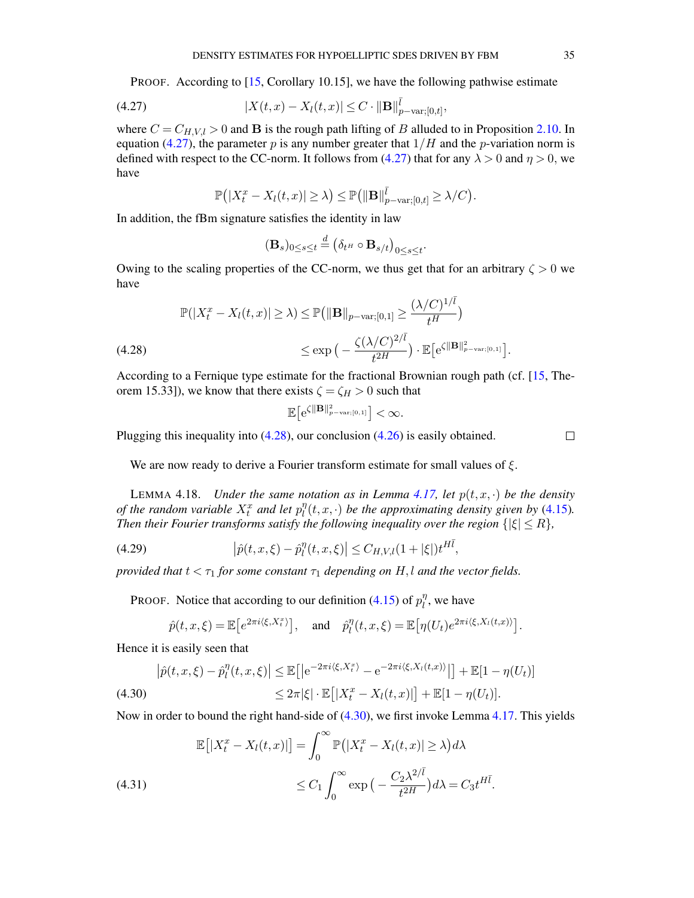PROOF. According to [15, Corollary 10.15], we have the following pathwise estimate

$$|X(t,x) - X_l(t,x)| \le C \cdot \|\mathbf{B}\|^{\bar{l}}_{p-\mathrm{var};[0,t]}, \tag{4.27}$$

where $C = C_{H,V,l} > 0$ and $\mathbf{B}$ is the rough path lifting of $B$ alluded to in Proposition 2.10. In equation (4.27), the parameter $p$ is any number greater that $1/H$ and the $p$-variation norm is defined with respect to the CC-norm. It follows from (4.27) that for any $\lambda > 0$ and $\eta > 0$, we have

$$\mathbb{P}\big(|X^x_t - X_l(t,x)| \ge \lambda\big) \le \mathbb{P}\big(\|\mathbf{B}\|^{\bar{l}}_{p-\mathrm{var};[0,t]} \ge \lambda/C\big).$$

In addition, the fBm signature satisfies the identity in law

$$(\mathbf{B}_s)_{0\le s\le t} \overset{d}{=} \big(\delta_{t^H} \circ \mathbf{B}_{s/t}\big)_{0\le s\le t}.$$

Owing to the scaling properties of the CC-norm, we thus get that for an arbitrary $\zeta > 0$ we have

$$\begin{aligned}
\mathbb{P}(|X^x_t - X_l(t,x)| \ge \lambda) &\le \mathbb{P}\big(\|\mathbf{B}\|_{p-\mathrm{var};[0,1]} \ge \frac{(\lambda/C)^{1/\bar{l}}}{t^H}\big) \\
&\le \exp\big(-\frac{\zeta(\lambda/C)^{2/\bar{l}}}{t^{2H}}\big) \cdot \mathbb{E}\big[\mathrm{e}^{\zeta\|\mathbf{B}\|^2_{p-\mathrm{var};[0,1]}}\big].
\end{aligned} \tag{4.28}$$

According to a Fernique type estimate for the fractional Brownian rough path (cf. [15, Theorem 15.33]), we know that there exists $\zeta = \zeta_H > 0$ such that

$$\mathbb{E}\big[\mathrm{e}^{\zeta\|\mathbf{B}\|^2_{p-\mathrm{var};[0,1]}}\big] < \infty.$$

Plugging this inequality into (4.28), our conclusion (4.26) is easily obtained. □

We are now ready to derive a Fourier transform estimate for small values of $\xi$.

LEMMA 4.18. *Under the same notation as in Lemma 4.17, let $p(t,x,\cdot)$ be the density of the random variable $X^x_t$ and let $p^\eta_l(t,x,\cdot)$ be the approximating density given by (4.15). Then their Fourier transforms satisfy the following inequality over the region $\{|\xi| \le R\}$,*

$$\big|\hat{p}(t,x,\xi) - \hat{p}^\eta_l(t,x,\xi)\big| \le C_{H,V,l}(1+|\xi|)t^{H\bar{l}}, \tag{4.29}$$

*provided that $t < \tau_1$ for some constant $\tau_1$ depending on $H, l$ and the vector fields.*

PROOF. Notice that according to our definition (4.15) of $p^\eta_l$, we have

$$\hat{p}(t,x,\xi) = \mathbb{E}\big[e^{2\pi i\langle\xi, X^x_t\rangle}\big], \quad \text{and} \quad \hat{p}^\eta_l(t,x,\xi) = \mathbb{E}\big[\eta(U_t)e^{2\pi i\langle\xi, X_l(t,x)\rangle}\big].$$

Hence it is easily seen that

$$\begin{aligned}
\big|\hat{p}(t,x,\xi) - \hat{p}^\eta_l(t,x,\xi)\big| &\le \mathbb{E}\big[\big|\mathrm{e}^{-2\pi i\langle\xi, X^x_t\rangle} - \mathrm{e}^{-2\pi i\langle\xi, X_l(t,x)\rangle}\big|\big] + \mathbb{E}[1-\eta(U_t)] \\
&\le 2\pi|\xi| \cdot \mathbb{E}\big[|X^x_t - X_l(t,x)|\big] + \mathbb{E}[1-\eta(U_t)].
\end{aligned} \tag{4.30}$$

Now in order to bound the right hand-side of (4.30), we first invoke Lemma 4.17. This yields

$$\begin{aligned}
\mathbb{E}\big[|X^x_t - X_l(t,x)|\big] &= \int_0^\infty \mathbb{P}\big(|X^x_t - X_l(t,x)| \ge \lambda\big)d\lambda \\
&\le C_1\int_0^\infty \exp\big(-\frac{C_2\lambda^{2/\bar{l}}}{t^{2H}}\big)d\lambda = C_3 t^{H\bar{l}}.
\end{aligned} \tag{4.31}$$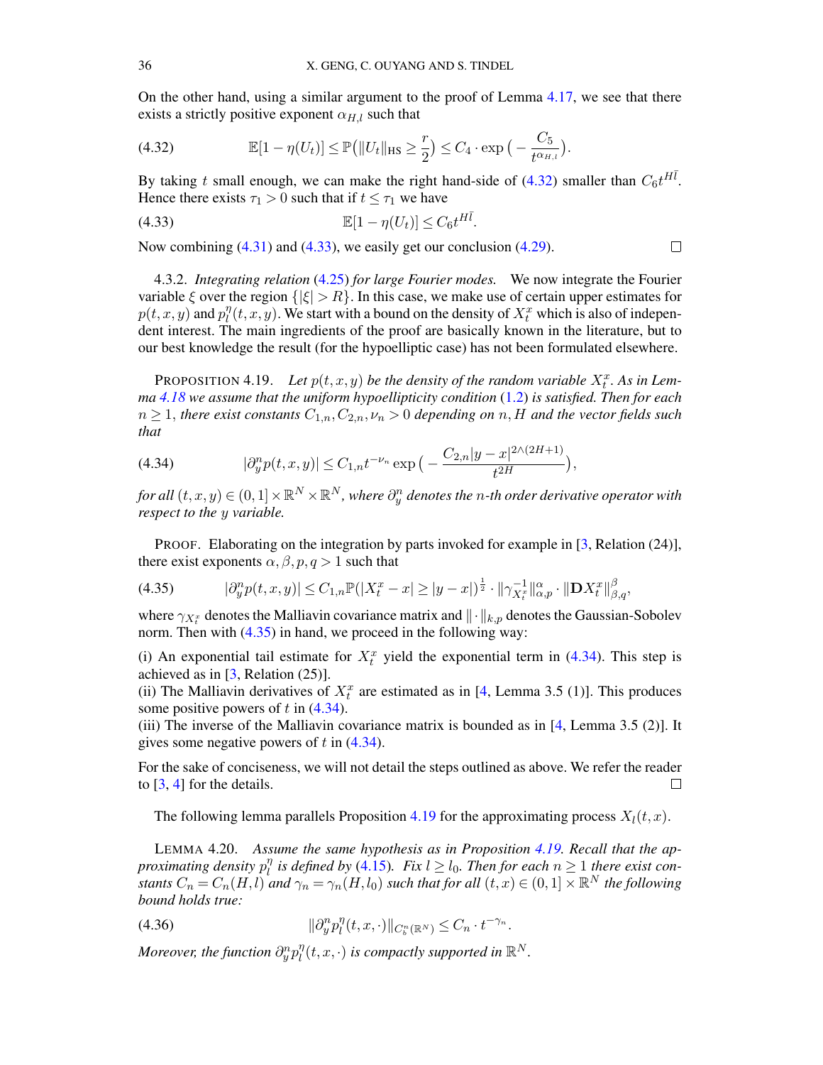On the other hand, using a similar argument to the proof of Lemma 4.17, we see that there exists a strictly positive exponent $\alpha_{H,l}$ such that

$$\mathbb{E}[1-\eta(U_t)] \leq \mathbb{P}\big(\|U_t\|_{\mathrm{HS}} \geq \frac{r}{2}\big) \leq C_4 \cdot \exp\big(-\frac{C_5}{t^{\alpha_{H,l}}}\big). \tag{4.32}$$

By taking $t$ small enough, we can make the right hand-side of (4.32) smaller than $C_6 t^{H\bar{l}}$. Hence there exists $\tau_1 > 0$ such that if $t \leq \tau_1$ we have

$$\mathbb{E}[1-\eta(U_t)] \leq C_6 t^{H\bar{l}}. \tag{4.33}$$

Now combining (4.31) and (4.33), we easily get our conclusion (4.29). ∎

4.3.2. *Integrating relation (4.25) for large Fourier modes.* We now integrate the Fourier variable $\xi$ over the region $\{|\xi| > R\}$. In this case, we make use of certain upper estimates for $p(t,x,y)$ and $p_l^\eta(t,x,y)$. We start with a bound on the density of $X_t^x$ which is also of independent interest. The main ingredients of the proof are basically known in the literature, but to our best knowledge the result (for the hypoelliptic case) has not been formulated elsewhere.

PROPOSITION 4.19. *Let $p(t,x,y)$ be the density of the random variable $X_t^x$. As in Lemma 4.18 we assume that the uniform hypoellipticity condition (1.2) is satisfied. Then for each $n \geq 1$, there exist constants $C_{1,n}, C_{2,n}, \nu_n > 0$ depending on $n$, $H$ and the vector fields such that*

$$|\partial_y^n p(t,x,y)| \leq C_{1,n} t^{-\nu_n} \exp\big(-\frac{C_{2,n}|y-x|^{2\wedge(2H+1)}}{t^{2H}}\big), \tag{4.34}$$

*for all $(t,x,y) \in (0,1] \times \mathbb{R}^N \times \mathbb{R}^N$, where $\partial_y^n$ denotes the $n$-th order derivative operator with respect to the $y$ variable.*

PROOF. Elaborating on the integration by parts invoked for example in [3, Relation (24)], there exist exponents $\alpha, \beta, p, q > 1$ such that

$$|\partial_y^n p(t,x,y)| \leq C_{1,n} \mathbb{P}(|X_t^x - x| \geq |y-x|)^{\frac{1}{2}} \cdot \|\gamma_{X_t^x}^{-1}\|_{\alpha,p}^{\alpha} \cdot \|\mathbf{D}X_t^x\|_{\beta,q}^{\beta}, \tag{4.35}$$

where $\gamma_{X_t^x}$ denotes the Malliavin covariance matrix and $\|\cdot\|_{k,p}$ denotes the Gaussian-Sobolev norm. Then with (4.35) in hand, we proceed in the following way:

(i) An exponential tail estimate for $X_t^x$ yield the exponential term in (4.34). This step is achieved as in [3, Relation (25)].
(ii) The Malliavin derivatives of $X_t^x$ are estimated as in [4, Lemma 3.5 (1)]. This produces some positive powers of $t$ in (4.34).
(iii) The inverse of the Malliavin covariance matrix is bounded as in [4, Lemma 3.5 (2)]. It gives some negative powers of $t$ in (4.34).

For the sake of conciseness, we will not detail the steps outlined as above. We refer the reader to [3, 4] for the details. ∎

The following lemma parallels Proposition 4.19 for the approximating process $X_l(t,x)$.

LEMMA 4.20. *Assume the same hypothesis as in Proposition 4.19. Recall that the approximating density $p_l^\eta$ is defined by (4.15). Fix $l \geq l_0$. Then for each $n \geq 1$ there exist constants $C_n = C_n(H,l)$ and $\gamma_n = \gamma_n(H,l_0)$ such that for all $(t,x) \in (0,1] \times \mathbb{R}^N$ the following bound holds true:*

$$\|\partial_y^n p_l^\eta(t,x,\cdot)\|_{C_b^n(\mathbb{R}^N)} \leq C_n \cdot t^{-\gamma_n}. \tag{4.36}$$

*Moreover, the function $\partial_y^n p_l^\eta(t,x,\cdot)$ is compactly supported in $\mathbb{R}^N$.*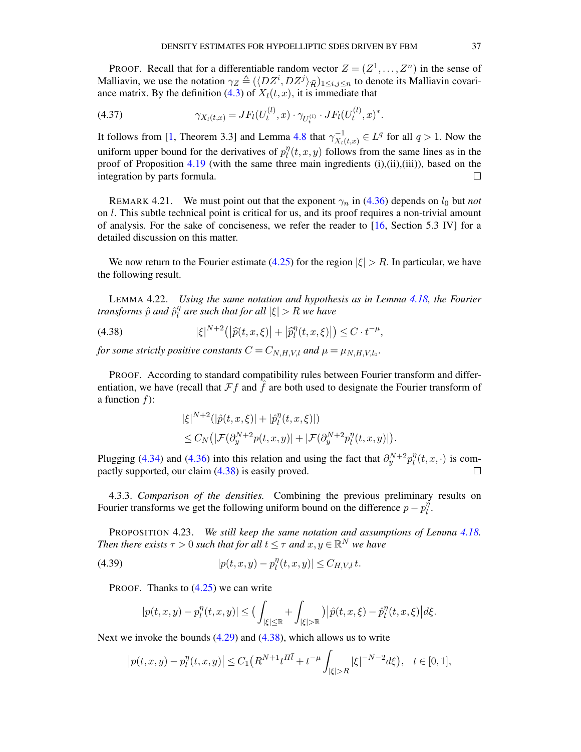PROOF. Recall that for a differentiable random vector $Z = (Z^1, \ldots, Z^n)$ in the sense of Malliavin, we use the notation $\gamma_Z \triangleq (\langle DZ^i, DZ^j \rangle_{\bar{\mathcal{H}}})_{1 \le i,j \le n}$ to denote its Malliavin covariance matrix. By the definition (4.3) of $X_l(t,x)$, it is immediate that

$$\gamma_{X_l(t,x)} = JF_l(U_t^{(l)}, x) \cdot \gamma_{U_t^{(l)}} \cdot JF_l(U_t^{(l)}, x)^*. \tag{4.37}$$

It follows from [1, Theorem 3.3] and Lemma 4.8 that $\gamma_{X_l(t,x)}^{-1} \in L^q$ for all $q > 1$. Now the uniform upper bound for the derivatives of $p_l^\eta(t,x,y)$ follows from the same lines as in the proof of Proposition 4.19 (with the same three main ingredients (i),(ii),(iii)), based on the integration by parts formula. $\square$

REMARK 4.21. We must point out that the exponent $\gamma_n$ in (4.36) depends on $l_0$ but *not* on $l$. This subtle technical point is critical for us, and its proof requires a non-trivial amount of analysis. For the sake of conciseness, we refer the reader to [16, Section 5.3 IV] for a detailed discussion on this matter.

We now return to the Fourier estimate (4.25) for the region $|\xi| > R$. In particular, we have the following result.

LEMMA 4.22. *Using the same notation and hypothesis as in Lemma 4.18, the Fourier transforms $\hat{p}$ and $\hat{p}_l^\eta$ are such that for all $|\xi| > R$ we have*

$$|\xi|^{N+2} \big( |\widehat{p}(t,x,\xi)| + |\widehat{p}_l^\eta(t,x,\xi)| \big) \le C \cdot t^{-\mu}, \tag{4.38}$$

*for some strictly positive constants $C = C_{N,H,V,l}$ and $\mu = \mu_{N,H,V,l_0}$.*

PROOF. According to standard compatibility rules between Fourier transform and differentiation, we have (recall that $\mathcal{F}f$ and $\hat{f}$ are both used to designate the Fourier transform of a function $f$):

$$\begin{aligned}
&|\xi|^{N+2}(|\hat{p}(t,x,\xi)| + |\hat{p}_l^\eta(t,x,\xi)|) \\
&\le C_N \big( |\mathcal{F}(\partial_y^{N+2} p(t,x,y)| + |\mathcal{F}(\partial_y^{N+2} p_l^\eta(t,x,y)| \big).
\end{aligned}$$

Plugging (4.34) and (4.36) into this relation and using the fact that $\partial_y^{N+2} p_l^\eta(t,x,\cdot)$ is compactly supported, our claim (4.38) is easily proved. $\square$

4.3.3. *Comparison of the densities.* Combining the previous preliminary results on Fourier transforms we get the following uniform bound on the difference $p - p_l^\eta$.

PROPOSITION 4.23. *We still keep the same notation and assumptions of Lemma 4.18. Then there exists $\tau > 0$ such that for all $t \le \tau$ and $x, y \in \mathbb{R}^N$ we have*

$$|p(t,x,y) - p_l^\eta(t,x,y)| \le C_{H,V,l}\, t. \tag{4.39}$$

PROOF. Thanks to (4.25) we can write

$$|p(t,x,y) - p_l^\eta(t,x,y)| \le \Big( \int_{|\xi| \le \mathbb{R}} + \int_{|\xi| > \mathbb{R}} \Big) \big| \hat{p}(t,x,\xi) - \hat{p}_l^\eta(t,x,\xi) \big| d\xi.$$

Next we invoke the bounds (4.29) and (4.38), which allows us to write

$$\big| p(t,x,y) - p_l^\eta(t,x,y) \big| \le C_1 \big( R^{N+1} t^{H\bar{l}} + t^{-\mu} \int_{|\xi| > R} |\xi|^{-N-2} d\xi \big), \quad t \in [0,1],$$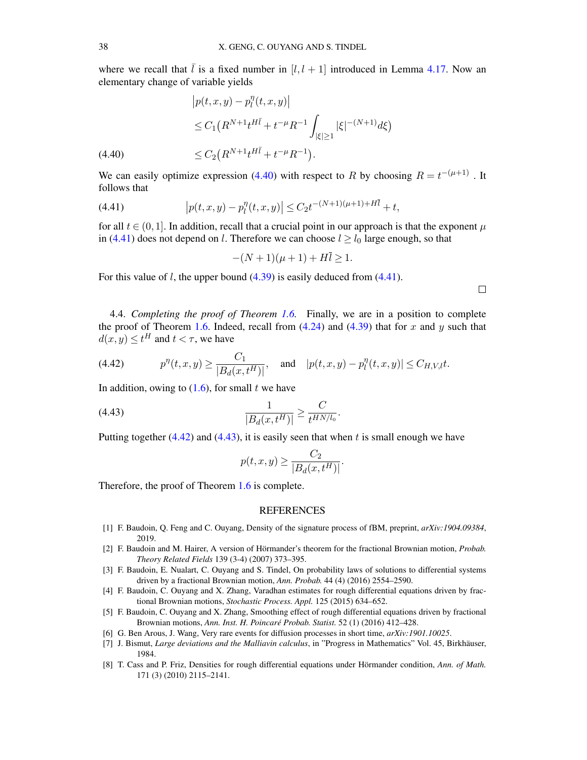where we recall that $\bar{l}$ is a fixed number in $[l, l+1]$ introduced in Lemma 4.17. Now an elementary change of variable yields

$$
\begin{aligned}
&\left|p(t,x,y) - p_l^{\eta}(t,x,y)\right| \\
&\leq C_1\big(R^{N+1}t^{H\bar{l}} + t^{-\mu}R^{-1}\int_{|\xi|\geq 1}|\xi|^{-(N+1)}d\xi\big) \\
&\leq C_2\big(R^{N+1}t^{H\bar{l}} + t^{-\mu}R^{-1}\big). \qquad (4.40)
\end{aligned}
$$

We can easily optimize expression (4.40) with respect to $R$ by choosing $R = t^{-(\mu+1)}$ . It follows that

$$
\left|p(t,x,y) - p_l^{\eta}(t,x,y)\right| \leq C_2 t^{-(N+1)(\mu+1)+H\bar{l}} + t, \qquad (4.41)
$$

for all $t \in (0,1]$. In addition, recall that a crucial point in our approach is that the exponent $\mu$ in (4.41) does not depend on $l$. Therefore we can choose $l \geq l_0$ large enough, so that

$$
-(N+1)(\mu+1) + H\bar{l} \geq 1.
$$

For this value of $l$, the upper bound (4.39) is easily deduced from (4.41).

□

4.4. *Completing the proof of Theorem 1.6.* Finally, we are in a position to complete the proof of Theorem 1.6. Indeed, recall from (4.24) and (4.39) that for $x$ and $y$ such that $d(x,y) \leq t^H$ and $t < \tau$, we have

$$
p^{\eta}(t,x,y) \geq \frac{C_1}{|B_d(x,t^H)|}, \quad \text{and} \quad |p(t,x,y) - p_l^{\eta}(t,x,y)| \leq C_{H,V,l}\,t. \qquad (4.42)
$$

In addition, owing to (1.6), for small $t$ we have

$$
\frac{1}{|B_d(x,t^H)|} \geq \frac{C}{t^{HN/l_0}}. \qquad (4.43)
$$

Putting together (4.42) and (4.43), it is easily seen that when $t$ is small enough we have

$$
p(t,x,y) \geq \frac{C_2}{|B_d(x,t^H)|}.
$$

Therefore, the proof of Theorem 1.6 is complete.

## REFERENCES

[1] F. Baudoin, Q. Feng and C. Ouyang, Density of the signature process of fBM, preprint, *arXiv:1904.09384*, 2019.

[2] F. Baudoin and M. Hairer, A version of Hörmander's theorem for the fractional Brownian motion, *Probab. Theory Related Fields* 139 (3-4) (2007) 373–395.

[3] F. Baudoin, E. Nualart, C. Ouyang and S. Tindel, On probability laws of solutions to differential systems driven by a fractional Brownian motion, *Ann. Probab.* 44 (4) (2016) 2554–2590.

[4] F. Baudoin, C. Ouyang and X. Zhang, Varadhan estimates for rough differential equations driven by fractional Brownian motions, *Stochastic Process. Appl.* 125 (2015) 634–652.

[5] F. Baudoin, C. Ouyang and X. Zhang, Smoothing effect of rough differential equations driven by fractional Brownian motions, *Ann. Inst. H. Poincaré Probab. Statist.* 52 (1) (2016) 412–428.

[6] G. Ben Arous, J. Wang, Very rare events for diffusion processes in short time, *arXiv:1901.10025*.

[7] J. Bismut, *Large deviations and the Malliavin calculus*, in "Progress in Mathematics" Vol. 45, Birkhäuser, 1984.

[8] T. Cass and P. Friz, Densities for rough differential equations under Hörmander condition, *Ann. of Math.* 171 (3) (2010) 2115–2141.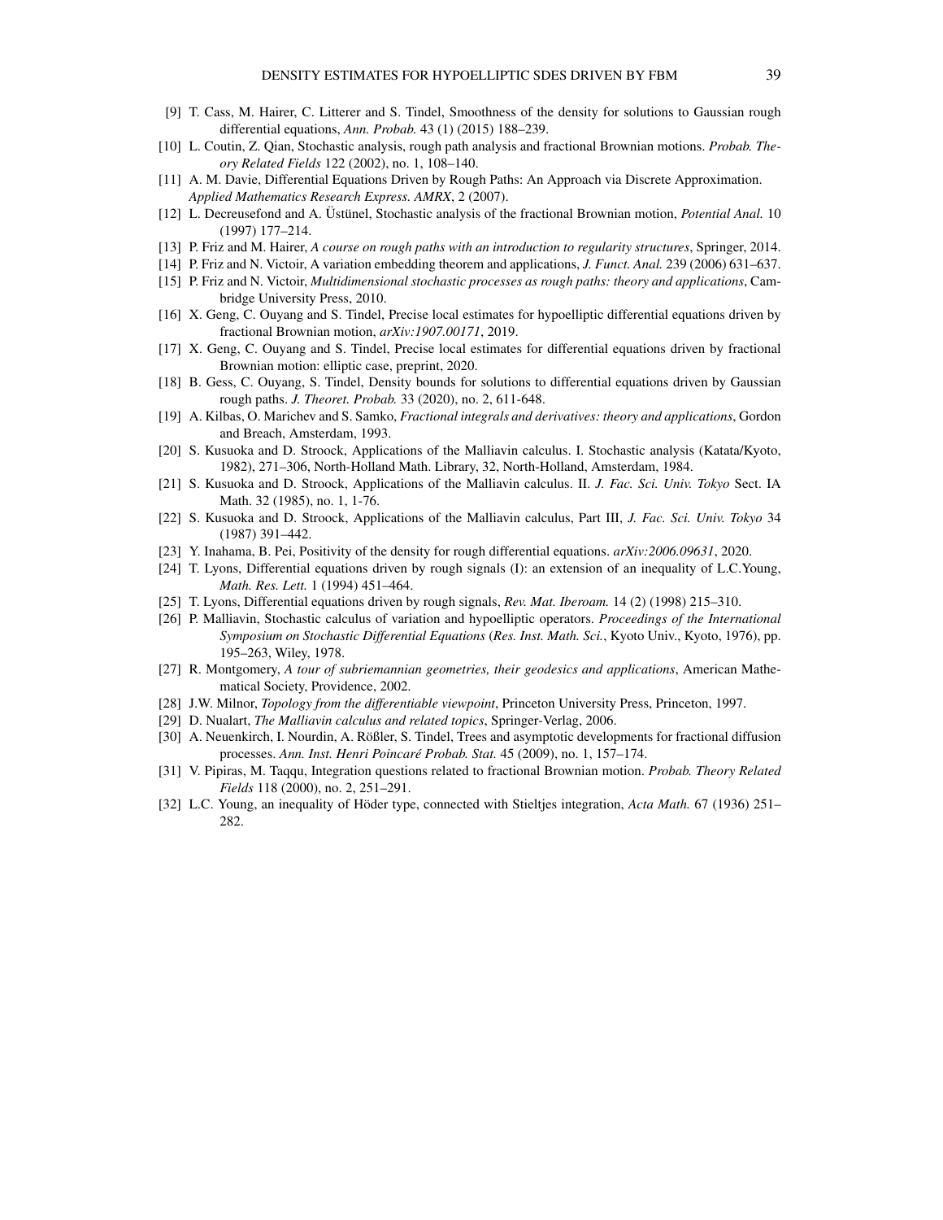[9] T. Cass, M. Hairer, C. Litterer and S. Tindel, Smoothness of the density for solutions to Gaussian rough differential equations, *Ann. Probab.* 43 (1) (2015) 188–239.

[10] L. Coutin, Z. Qian, Stochastic analysis, rough path analysis and fractional Brownian motions. *Probab. Theory Related Fields* 122 (2002), no. 1, 108–140.

[11] A. M. Davie, Differential Equations Driven by Rough Paths: An Approach via Discrete Approximation. *Applied Mathematics Research Express. AMRX*, 2 (2007).

[12] L. Decreusefond and A. Üstünel, Stochastic analysis of the fractional Brownian motion, *Potential Anal.* 10 (1997) 177–214.

[13] P. Friz and M. Hairer, *A course on rough paths with an introduction to regularity structures*, Springer, 2014.

[14] P. Friz and N. Victoir, A variation embedding theorem and applications, *J. Funct. Anal.* 239 (2006) 631–637.

[15] P. Friz and N. Victoir, *Multidimensional stochastic processes as rough paths: theory and applications*, Cambridge University Press, 2010.

[16] X. Geng, C. Ouyang and S. Tindel, Precise local estimates for hypoelliptic differential equations driven by fractional Brownian motion, *arXiv:1907.00171*, 2019.

[17] X. Geng, C. Ouyang and S. Tindel, Precise local estimates for differential equations driven by fractional Brownian motion: elliptic case, preprint, 2020.

[18] B. Gess, C. Ouyang, S. Tindel, Density bounds for solutions to differential equations driven by Gaussian rough paths. *J. Theoret. Probab.* 33 (2020), no. 2, 611-648.

[19] A. Kilbas, O. Marichev and S. Samko, *Fractional integrals and derivatives: theory and applications*, Gordon and Breach, Amsterdam, 1993.

[20] S. Kusuoka and D. Stroock, Applications of the Malliavin calculus. I. Stochastic analysis (Katata/Kyoto, 1982), 271–306, North-Holland Math. Library, 32, North-Holland, Amsterdam, 1984.

[21] S. Kusuoka and D. Stroock, Applications of the Malliavin calculus. II. *J. Fac. Sci. Univ. Tokyo* Sect. IA Math. 32 (1985), no. 1, 1-76.

[22] S. Kusuoka and D. Stroock, Applications of the Malliavin calculus, Part III, *J. Fac. Sci. Univ. Tokyo* 34 (1987) 391–442.

[23] Y. Inahama, B. Pei, Positivity of the density for rough differential equations. *arXiv:2006.09631*, 2020.

[24] T. Lyons, Differential equations driven by rough signals (I): an extension of an inequality of L.C.Young, *Math. Res. Lett.* 1 (1994) 451–464.

[25] T. Lyons, Differential equations driven by rough signals, *Rev. Mat. Iberoam.* 14 (2) (1998) 215–310.

[26] P. Malliavin, Stochastic calculus of variation and hypoelliptic operators. *Proceedings of the International Symposium on Stochastic Differential Equations* (*Res. Inst. Math. Sci.*, Kyoto Univ., Kyoto, 1976), pp. 195–263, Wiley, 1978.

[27] R. Montgomery, *A tour of subriemannian geometries, their geodesics and applications*, American Mathematical Society, Providence, 2002.

[28] J.W. Milnor, *Topology from the differentiable viewpoint*, Princeton University Press, Princeton, 1997.

[29] D. Nualart, *The Malliavin calculus and related topics*, Springer-Verlag, 2006.

[30] A. Neuenkirch, I. Nourdin, A. Rößler, S. Tindel, Trees and asymptotic developments for fractional diffusion processes. *Ann. Inst. Henri Poincaré Probab. Stat.* 45 (2009), no. 1, 157–174.

[31] V. Pipiras, M. Taqqu, Integration questions related to fractional Brownian motion. *Probab. Theory Related Fields* 118 (2000), no. 2, 251–291.

[32] L.C. Young, an inequality of Höder type, connected with Stieltjes integration, *Acta Math.* 67 (1936) 251–282.